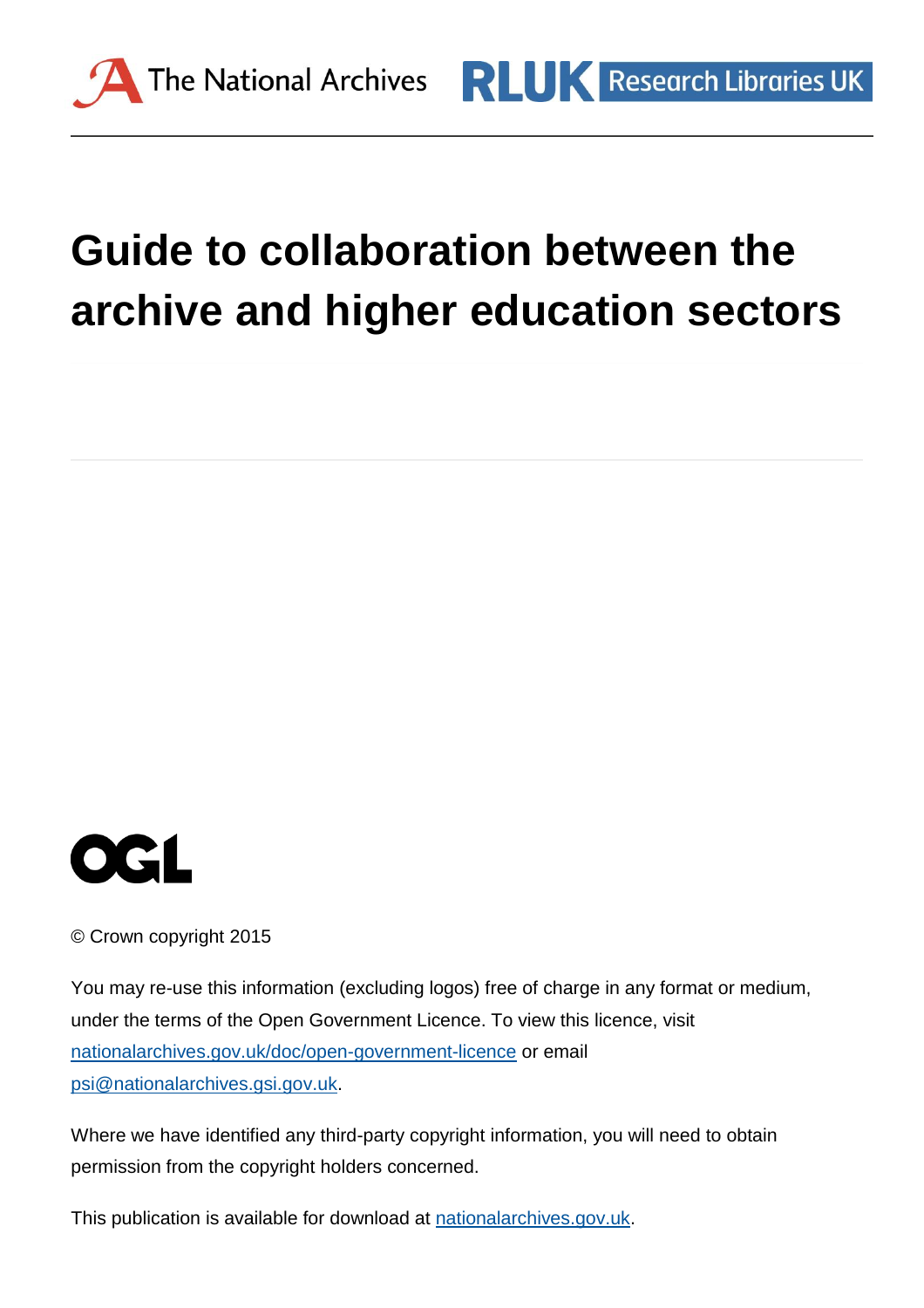The National Archives | RLUK Research Libraries UK

# Guide to collaboration between the archive and higher education sectors

OGL

© Crown copyright 2015

You may re-use this information (excluding logos) free of charge in any format or medium, under the terms of the Open Government Licence. To view this licence, visit nationalarchives.gov.uk/doc/open-government-licence or email psi@nationalarchives.gsi.gov.uk.

Where we have identified any third-party copyright information, you will need to obtain permission from the copyright holders concerned.

This publication is available for download at nationalarchives.gov.uk.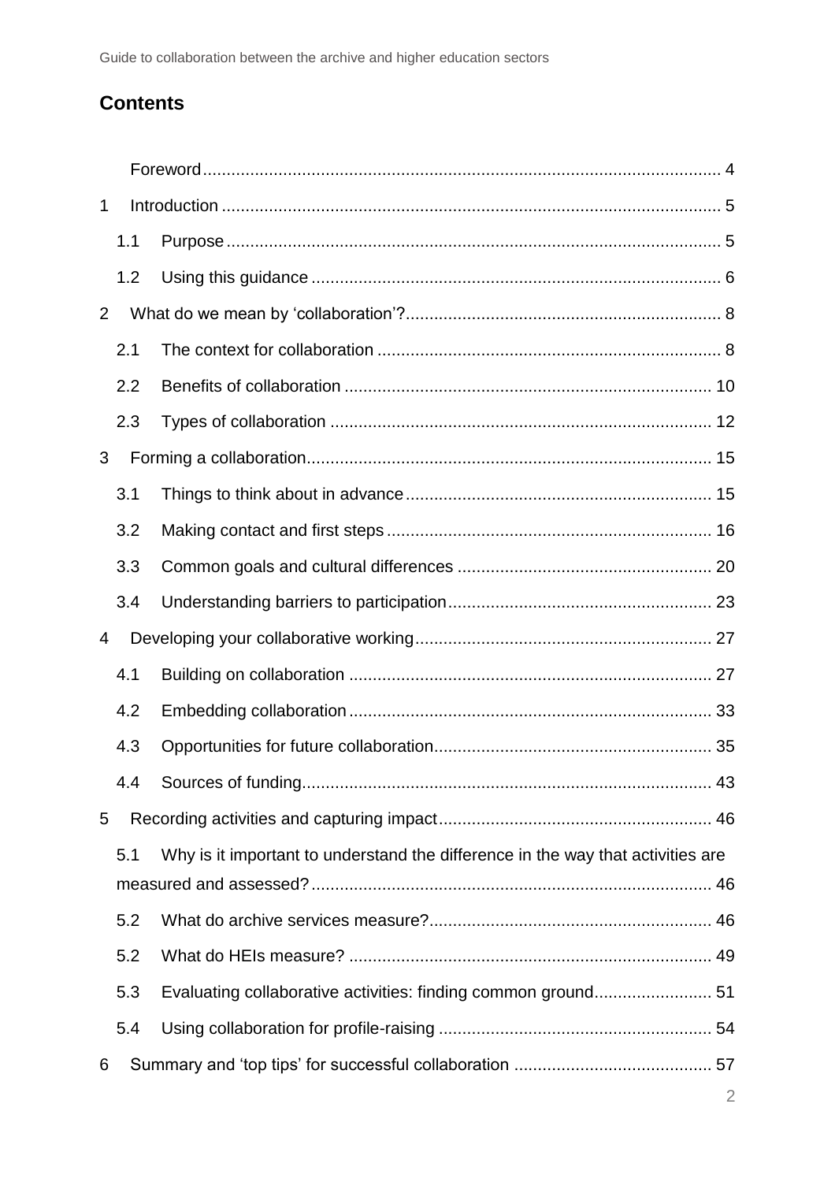## Contents

Foreword ... 4

1 Introduction ... 5

- 1.1 Purpose ... 5
- 1.2 Using this guidance ... 6

2 What do we mean by 'collaboration'? ... 8

- 2.1 The context for collaboration ... 8
- 2.2 Benefits of collaboration ... 10
- 2.3 Types of collaboration ... 12

3 Forming a collaboration ... 15

- 3.1 Things to think about in advance ... 15
- 3.2 Making contact and first steps ... 16
- 3.3 Common goals and cultural differences ... 20
- 3.4 Understanding barriers to participation ... 23

4 Developing your collaborative working ... 27

- 4.1 Building on collaboration ... 27
- 4.2 Embedding collaboration ... 33
- 4.3 Opportunities for future collaboration ... 35
- 4.4 Sources of funding ... 43

5 Recording activities and capturing impact ... 46

- 5.1 Why is it important to understand the difference in the way that activities are measured and assessed? ... 46
- 5.2 What do archive services measure? ... 46
- 5.2 What do HEIs measure? ... 49
- 5.3 Evaluating collaborative activities: finding common ground ... 51
- 5.4 Using collaboration for profile-raising ... 54

6 Summary and 'top tips' for successful collaboration ... 57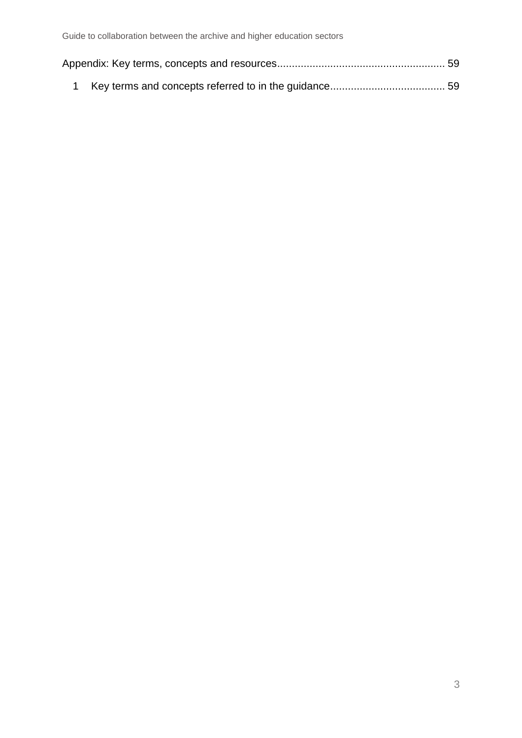Appendix: Key terms, concepts and resources........................................................ 59

1 Key terms and concepts referred to in the guidance...................................... 59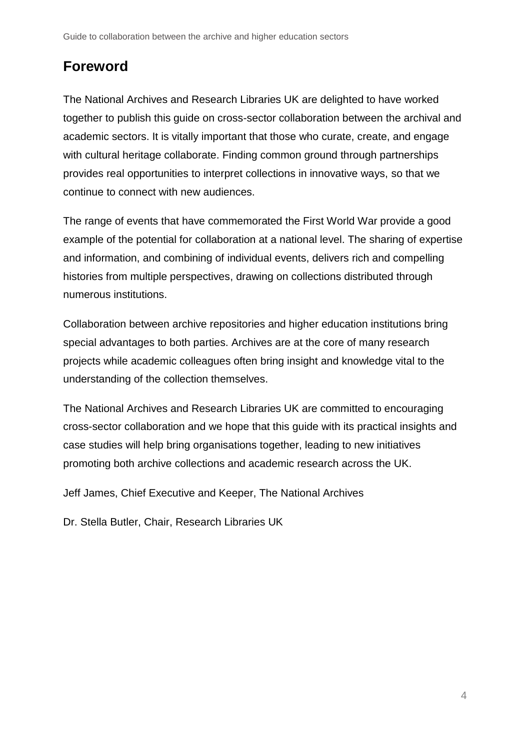## Foreword

The National Archives and Research Libraries UK are delighted to have worked together to publish this guide on cross-sector collaboration between the archival and academic sectors. It is vitally important that those who curate, create, and engage with cultural heritage collaborate. Finding common ground through partnerships provides real opportunities to interpret collections in innovative ways, so that we continue to connect with new audiences.

The range of events that have commemorated the First World War provide a good example of the potential for collaboration at a national level. The sharing of expertise and information, and combining of individual events, delivers rich and compelling histories from multiple perspectives, drawing on collections distributed through numerous institutions.

Collaboration between archive repositories and higher education institutions bring special advantages to both parties. Archives are at the core of many research projects while academic colleagues often bring insight and knowledge vital to the understanding of the collection themselves.

The National Archives and Research Libraries UK are committed to encouraging cross-sector collaboration and we hope that this guide with its practical insights and case studies will help bring organisations together, leading to new initiatives promoting both archive collections and academic research across the UK.

Jeff James, Chief Executive and Keeper, The National Archives

Dr. Stella Butler, Chair, Research Libraries UK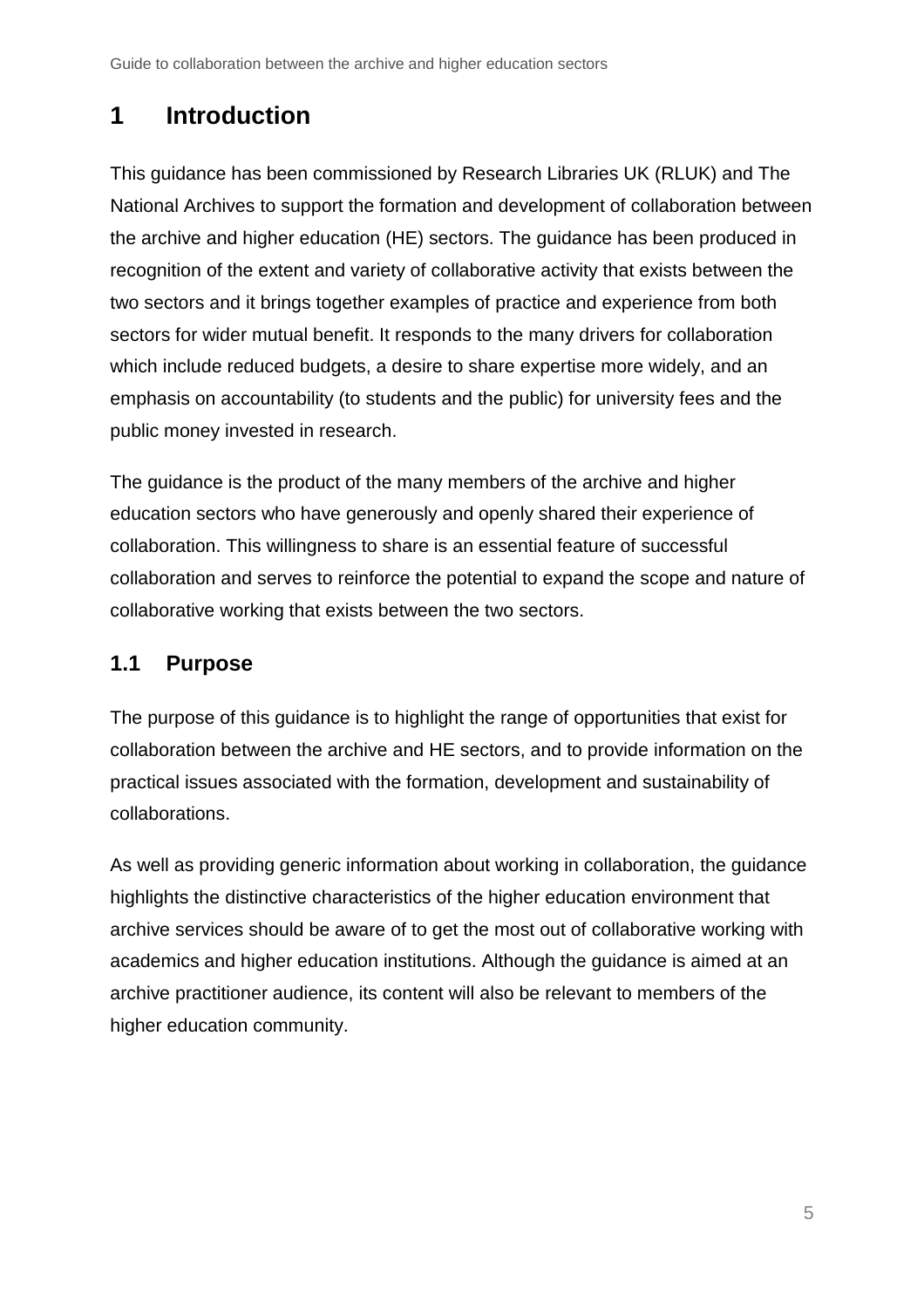# 1 Introduction

This guidance has been commissioned by Research Libraries UK (RLUK) and The National Archives to support the formation and development of collaboration between the archive and higher education (HE) sectors. The guidance has been produced in recognition of the extent and variety of collaborative activity that exists between the two sectors and it brings together examples of practice and experience from both sectors for wider mutual benefit. It responds to the many drivers for collaboration which include reduced budgets, a desire to share expertise more widely, and an emphasis on accountability (to students and the public) for university fees and the public money invested in research.

The guidance is the product of the many members of the archive and higher education sectors who have generously and openly shared their experience of collaboration. This willingness to share is an essential feature of successful collaboration and serves to reinforce the potential to expand the scope and nature of collaborative working that exists between the two sectors.

## 1.1 Purpose

The purpose of this guidance is to highlight the range of opportunities that exist for collaboration between the archive and HE sectors, and to provide information on the practical issues associated with the formation, development and sustainability of collaborations.

As well as providing generic information about working in collaboration, the guidance highlights the distinctive characteristics of the higher education environment that archive services should be aware of to get the most out of collaborative working with academics and higher education institutions. Although the guidance is aimed at an archive practitioner audience, its content will also be relevant to members of the higher education community.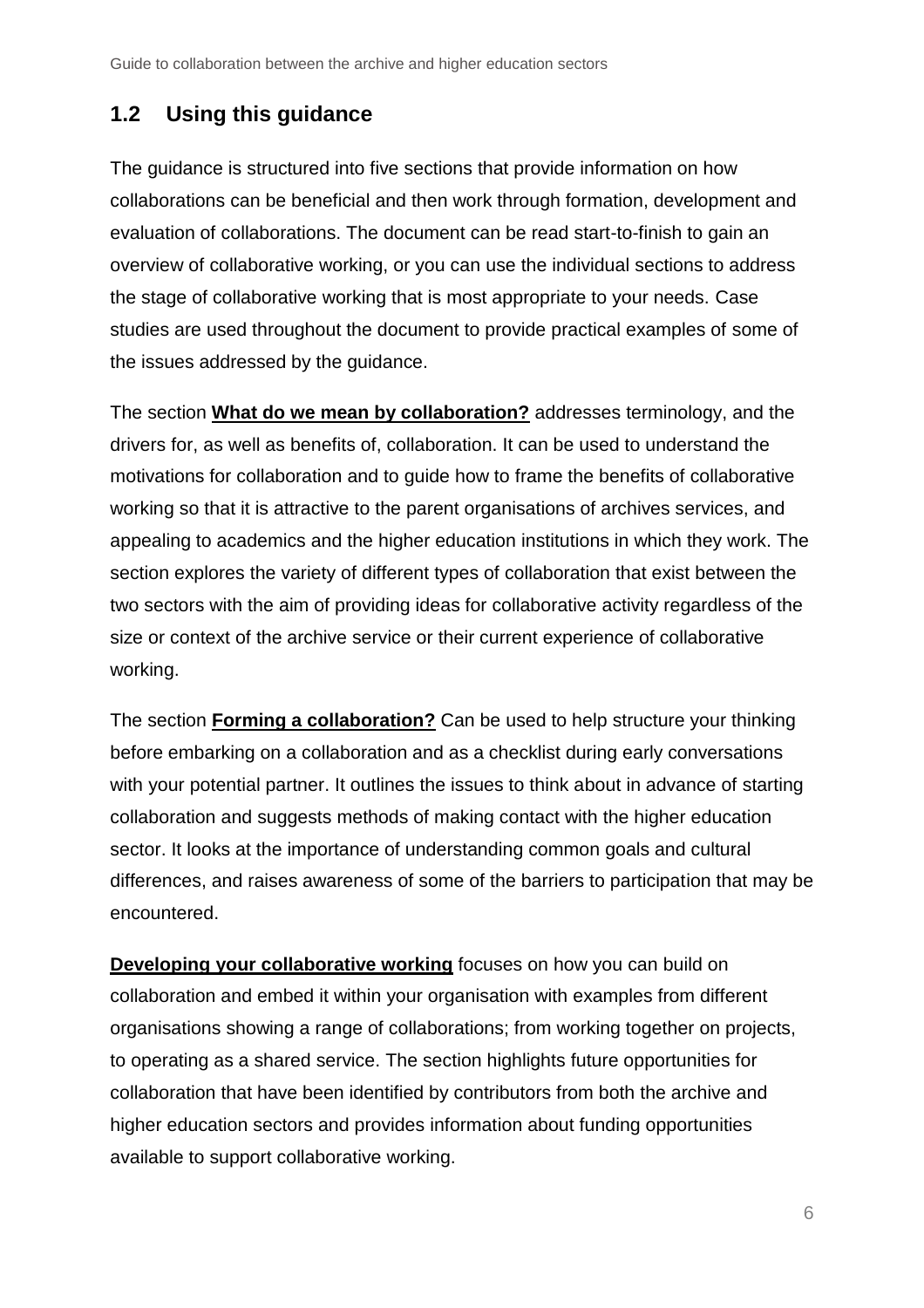## 1.2 Using this guidance

The guidance is structured into five sections that provide information on how collaborations can be beneficial and then work through formation, development and evaluation of collaborations. The document can be read start-to-finish to gain an overview of collaborative working, or you can use the individual sections to address the stage of collaborative working that is most appropriate to your needs. Case studies are used throughout the document to provide practical examples of some of the issues addressed by the guidance.

The section **What do we mean by collaboration?** addresses terminology, and the drivers for, as well as benefits of, collaboration. It can be used to understand the motivations for collaboration and to guide how to frame the benefits of collaborative working so that it is attractive to the parent organisations of archives services, and appealing to academics and the higher education institutions in which they work. The section explores the variety of different types of collaboration that exist between the two sectors with the aim of providing ideas for collaborative activity regardless of the size or context of the archive service or their current experience of collaborative working.

The section **Forming a collaboration?** Can be used to help structure your thinking before embarking on a collaboration and as a checklist during early conversations with your potential partner. It outlines the issues to think about in advance of starting collaboration and suggests methods of making contact with the higher education sector. It looks at the importance of understanding common goals and cultural differences, and raises awareness of some of the barriers to participation that may be encountered.

**Developing your collaborative working** focuses on how you can build on collaboration and embed it within your organisation with examples from different organisations showing a range of collaborations; from working together on projects, to operating as a shared service. The section highlights future opportunities for collaboration that have been identified by contributors from both the archive and higher education sectors and provides information about funding opportunities available to support collaborative working.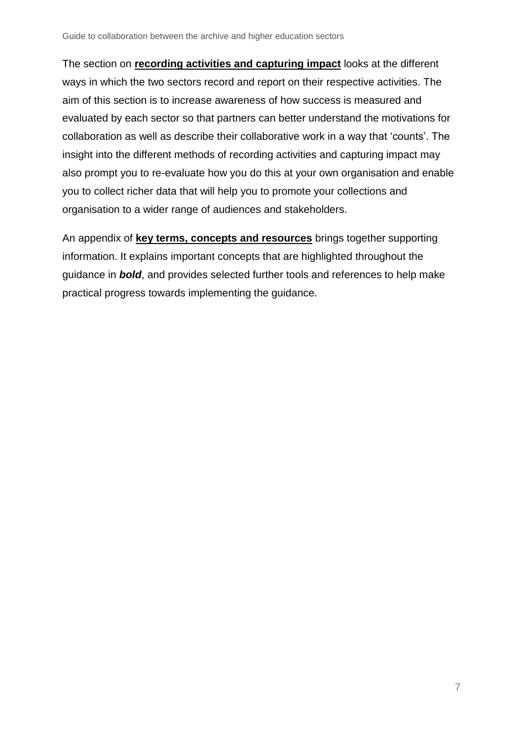The section on **recording activities and capturing impact** looks at the different ways in which the two sectors record and report on their respective activities. The aim of this section is to increase awareness of how success is measured and evaluated by each sector so that partners can better understand the motivations for collaboration as well as describe their collaborative work in a way that 'counts'. The insight into the different methods of recording activities and capturing impact may also prompt you to re-evaluate how you do this at your own organisation and enable you to collect richer data that will help you to promote your collections and organisation to a wider range of audiences and stakeholders.

An appendix of **key terms, concepts and resources** brings together supporting information. It explains important concepts that are highlighted throughout the guidance in ***bold***, and provides selected further tools and references to help make practical progress towards implementing the guidance.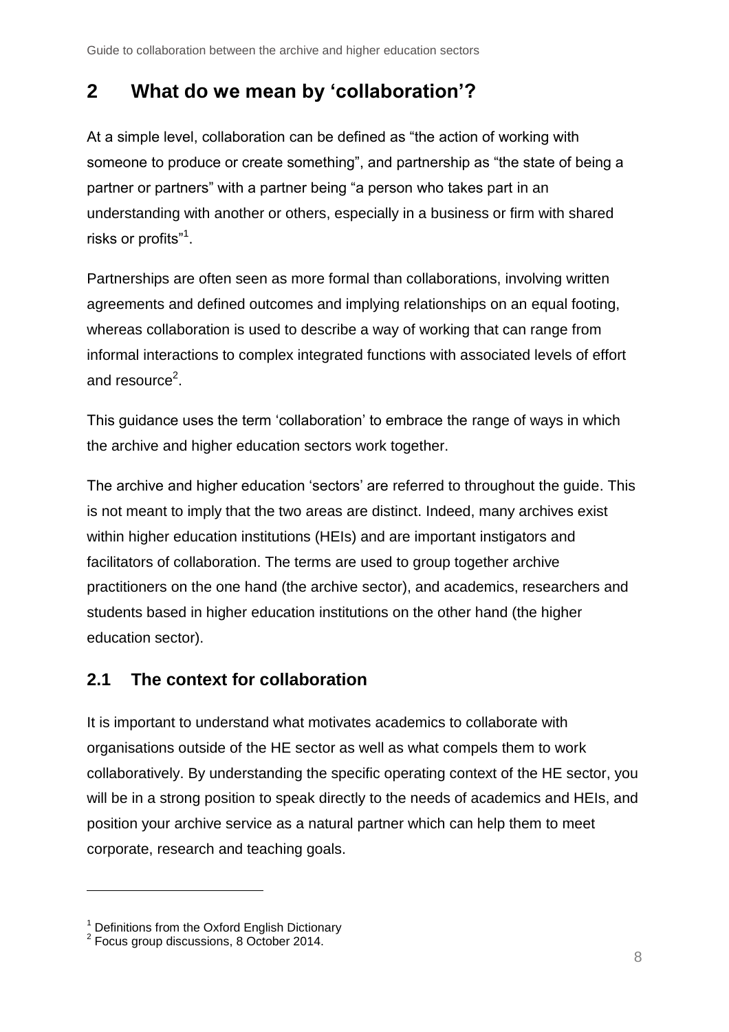## 2 What do we mean by 'collaboration'?

At a simple level, collaboration can be defined as "the action of working with someone to produce or create something", and partnership as "the state of being a partner or partners" with a partner being "a person who takes part in an understanding with another or others, especially in a business or firm with shared risks or profits"[1].

Partnerships are often seen as more formal than collaborations, involving written agreements and defined outcomes and implying relationships on an equal footing, whereas collaboration is used to describe a way of working that can range from informal interactions to complex integrated functions with associated levels of effort and resource[2].

This guidance uses the term 'collaboration' to embrace the range of ways in which the archive and higher education sectors work together.

The archive and higher education 'sectors' are referred to throughout the guide. This is not meant to imply that the two areas are distinct. Indeed, many archives exist within higher education institutions (HEIs) and are important instigators and facilitators of collaboration. The terms are used to group together archive practitioners on the one hand (the archive sector), and academics, researchers and students based in higher education institutions on the other hand (the higher education sector).

### 2.1 The context for collaboration

It is important to understand what motivates academics to collaborate with organisations outside of the HE sector as well as what compels them to work collaboratively. By understanding the specific operating context of the HE sector, you will be in a strong position to speak directly to the needs of academics and HEIs, and position your archive service as a natural partner which can help them to meet corporate, research and teaching goals.

---

[1] Definitions from the Oxford English Dictionary

[2] Focus group discussions, 8 October 2014.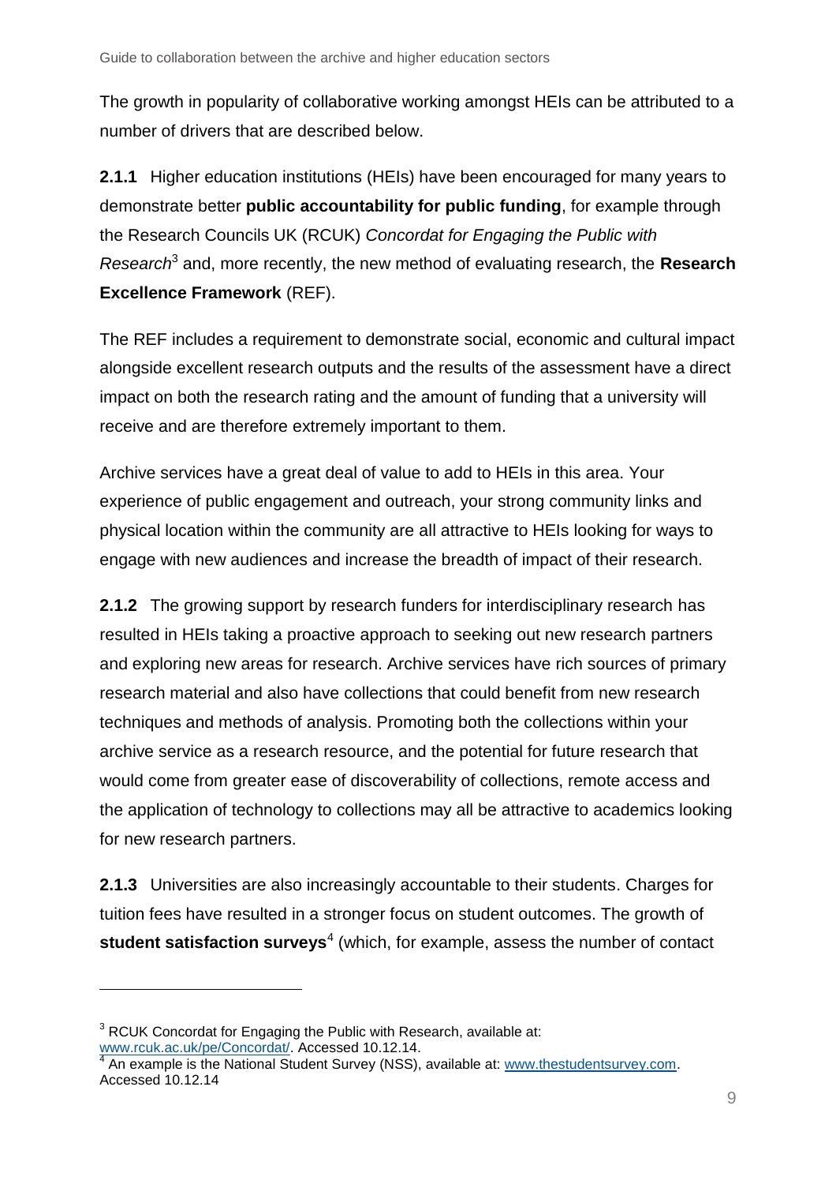The growth in popularity of collaborative working amongst HEIs can be attributed to a number of drivers that are described below.

**2.1.1** Higher education institutions (HEIs) have been encouraged for many years to demonstrate better **public accountability for public funding**, for example through the Research Councils UK (RCUK) *Concordat for Engaging the Public with Research*[3] and, more recently, the new method of evaluating research, the **Research Excellence Framework** (REF).

The REF includes a requirement to demonstrate social, economic and cultural impact alongside excellent research outputs and the results of the assessment have a direct impact on both the research rating and the amount of funding that a university will receive and are therefore extremely important to them.

Archive services have a great deal of value to add to HEIs in this area. Your experience of public engagement and outreach, your strong community links and physical location within the community are all attractive to HEIs looking for ways to engage with new audiences and increase the breadth of impact of their research.

**2.1.2** The growing support by research funders for interdisciplinary research has resulted in HEIs taking a proactive approach to seeking out new research partners and exploring new areas for research. Archive services have rich sources of primary research material and also have collections that could benefit from new research techniques and methods of analysis. Promoting both the collections within your archive service as a research resource, and the potential for future research that would come from greater ease of discoverability of collections, remote access and the application of technology to collections may all be attractive to academics looking for new research partners.

**2.1.3** Universities are also increasingly accountable to their students. Charges for tuition fees have resulted in a stronger focus on student outcomes. The growth of **student satisfaction surveys**[4] (which, for example, assess the number of contact

---

[3] RCUK Concordat for Engaging the Public with Research, available at: www.rcuk.ac.uk/pe/Concordat/. Accessed 10.12.14.

[4] An example is the National Student Survey (NSS), available at: www.thestudentsurvey.com. Accessed 10.12.14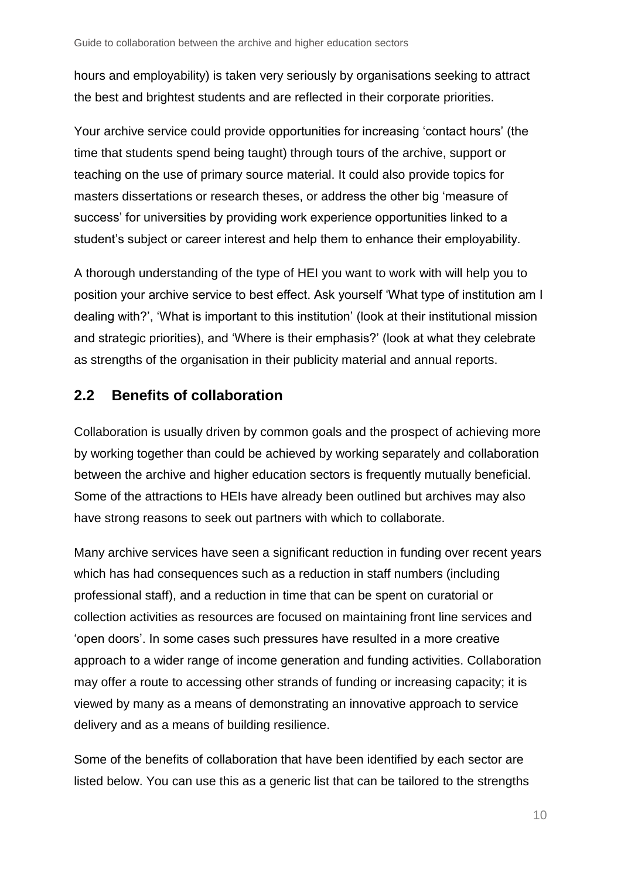hours and employability) is taken very seriously by organisations seeking to attract the best and brightest students and are reflected in their corporate priorities.

Your archive service could provide opportunities for increasing 'contact hours' (the time that students spend being taught) through tours of the archive, support or teaching on the use of primary source material. It could also provide topics for masters dissertations or research theses, or address the other big 'measure of success' for universities by providing work experience opportunities linked to a student's subject or career interest and help them to enhance their employability.

A thorough understanding of the type of HEI you want to work with will help you to position your archive service to best effect. Ask yourself 'What type of institution am I dealing with?', 'What is important to this institution' (look at their institutional mission and strategic priorities), and 'Where is their emphasis?' (look at what they celebrate as strengths of the organisation in their publicity material and annual reports.

## 2.2 Benefits of collaboration

Collaboration is usually driven by common goals and the prospect of achieving more by working together than could be achieved by working separately and collaboration between the archive and higher education sectors is frequently mutually beneficial. Some of the attractions to HEIs have already been outlined but archives may also have strong reasons to seek out partners with which to collaborate.

Many archive services have seen a significant reduction in funding over recent years which has had consequences such as a reduction in staff numbers (including professional staff), and a reduction in time that can be spent on curatorial or collection activities as resources are focused on maintaining front line services and 'open doors'. In some cases such pressures have resulted in a more creative approach to a wider range of income generation and funding activities. Collaboration may offer a route to accessing other strands of funding or increasing capacity; it is viewed by many as a means of demonstrating an innovative approach to service delivery and as a means of building resilience.

Some of the benefits of collaboration that have been identified by each sector are listed below. You can use this as a generic list that can be tailored to the strengths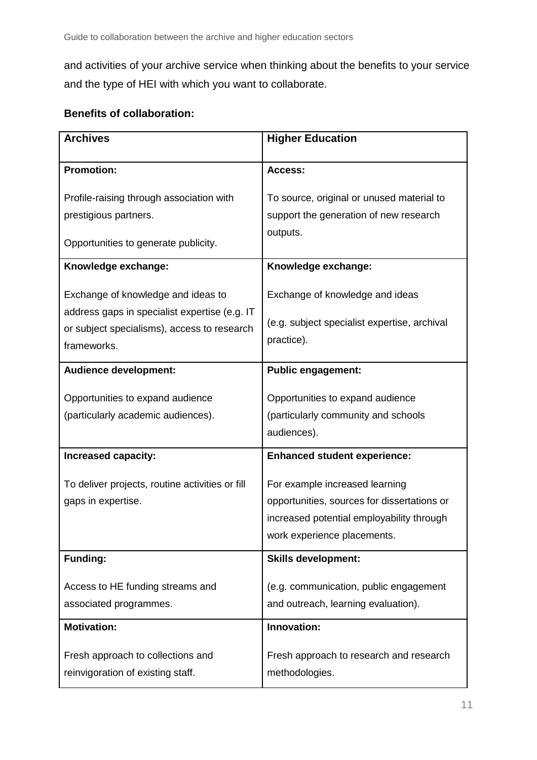and activities of your archive service when thinking about the benefits to your service and the type of HEI with which you want to collaborate.

**Benefits of collaboration:**

| **Archives** | **Higher Education** |
| --- | --- |
| **Promotion:**<br><br>Profile-raising through association with prestigious partners.<br><br>Opportunities to generate publicity. | **Access:**<br><br>To source, original or unused material to support the generation of new research outputs. |
| **Knowledge exchange:**<br><br>Exchange of knowledge and ideas to address gaps in specialist expertise (e.g. IT or subject specialisms), access to research frameworks. | **Knowledge exchange:**<br><br>Exchange of knowledge and ideas<br><br>(e.g. subject specialist expertise, archival practice). |
| **Audience development:**<br><br>Opportunities to expand audience (particularly academic audiences). | **Public engagement:**<br><br>Opportunities to expand audience (particularly community and schools audiences). |
| **Increased capacity:**<br><br>To deliver projects, routine activities or fill gaps in expertise. | **Enhanced student experience:**<br><br>For example increased learning opportunities, sources for dissertations or increased potential employability through work experience placements. |
| **Funding:**<br><br>Access to HE funding streams and associated programmes. | **Skills development:**<br><br>(e.g. communication, public engagement and outreach, learning evaluation). |
| **Motivation:**<br><br>Fresh approach to collections and reinvigoration of existing staff. | **Innovation:**<br><br>Fresh approach to research and research methodologies. |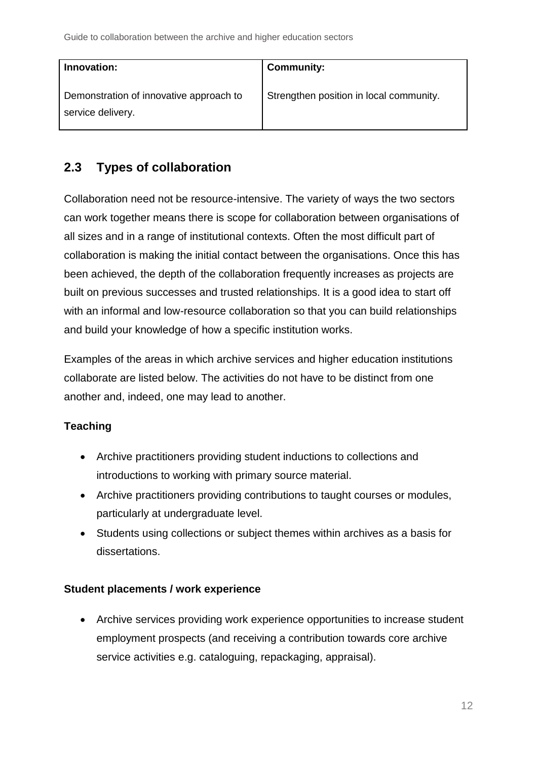| Innovation: | Community: |
| --- | --- |
| Demonstration of innovative approach to service delivery. | Strengthen position in local community. |

## 2.3 Types of collaboration

Collaboration need not be resource-intensive. The variety of ways the two sectors can work together means there is scope for collaboration between organisations of all sizes and in a range of institutional contexts. Often the most difficult part of collaboration is making the initial contact between the organisations. Once this has been achieved, the depth of the collaboration frequently increases as projects are built on previous successes and trusted relationships. It is a good idea to start off with an informal and low-resource collaboration so that you can build relationships and build your knowledge of how a specific institution works.

Examples of the areas in which archive services and higher education institutions collaborate are listed below. The activities do not have to be distinct from one another and, indeed, one may lead to another.

**Teaching**

- Archive practitioners providing student inductions to collections and introductions to working with primary source material.
- Archive practitioners providing contributions to taught courses or modules, particularly at undergraduate level.
- Students using collections or subject themes within archives as a basis for dissertations.

**Student placements / work experience**

- Archive services providing work experience opportunities to increase student employment prospects (and receiving a contribution towards core archive service activities e.g. cataloguing, repackaging, appraisal).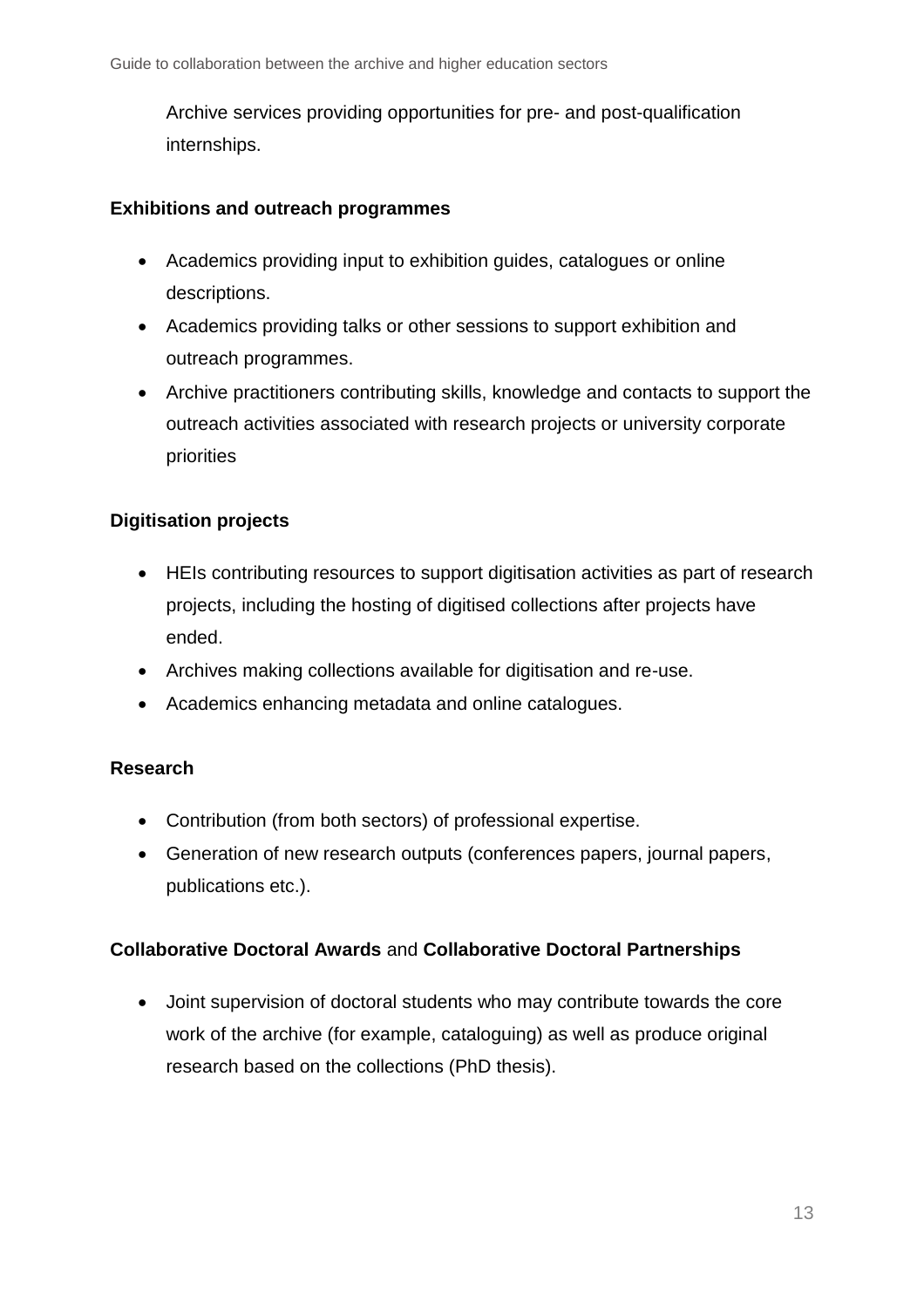Archive services providing opportunities for pre- and post-qualification internships.

**Exhibitions and outreach programmes**

- Academics providing input to exhibition guides, catalogues or online descriptions.
- Academics providing talks or other sessions to support exhibition and outreach programmes.
- Archive practitioners contributing skills, knowledge and contacts to support the outreach activities associated with research projects or university corporate priorities

**Digitisation projects**

- HEIs contributing resources to support digitisation activities as part of research projects, including the hosting of digitised collections after projects have ended.
- Archives making collections available for digitisation and re-use.
- Academics enhancing metadata and online catalogues.

**Research**

- Contribution (from both sectors) of professional expertise.
- Generation of new research outputs (conferences papers, journal papers, publications etc.).

**Collaborative Doctoral Awards** and **Collaborative Doctoral Partnerships**

- Joint supervision of doctoral students who may contribute towards the core work of the archive (for example, cataloguing) as well as produce original research based on the collections (PhD thesis).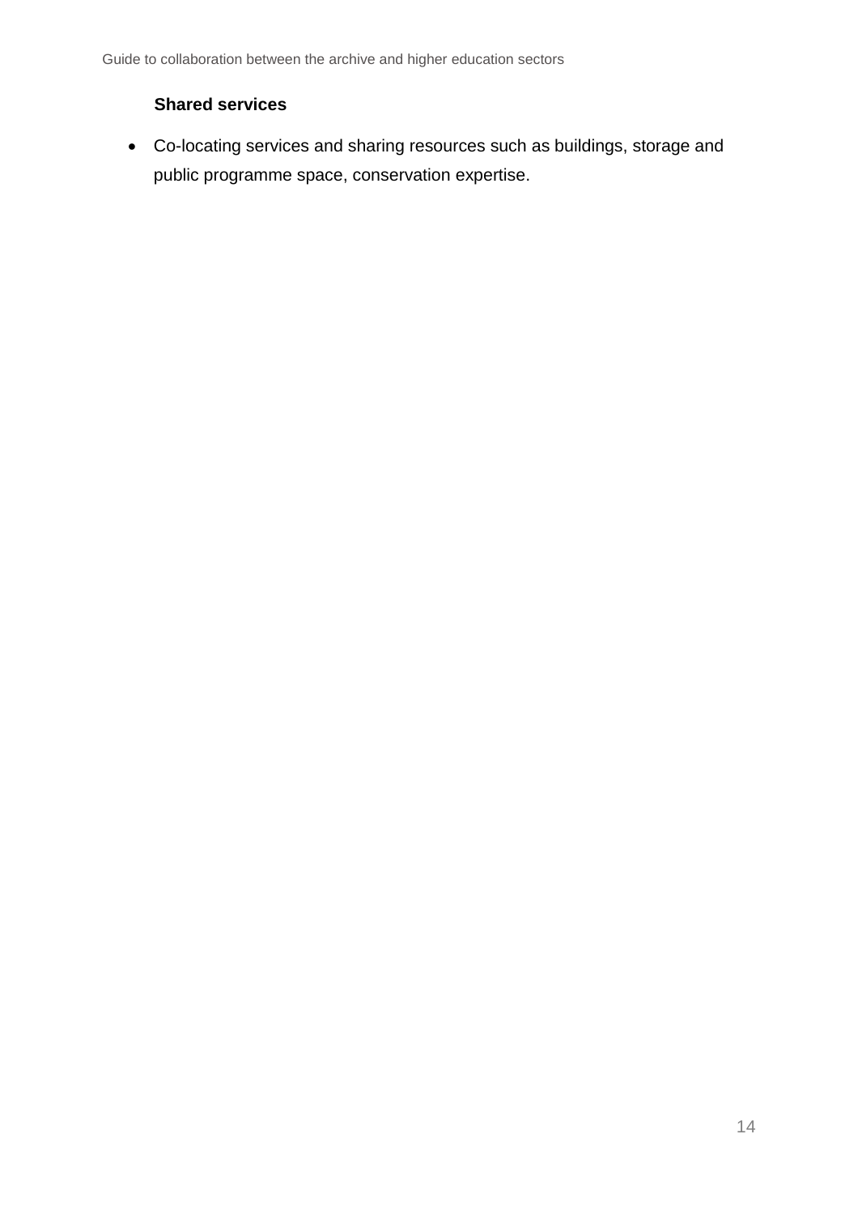**Shared services**

- Co-locating services and sharing resources such as buildings, storage and public programme space, conservation expertise.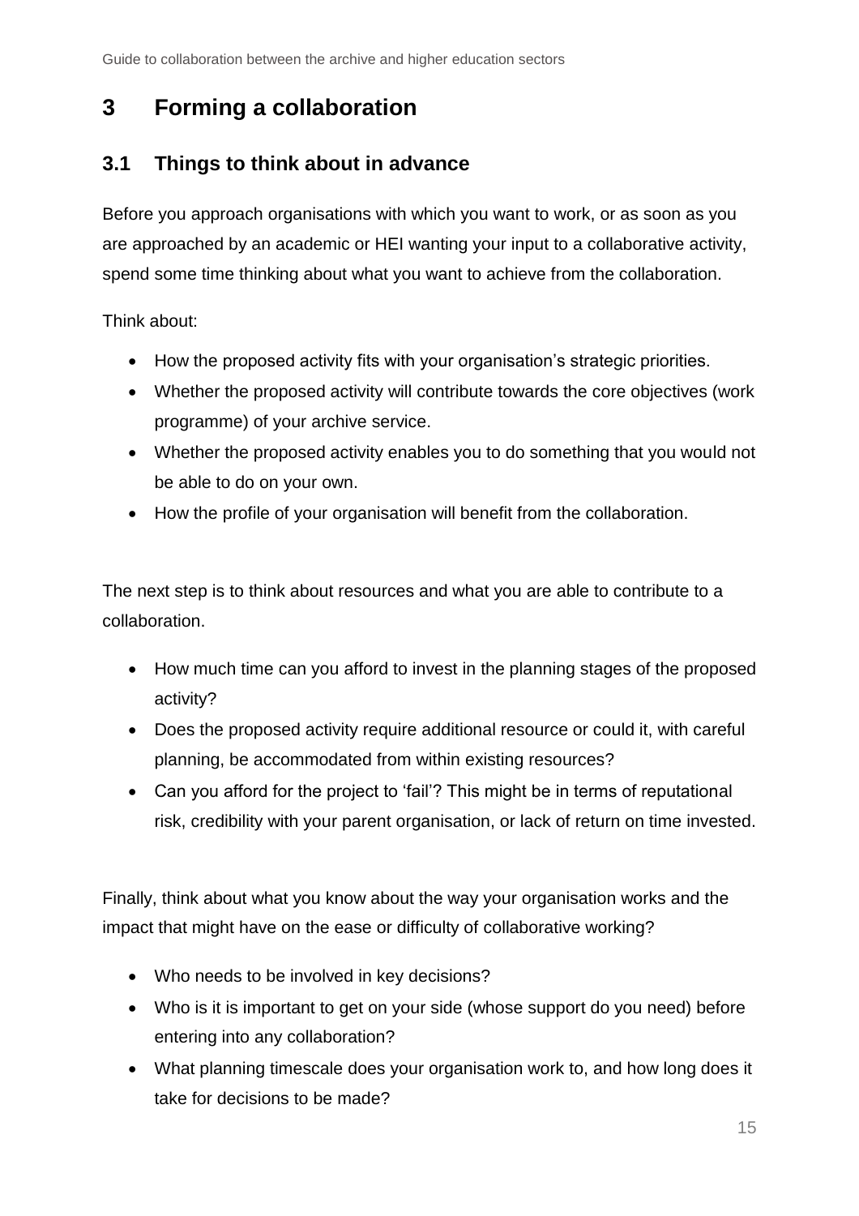# 3 Forming a collaboration

## 3.1 Things to think about in advance

Before you approach organisations with which you want to work, or as soon as you are approached by an academic or HEI wanting your input to a collaborative activity, spend some time thinking about what you want to achieve from the collaboration.

Think about:

- How the proposed activity fits with your organisation's strategic priorities.
- Whether the proposed activity will contribute towards the core objectives (work programme) of your archive service.
- Whether the proposed activity enables you to do something that you would not be able to do on your own.
- How the profile of your organisation will benefit from the collaboration.

The next step is to think about resources and what you are able to contribute to a collaboration.

- How much time can you afford to invest in the planning stages of the proposed activity?
- Does the proposed activity require additional resource or could it, with careful planning, be accommodated from within existing resources?
- Can you afford for the project to 'fail'? This might be in terms of reputational risk, credibility with your parent organisation, or lack of return on time invested.

Finally, think about what you know about the way your organisation works and the impact that might have on the ease or difficulty of collaborative working?

- Who needs to be involved in key decisions?
- Who is it is important to get on your side (whose support do you need) before entering into any collaboration?
- What planning timescale does your organisation work to, and how long does it take for decisions to be made?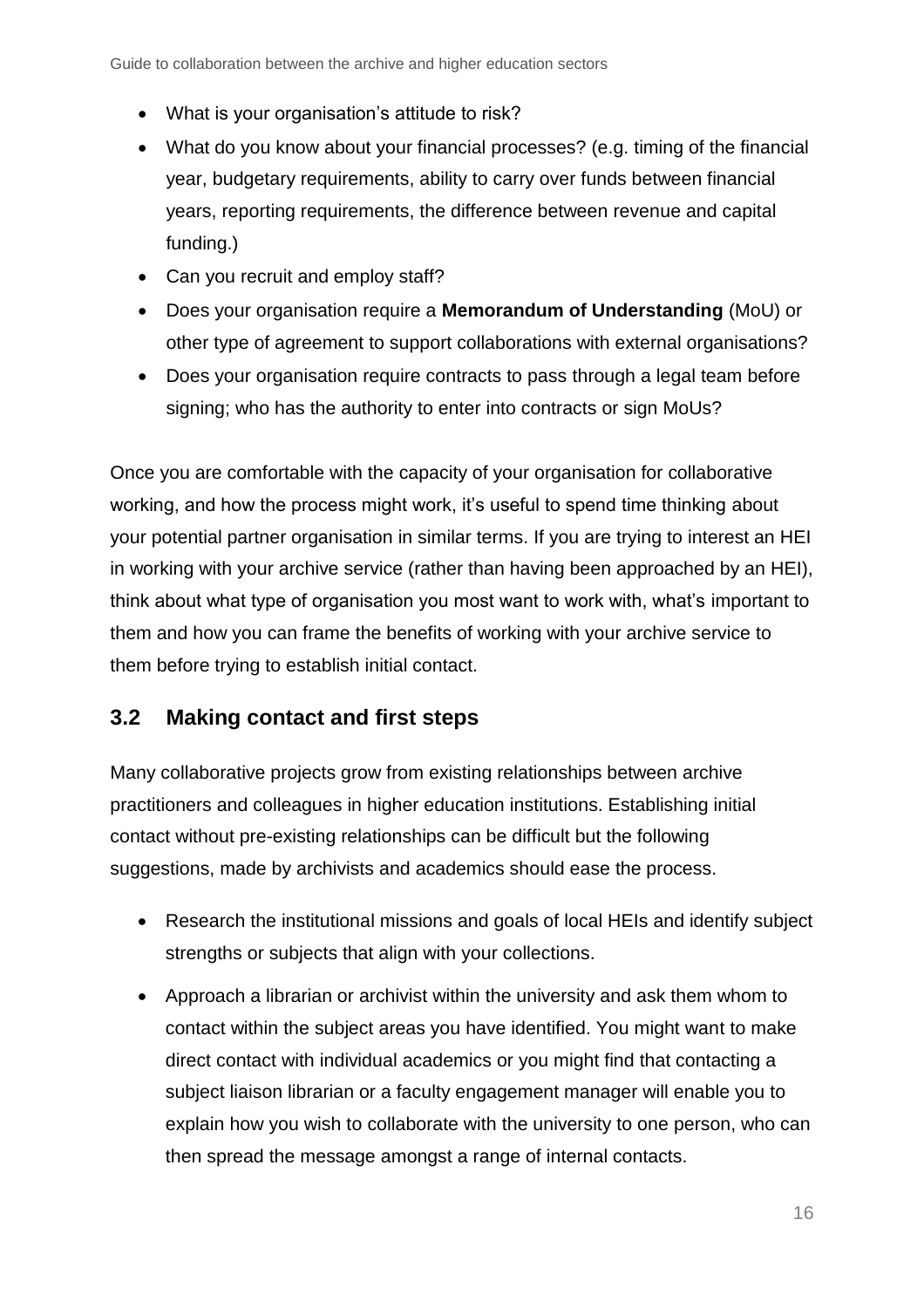- What is your organisation's attitude to risk?
- What do you know about your financial processes? (e.g. timing of the financial year, budgetary requirements, ability to carry over funds between financial years, reporting requirements, the difference between revenue and capital funding.)
- Can you recruit and employ staff?
- Does your organisation require a **Memorandum of Understanding** (MoU) or other type of agreement to support collaborations with external organisations?
- Does your organisation require contracts to pass through a legal team before signing; who has the authority to enter into contracts or sign MoUs?

Once you are comfortable with the capacity of your organisation for collaborative working, and how the process might work, it's useful to spend time thinking about your potential partner organisation in similar terms. If you are trying to interest an HEI in working with your archive service (rather than having been approached by an HEI), think about what type of organisation you most want to work with, what's important to them and how you can frame the benefits of working with your archive service to them before trying to establish initial contact.

## 3.2 Making contact and first steps

Many collaborative projects grow from existing relationships between archive practitioners and colleagues in higher education institutions. Establishing initial contact without pre-existing relationships can be difficult but the following suggestions, made by archivists and academics should ease the process.

- Research the institutional missions and goals of local HEIs and identify subject strengths or subjects that align with your collections.
- Approach a librarian or archivist within the university and ask them whom to contact within the subject areas you have identified. You might want to make direct contact with individual academics or you might find that contacting a subject liaison librarian or a faculty engagement manager will enable you to explain how you wish to collaborate with the university to one person, who can then spread the message amongst a range of internal contacts.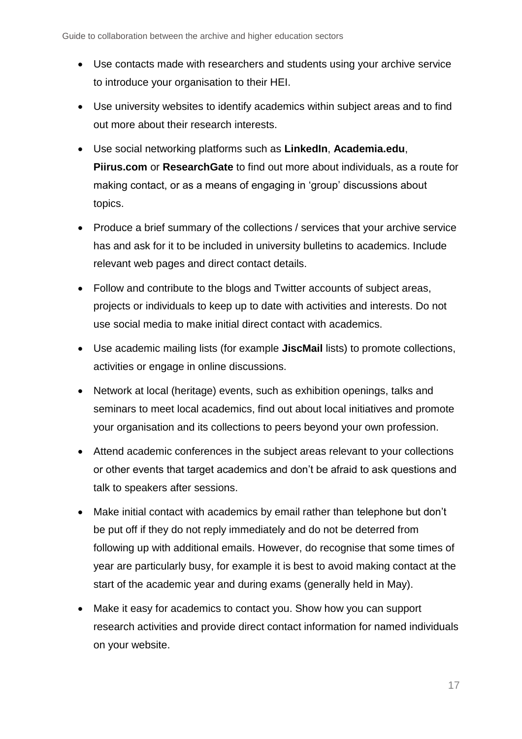- Use contacts made with researchers and students using your archive service to introduce your organisation to their HEI.
- Use university websites to identify academics within subject areas and to find out more about their research interests.
- Use social networking platforms such as **LinkedIn**, **Academia.edu**, **Piirus.com** or **ResearchGate** to find out more about individuals, as a route for making contact, or as a means of engaging in 'group' discussions about topics.
- Produce a brief summary of the collections / services that your archive service has and ask for it to be included in university bulletins to academics. Include relevant web pages and direct contact details.
- Follow and contribute to the blogs and Twitter accounts of subject areas, projects or individuals to keep up to date with activities and interests. Do not use social media to make initial direct contact with academics.
- Use academic mailing lists (for example **JiscMail** lists) to promote collections, activities or engage in online discussions.
- Network at local (heritage) events, such as exhibition openings, talks and seminars to meet local academics, find out about local initiatives and promote your organisation and its collections to peers beyond your own profession.
- Attend academic conferences in the subject areas relevant to your collections or other events that target academics and don't be afraid to ask questions and talk to speakers after sessions.
- Make initial contact with academics by email rather than telephone but don't be put off if they do not reply immediately and do not be deterred from following up with additional emails. However, do recognise that some times of year are particularly busy, for example it is best to avoid making contact at the start of the academic year and during exams (generally held in May).
- Make it easy for academics to contact you. Show how you can support research activities and provide direct contact information for named individuals on your website.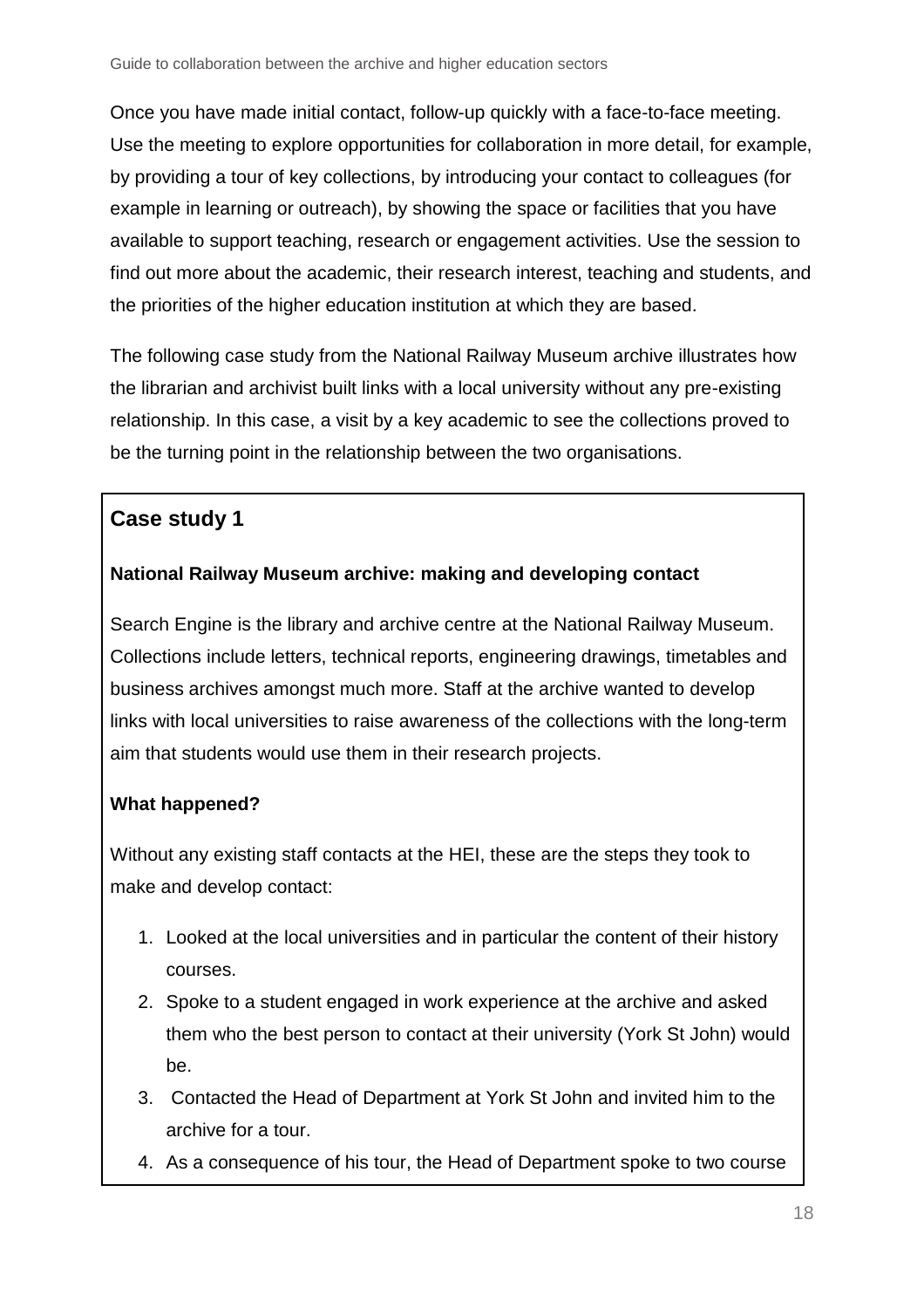Once you have made initial contact, follow-up quickly with a face-to-face meeting. Use the meeting to explore opportunities for collaboration in more detail, for example, by providing a tour of key collections, by introducing your contact to colleagues (for example in learning or outreach), by showing the space or facilities that you have available to support teaching, research or engagement activities. Use the session to find out more about the academic, their research interest, teaching and students, and the priorities of the higher education institution at which they are based.

The following case study from the National Railway Museum archive illustrates how the librarian and archivist built links with a local university without any pre-existing relationship. In this case, a visit by a key academic to see the collections proved to be the turning point in the relationship between the two organisations.

## Case study 1

**National Railway Museum archive: making and developing contact**

Search Engine is the library and archive centre at the National Railway Museum. Collections include letters, technical reports, engineering drawings, timetables and business archives amongst much more. Staff at the archive wanted to develop links with local universities to raise awareness of the collections with the long-term aim that students would use them in their research projects.

**What happened?**

Without any existing staff contacts at the HEI, these are the steps they took to make and develop contact:

1. Looked at the local universities and in particular the content of their history courses.
2. Spoke to a student engaged in work experience at the archive and asked them who the best person to contact at their university (York St John) would be.
3. Contacted the Head of Department at York St John and invited him to the archive for a tour.
4. As a consequence of his tour, the Head of Department spoke to two course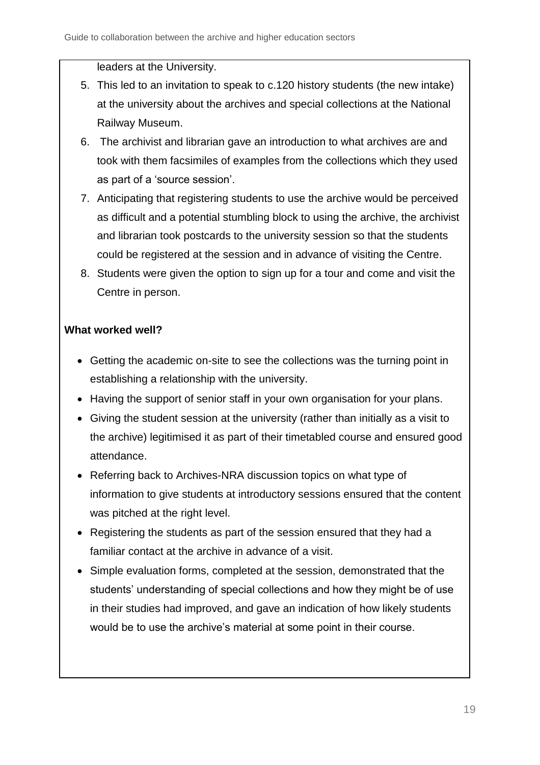leaders at the University.

5. This led to an invitation to speak to c.120 history students (the new intake) at the university about the archives and special collections at the National Railway Museum.
6. The archivist and librarian gave an introduction to what archives are and took with them facsimiles of examples from the collections which they used as part of a 'source session'.
7. Anticipating that registering students to use the archive would be perceived as difficult and a potential stumbling block to using the archive, the archivist and librarian took postcards to the university session so that the students could be registered at the session and in advance of visiting the Centre.
8. Students were given the option to sign up for a tour and come and visit the Centre in person.

**What worked well?**

- Getting the academic on-site to see the collections was the turning point in establishing a relationship with the university.
- Having the support of senior staff in your own organisation for your plans.
- Giving the student session at the university (rather than initially as a visit to the archive) legitimised it as part of their timetabled course and ensured good attendance.
- Referring back to Archives-NRA discussion topics on what type of information to give students at introductory sessions ensured that the content was pitched at the right level.
- Registering the students as part of the session ensured that they had a familiar contact at the archive in advance of a visit.
- Simple evaluation forms, completed at the session, demonstrated that the students' understanding of special collections and how they might be of use in their studies had improved, and gave an indication of how likely students would be to use the archive's material at some point in their course.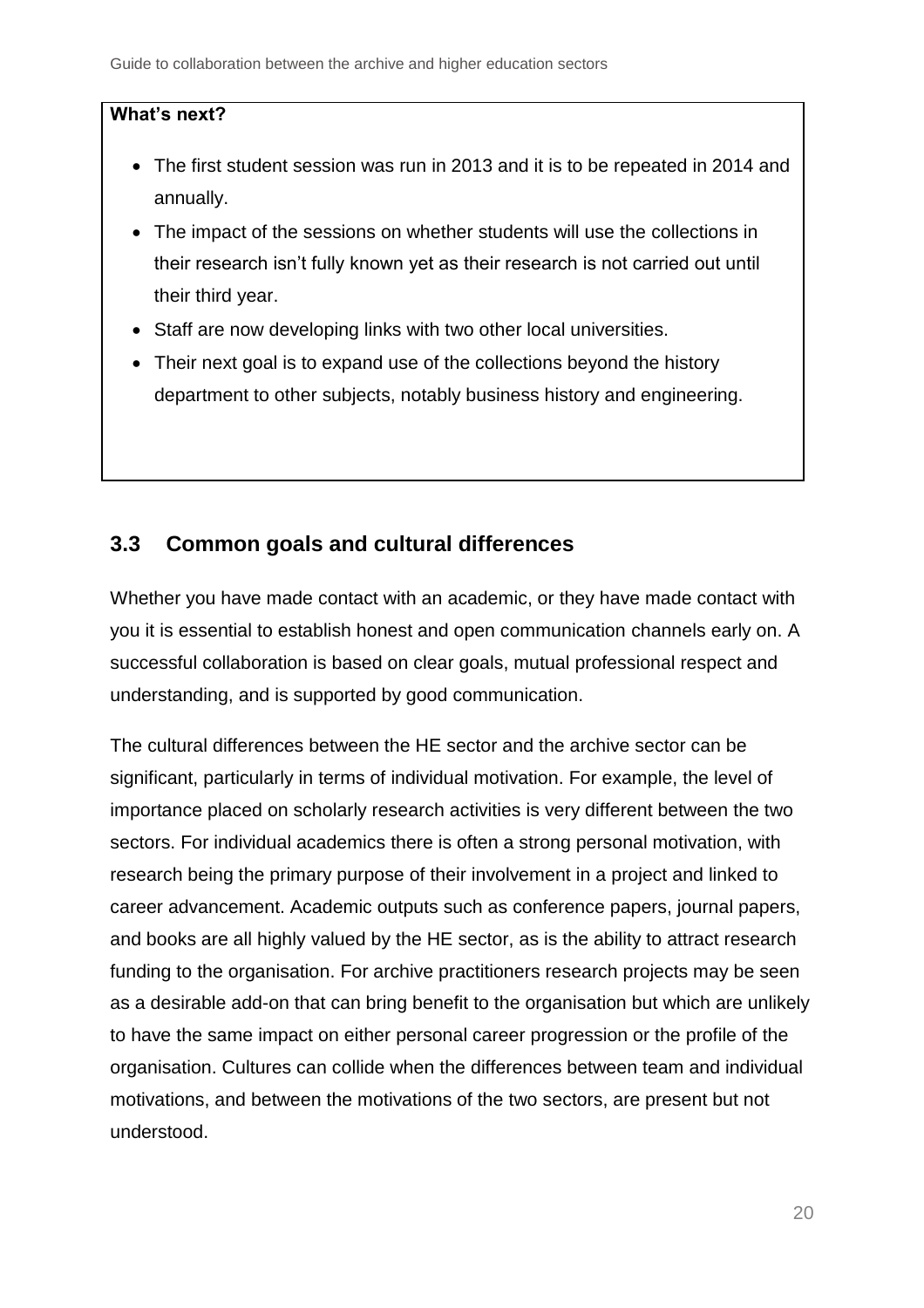**What's next?**

- The first student session was run in 2013 and it is to be repeated in 2014 and annually.
- The impact of the sessions on whether students will use the collections in their research isn't fully known yet as their research is not carried out until their third year.
- Staff are now developing links with two other local universities.
- Their next goal is to expand use of the collections beyond the history department to other subjects, notably business history and engineering.

## 3.3 Common goals and cultural differences

Whether you have made contact with an academic, or they have made contact with you it is essential to establish honest and open communication channels early on. A successful collaboration is based on clear goals, mutual professional respect and understanding, and is supported by good communication.

The cultural differences between the HE sector and the archive sector can be significant, particularly in terms of individual motivation. For example, the level of importance placed on scholarly research activities is very different between the two sectors. For individual academics there is often a strong personal motivation, with research being the primary purpose of their involvement in a project and linked to career advancement. Academic outputs such as conference papers, journal papers, and books are all highly valued by the HE sector, as is the ability to attract research funding to the organisation. For archive practitioners research projects may be seen as a desirable add-on that can bring benefit to the organisation but which are unlikely to have the same impact on either personal career progression or the profile of the organisation. Cultures can collide when the differences between team and individual motivations, and between the motivations of the two sectors, are present but not understood.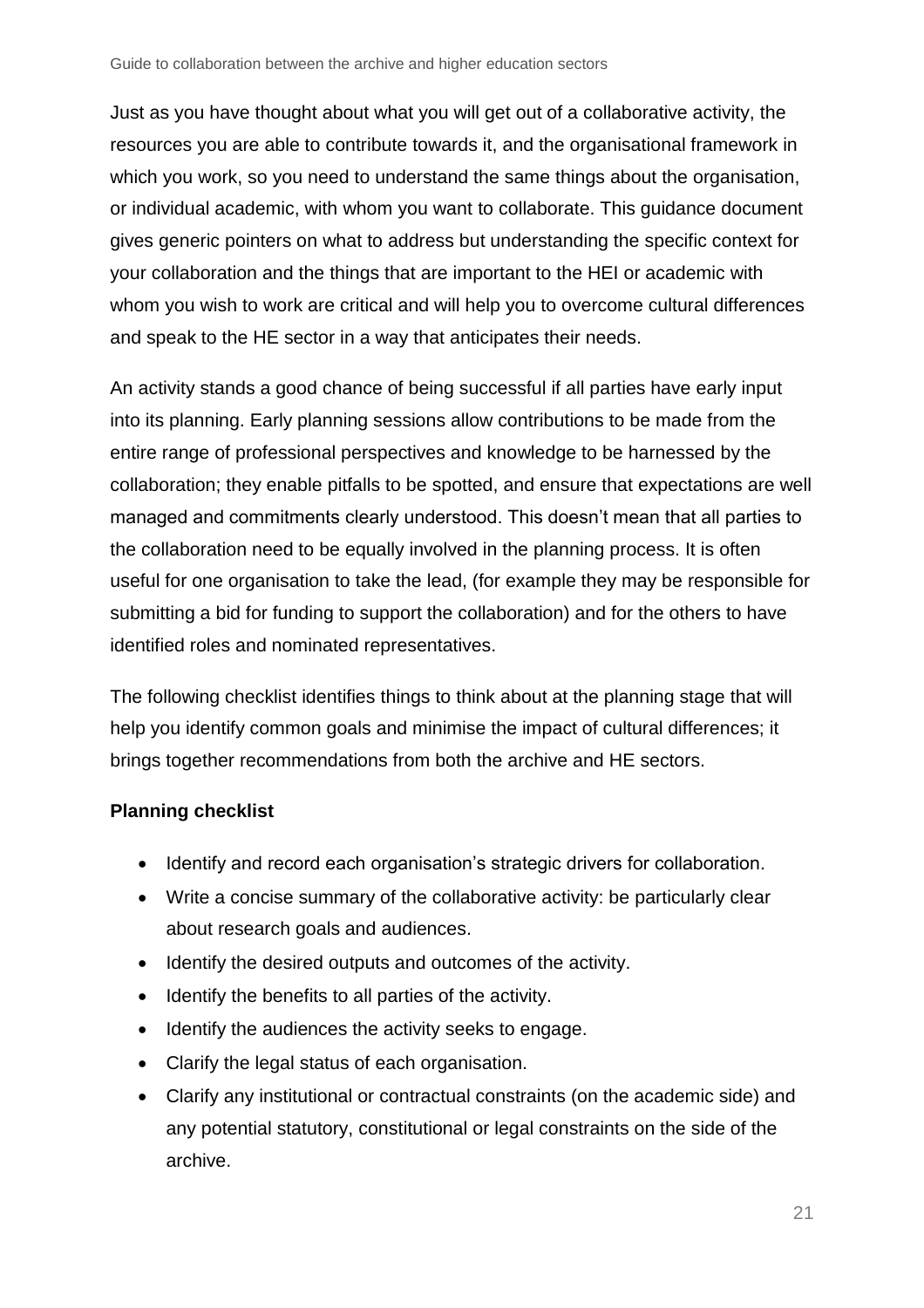Just as you have thought about what you will get out of a collaborative activity, the resources you are able to contribute towards it, and the organisational framework in which you work, so you need to understand the same things about the organisation, or individual academic, with whom you want to collaborate. This guidance document gives generic pointers on what to address but understanding the specific context for your collaboration and the things that are important to the HEI or academic with whom you wish to work are critical and will help you to overcome cultural differences and speak to the HE sector in a way that anticipates their needs.

An activity stands a good chance of being successful if all parties have early input into its planning. Early planning sessions allow contributions to be made from the entire range of professional perspectives and knowledge to be harnessed by the collaboration; they enable pitfalls to be spotted, and ensure that expectations are well managed and commitments clearly understood. This doesn't mean that all parties to the collaboration need to be equally involved in the planning process. It is often useful for one organisation to take the lead, (for example they may be responsible for submitting a bid for funding to support the collaboration) and for the others to have identified roles and nominated representatives.

The following checklist identifies things to think about at the planning stage that will help you identify common goals and minimise the impact of cultural differences; it brings together recommendations from both the archive and HE sectors.

**Planning checklist**

- Identify and record each organisation's strategic drivers for collaboration.
- Write a concise summary of the collaborative activity: be particularly clear about research goals and audiences.
- Identify the desired outputs and outcomes of the activity.
- Identify the benefits to all parties of the activity.
- Identify the audiences the activity seeks to engage.
- Clarify the legal status of each organisation.
- Clarify any institutional or contractual constraints (on the academic side) and any potential statutory, constitutional or legal constraints on the side of the archive.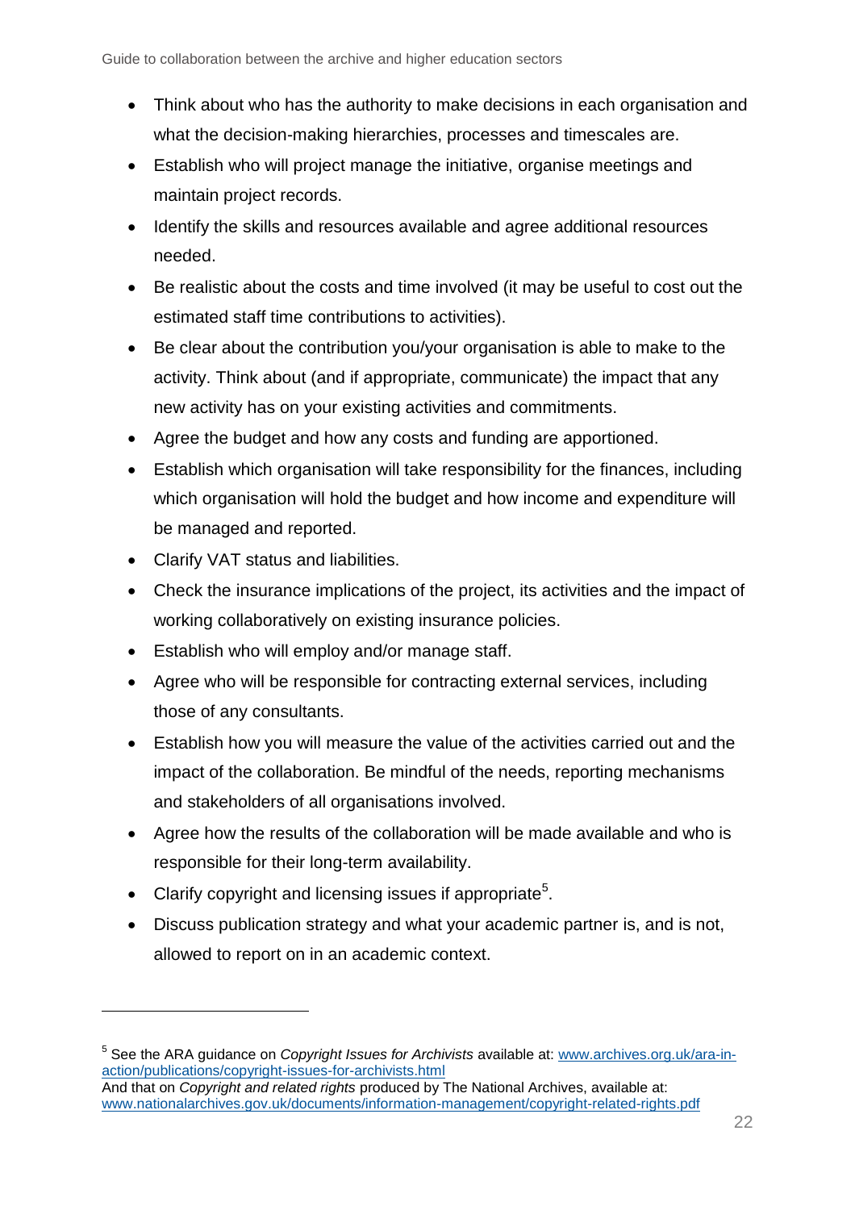- Think about who has the authority to make decisions in each organisation and what the decision-making hierarchies, processes and timescales are.
- Establish who will project manage the initiative, organise meetings and maintain project records.
- Identify the skills and resources available and agree additional resources needed.
- Be realistic about the costs and time involved (it may be useful to cost out the estimated staff time contributions to activities).
- Be clear about the contribution you/your organisation is able to make to the activity. Think about (and if appropriate, communicate) the impact that any new activity has on your existing activities and commitments.
- Agree the budget and how any costs and funding are apportioned.
- Establish which organisation will take responsibility for the finances, including which organisation will hold the budget and how income and expenditure will be managed and reported.
- Clarify VAT status and liabilities.
- Check the insurance implications of the project, its activities and the impact of working collaboratively on existing insurance policies.
- Establish who will employ and/or manage staff.
- Agree who will be responsible for contracting external services, including those of any consultants.
- Establish how you will measure the value of the activities carried out and the impact of the collaboration. Be mindful of the needs, reporting mechanisms and stakeholders of all organisations involved.
- Agree how the results of the collaboration will be made available and who is responsible for their long-term availability.
- Clarify copyright and licensing issues if appropriate[5].
- Discuss publication strategy and what your academic partner is, and is not, allowed to report on in an academic context.

---

[5] See the ARA guidance on *Copyright Issues for Archivists* available at: www.archives.org.uk/ara-in-action/publications/copyright-issues-for-archivists.html
And that on *Copyright and related rights* produced by The National Archives, available at: www.nationalarchives.gov.uk/documents/information-management/copyright-related-rights.pdf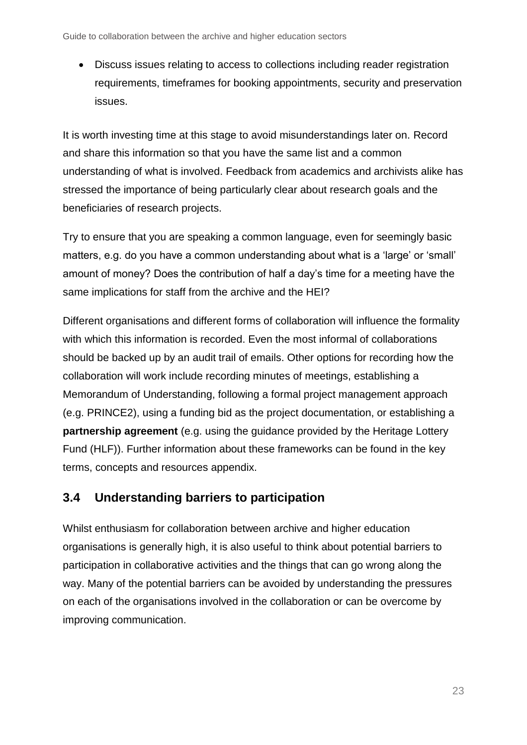- Discuss issues relating to access to collections including reader registration requirements, timeframes for booking appointments, security and preservation issues.

It is worth investing time at this stage to avoid misunderstandings later on. Record and share this information so that you have the same list and a common understanding of what is involved. Feedback from academics and archivists alike has stressed the importance of being particularly clear about research goals and the beneficiaries of research projects.

Try to ensure that you are speaking a common language, even for seemingly basic matters, e.g. do you have a common understanding about what is a 'large' or 'small' amount of money? Does the contribution of half a day's time for a meeting have the same implications for staff from the archive and the HEI?

Different organisations and different forms of collaboration will influence the formality with which this information is recorded. Even the most informal of collaborations should be backed up by an audit trail of emails. Other options for recording how the collaboration will work include recording minutes of meetings, establishing a Memorandum of Understanding, following a formal project management approach (e.g. PRINCE2), using a funding bid as the project documentation, or establishing a **partnership agreement** (e.g. using the guidance provided by the Heritage Lottery Fund (HLF)). Further information about these frameworks can be found in the key terms, concepts and resources appendix.

## 3.4 Understanding barriers to participation

Whilst enthusiasm for collaboration between archive and higher education organisations is generally high, it is also useful to think about potential barriers to participation in collaborative activities and the things that can go wrong along the way. Many of the potential barriers can be avoided by understanding the pressures on each of the organisations involved in the collaboration or can be overcome by improving communication.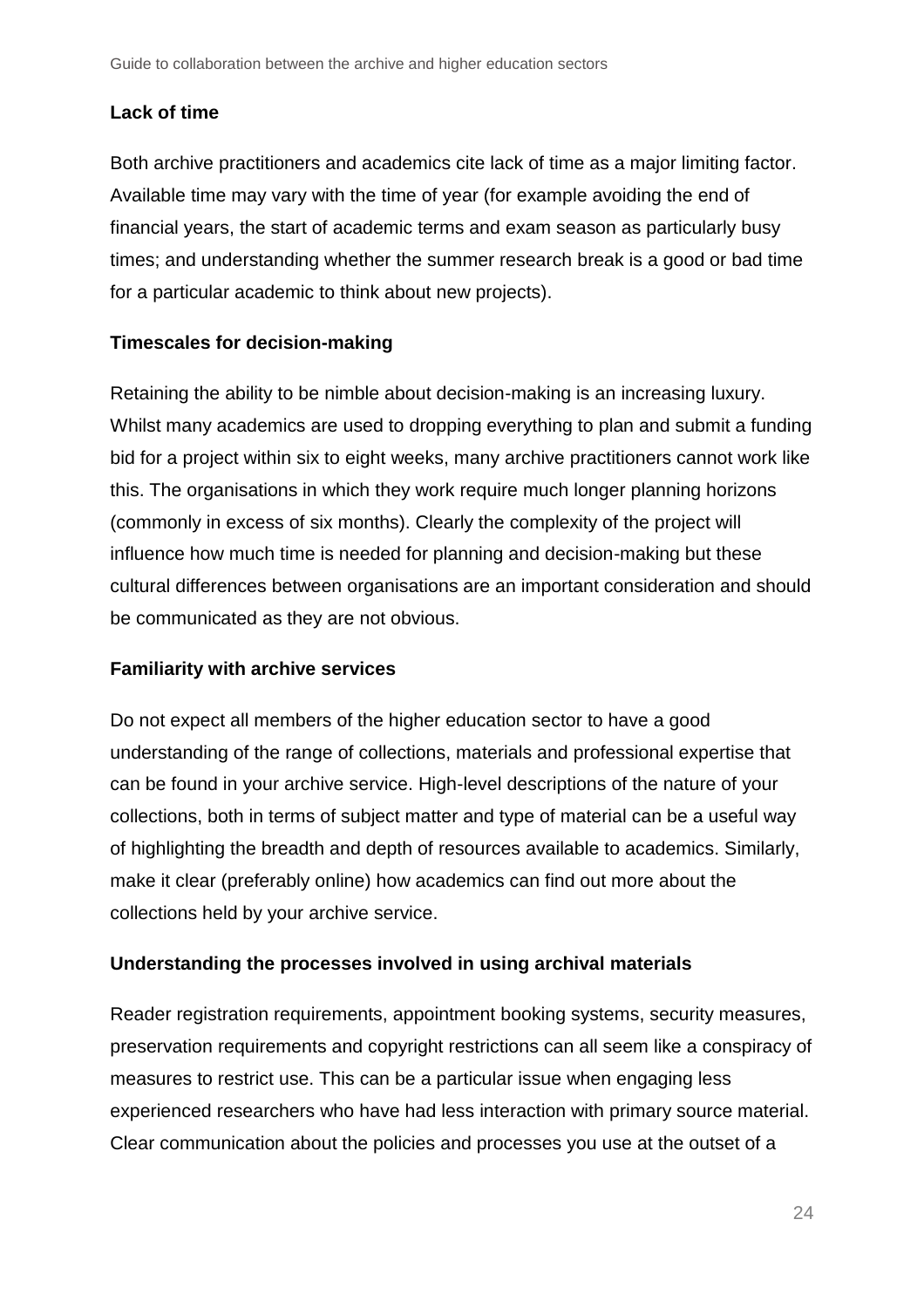**Lack of time**

Both archive practitioners and academics cite lack of time as a major limiting factor. Available time may vary with the time of year (for example avoiding the end of financial years, the start of academic terms and exam season as particularly busy times; and understanding whether the summer research break is a good or bad time for a particular academic to think about new projects).

**Timescales for decision-making**

Retaining the ability to be nimble about decision-making is an increasing luxury. Whilst many academics are used to dropping everything to plan and submit a funding bid for a project within six to eight weeks, many archive practitioners cannot work like this. The organisations in which they work require much longer planning horizons (commonly in excess of six months). Clearly the complexity of the project will influence how much time is needed for planning and decision-making but these cultural differences between organisations are an important consideration and should be communicated as they are not obvious.

**Familiarity with archive services**

Do not expect all members of the higher education sector to have a good understanding of the range of collections, materials and professional expertise that can be found in your archive service. High-level descriptions of the nature of your collections, both in terms of subject matter and type of material can be a useful way of highlighting the breadth and depth of resources available to academics. Similarly, make it clear (preferably online) how academics can find out more about the collections held by your archive service.

**Understanding the processes involved in using archival materials**

Reader registration requirements, appointment booking systems, security measures, preservation requirements and copyright restrictions can all seem like a conspiracy of measures to restrict use. This can be a particular issue when engaging less experienced researchers who have had less interaction with primary source material. Clear communication about the policies and processes you use at the outset of a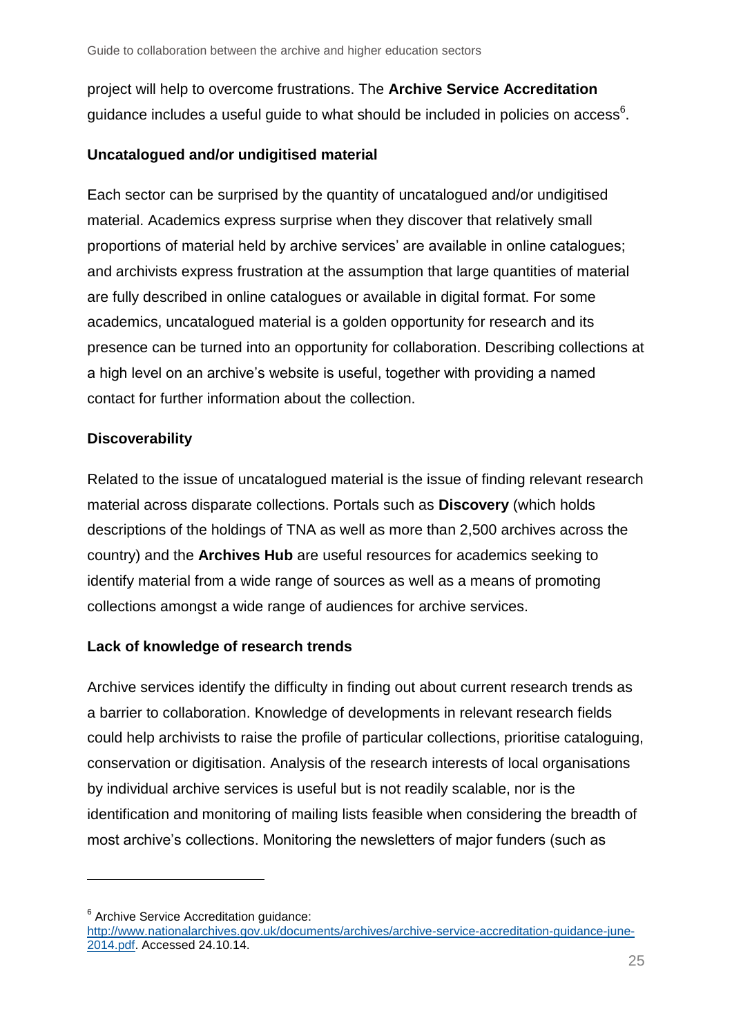project will help to overcome frustrations. The **Archive Service Accreditation** guidance includes a useful guide to what should be included in policies on access[6].

**Uncatalogued and/or undigitised material**

Each sector can be surprised by the quantity of uncatalogued and/or undigitised material. Academics express surprise when they discover that relatively small proportions of material held by archive services' are available in online catalogues; and archivists express frustration at the assumption that large quantities of material are fully described in online catalogues or available in digital format. For some academics, uncatalogued material is a golden opportunity for research and its presence can be turned into an opportunity for collaboration. Describing collections at a high level on an archive's website is useful, together with providing a named contact for further information about the collection.

**Discoverability**

Related to the issue of uncatalogued material is the issue of finding relevant research material across disparate collections. Portals such as **Discovery** (which holds descriptions of the holdings of TNA as well as more than 2,500 archives across the country) and the **Archives Hub** are useful resources for academics seeking to identify material from a wide range of sources as well as a means of promoting collections amongst a wide range of audiences for archive services.

**Lack of knowledge of research trends**

Archive services identify the difficulty in finding out about current research trends as a barrier to collaboration. Knowledge of developments in relevant research fields could help archivists to raise the profile of particular collections, prioritise cataloguing, conservation or digitisation. Analysis of the research interests of local organisations by individual archive services is useful but is not readily scalable, nor is the identification and monitoring of mailing lists feasible when considering the breadth of most archive's collections. Monitoring the newsletters of major funders (such as

---

[6] Archive Service Accreditation guidance: http://www.nationalarchives.gov.uk/documents/archives/archive-service-accreditation-guidance-june-2014.pdf. Accessed 24.10.14.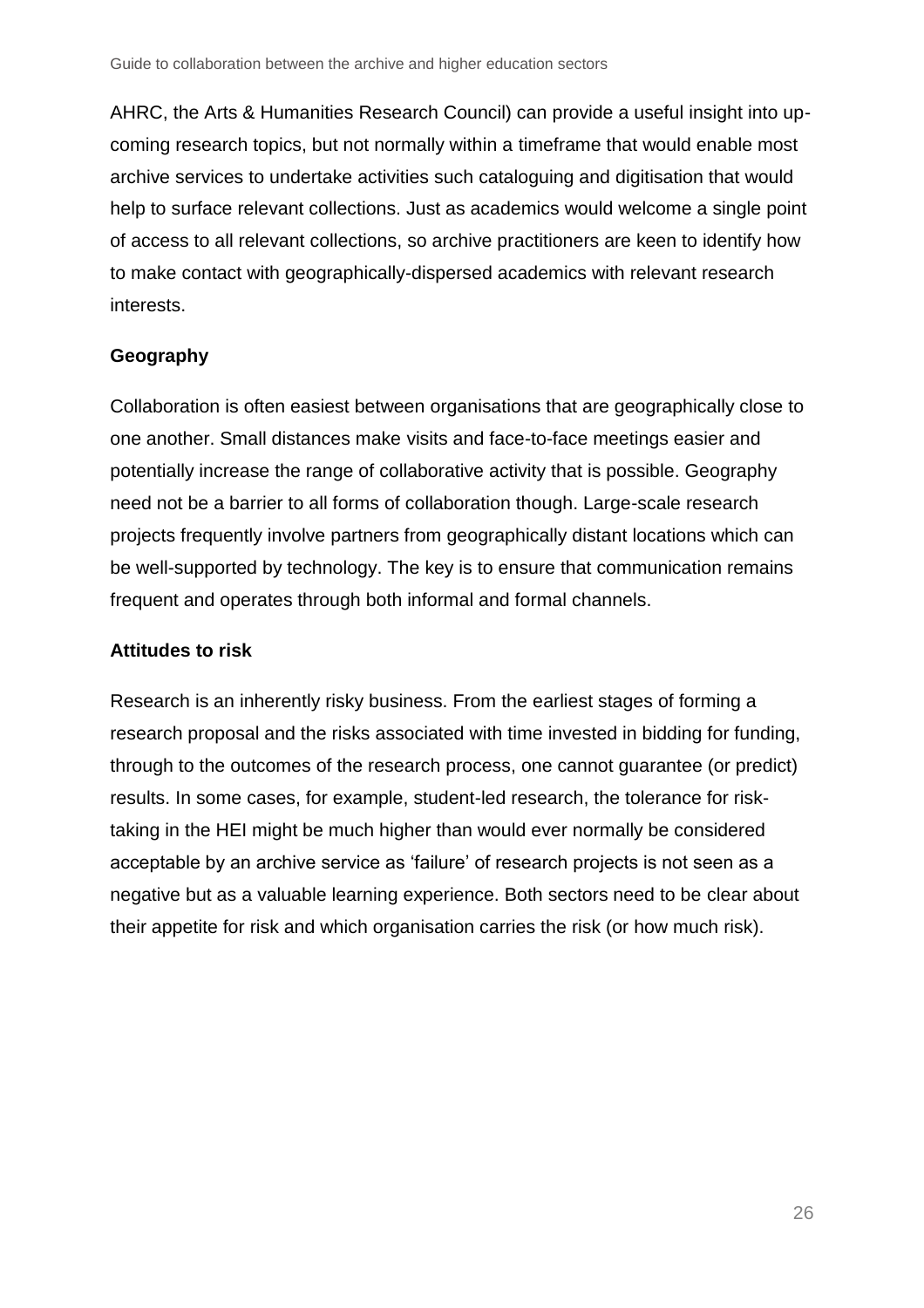AHRC, the Arts & Humanities Research Council) can provide a useful insight into up-coming research topics, but not normally within a timeframe that would enable most archive services to undertake activities such cataloguing and digitisation that would help to surface relevant collections. Just as academics would welcome a single point of access to all relevant collections, so archive practitioners are keen to identify how to make contact with geographically-dispersed academics with relevant research interests.

**Geography**

Collaboration is often easiest between organisations that are geographically close to one another. Small distances make visits and face-to-face meetings easier and potentially increase the range of collaborative activity that is possible. Geography need not be a barrier to all forms of collaboration though. Large-scale research projects frequently involve partners from geographically distant locations which can be well-supported by technology. The key is to ensure that communication remains frequent and operates through both informal and formal channels.

**Attitudes to risk**

Research is an inherently risky business. From the earliest stages of forming a research proposal and the risks associated with time invested in bidding for funding, through to the outcomes of the research process, one cannot guarantee (or predict) results. In some cases, for example, student-led research, the tolerance for risk-taking in the HEI might be much higher than would ever normally be considered acceptable by an archive service as 'failure' of research projects is not seen as a negative but as a valuable learning experience. Both sectors need to be clear about their appetite for risk and which organisation carries the risk (or how much risk).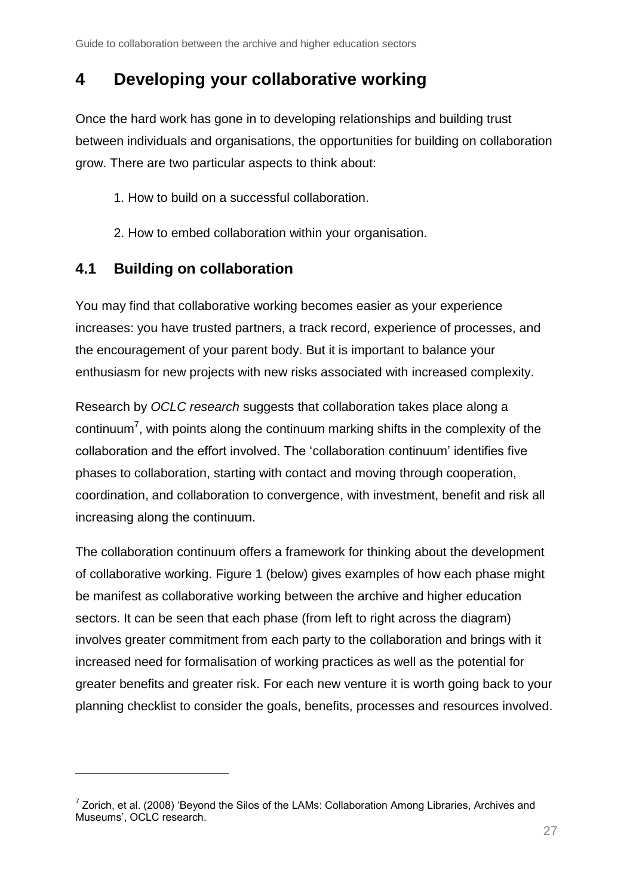# 4 Developing your collaborative working

Once the hard work has gone in to developing relationships and building trust between individuals and organisations, the opportunities for building on collaboration grow. There are two particular aspects to think about:

1. How to build on a successful collaboration.
2. How to embed collaboration within your organisation.

## 4.1 Building on collaboration

You may find that collaborative working becomes easier as your experience increases: you have trusted partners, a track record, experience of processes, and the encouragement of your parent body. But it is important to balance your enthusiasm for new projects with new risks associated with increased complexity.

Research by *OCLC research* suggests that collaboration takes place along a continuum[7], with points along the continuum marking shifts in the complexity of the collaboration and the effort involved. The 'collaboration continuum' identifies five phases to collaboration, starting with contact and moving through cooperation, coordination, and collaboration to convergence, with investment, benefit and risk all increasing along the continuum.

The collaboration continuum offers a framework for thinking about the development of collaborative working. Figure 1 (below) gives examples of how each phase might be manifest as collaborative working between the archive and higher education sectors. It can be seen that each phase (from left to right across the diagram) involves greater commitment from each party to the collaboration and brings with it increased need for formalisation of working practices as well as the potential for greater benefits and greater risk. For each new venture it is worth going back to your planning checklist to consider the goals, benefits, processes and resources involved.

---

[7] Zorich, et al. (2008) 'Beyond the Silos of the LAMs: Collaboration Among Libraries, Archives and Museums', OCLC research.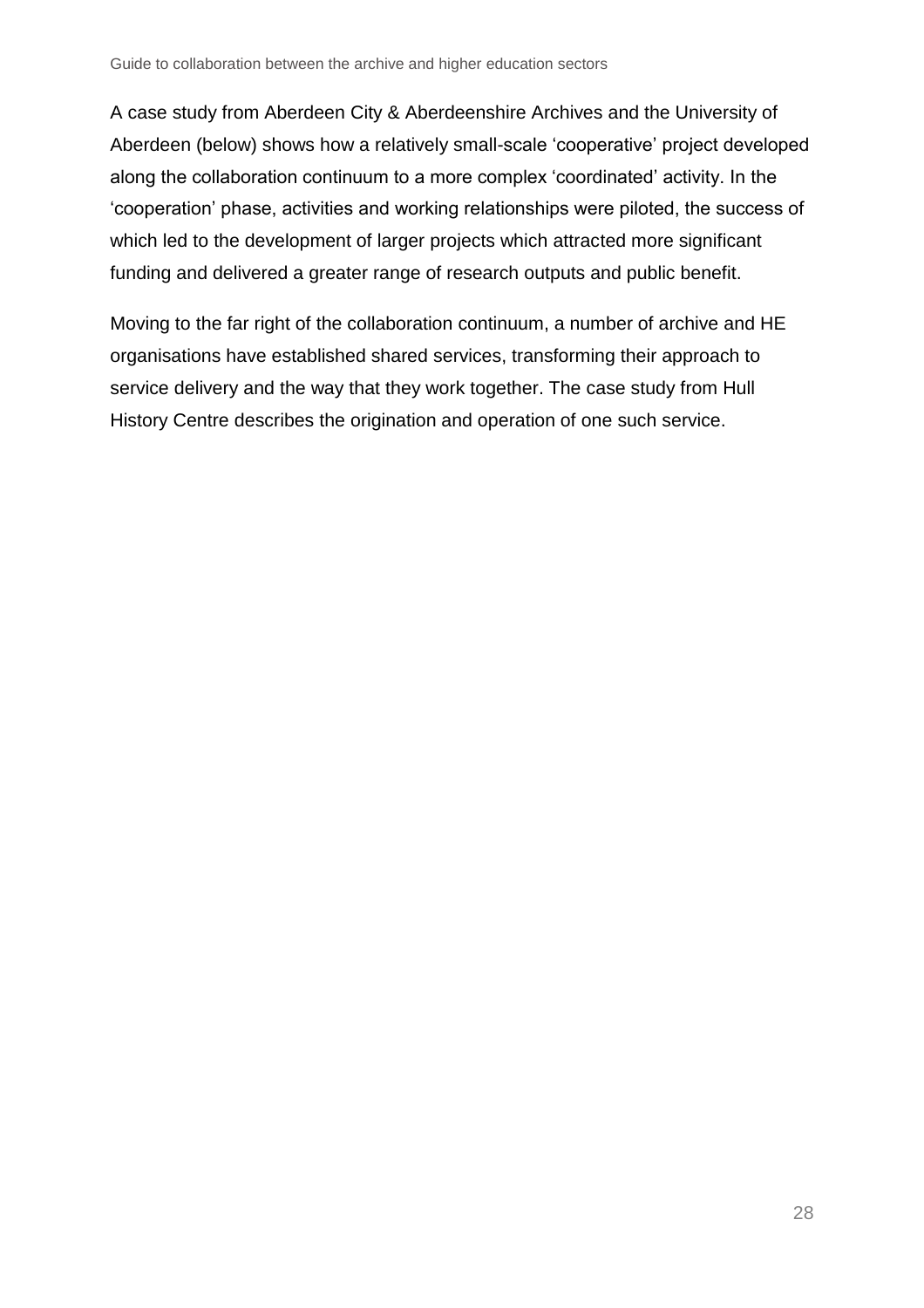A case study from Aberdeen City & Aberdeenshire Archives and the University of Aberdeen (below) shows how a relatively small-scale 'cooperative' project developed along the collaboration continuum to a more complex 'coordinated' activity. In the 'cooperation' phase, activities and working relationships were piloted, the success of which led to the development of larger projects which attracted more significant funding and delivered a greater range of research outputs and public benefit.

Moving to the far right of the collaboration continuum, a number of archive and HE organisations have established shared services, transforming their approach to service delivery and the way that they work together. The case study from Hull History Centre describes the origination and operation of one such service.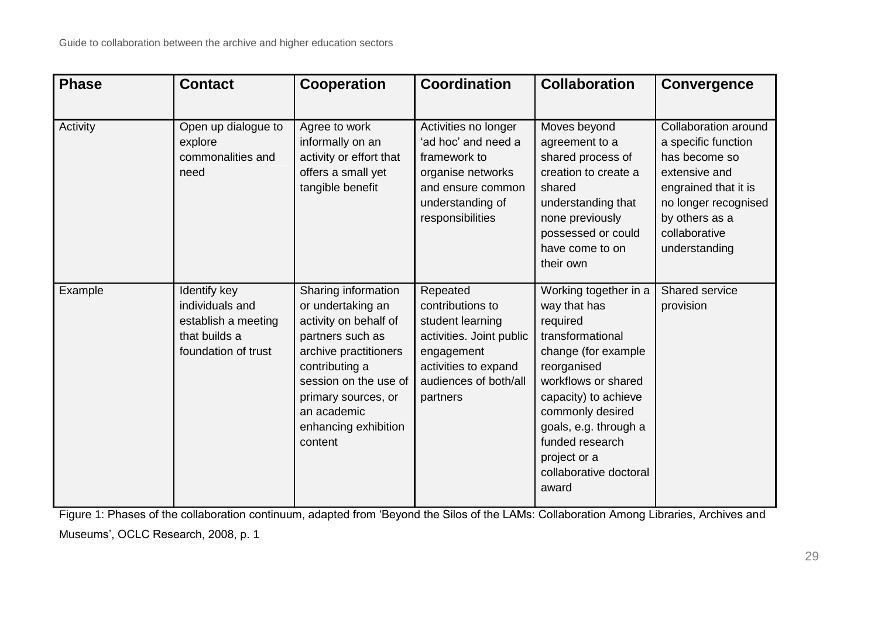| Phase | Contact | Cooperation | Coordination | Collaboration | Convergence |
|---|---|---|---|---|---|
| Activity | Open up dialogue to explore commonalities and need | Agree to work informally on an activity or effort that offers a small yet tangible benefit | Activities no longer 'ad hoc' and need a framework to organise networks and ensure common understanding of responsibilities | Moves beyond agreement to a shared process of creation to create a shared understanding that none previously possessed or could have come to on their own | Collaboration around a specific function has become so extensive and engrained that it is no longer recognised by others as a collaborative understanding |
| Example | Identify key individuals and establish a meeting that builds a foundation of trust | Sharing information or undertaking an activity on behalf of partners such as archive practitioners contributing a session on the use of primary sources, or an academic enhancing exhibition content | Repeated contributions to student learning activities. Joint public engagement activities to expand audiences of both/all partners | Working together in a way that has required transformational change (for example reorganised workflows or shared capacity) to achieve commonly desired goals, e.g. through a funded research project or a collaborative doctoral award | Shared service provision |

Figure 1: Phases of the collaboration continuum, adapted from 'Beyond the Silos of the LAMs: Collaboration Among Libraries, Archives and Museums', OCLC Research, 2008, p. 1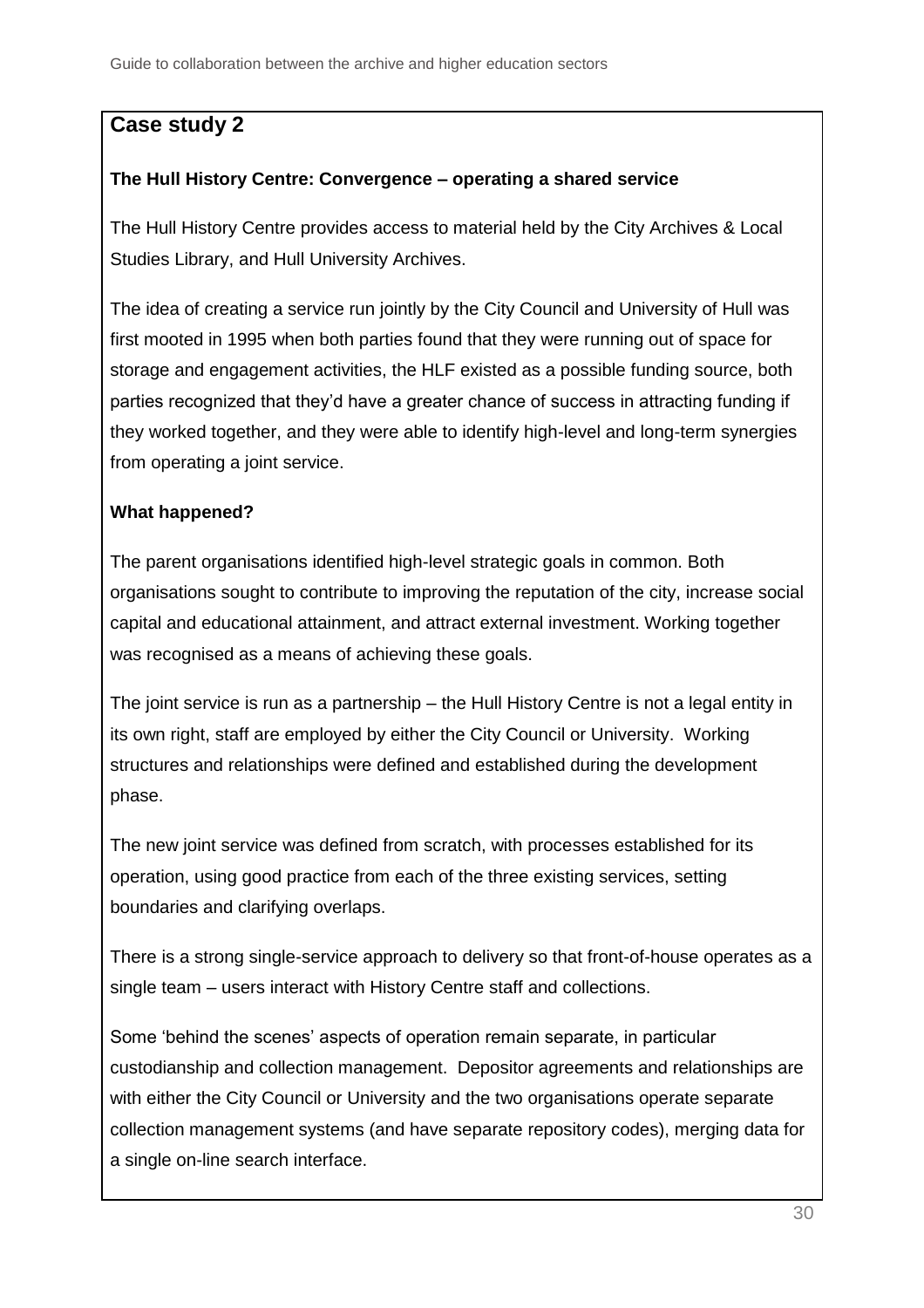## Case study 2

**The Hull History Centre: Convergence – operating a shared service**

The Hull History Centre provides access to material held by the City Archives & Local Studies Library, and Hull University Archives.

The idea of creating a service run jointly by the City Council and University of Hull was first mooted in 1995 when both parties found that they were running out of space for storage and engagement activities, the HLF existed as a possible funding source, both parties recognized that they'd have a greater chance of success in attracting funding if they worked together, and they were able to identify high-level and long-term synergies from operating a joint service.

**What happened?**

The parent organisations identified high-level strategic goals in common. Both organisations sought to contribute to improving the reputation of the city, increase social capital and educational attainment, and attract external investment. Working together was recognised as a means of achieving these goals.

The joint service is run as a partnership – the Hull History Centre is not a legal entity in its own right, staff are employed by either the City Council or University. Working structures and relationships were defined and established during the development phase.

The new joint service was defined from scratch, with processes established for its operation, using good practice from each of the three existing services, setting boundaries and clarifying overlaps.

There is a strong single-service approach to delivery so that front-of-house operates as a single team – users interact with History Centre staff and collections.

Some 'behind the scenes' aspects of operation remain separate, in particular custodianship and collection management. Depositor agreements and relationships are with either the City Council or University and the two organisations operate separate collection management systems (and have separate repository codes), merging data for a single on-line search interface.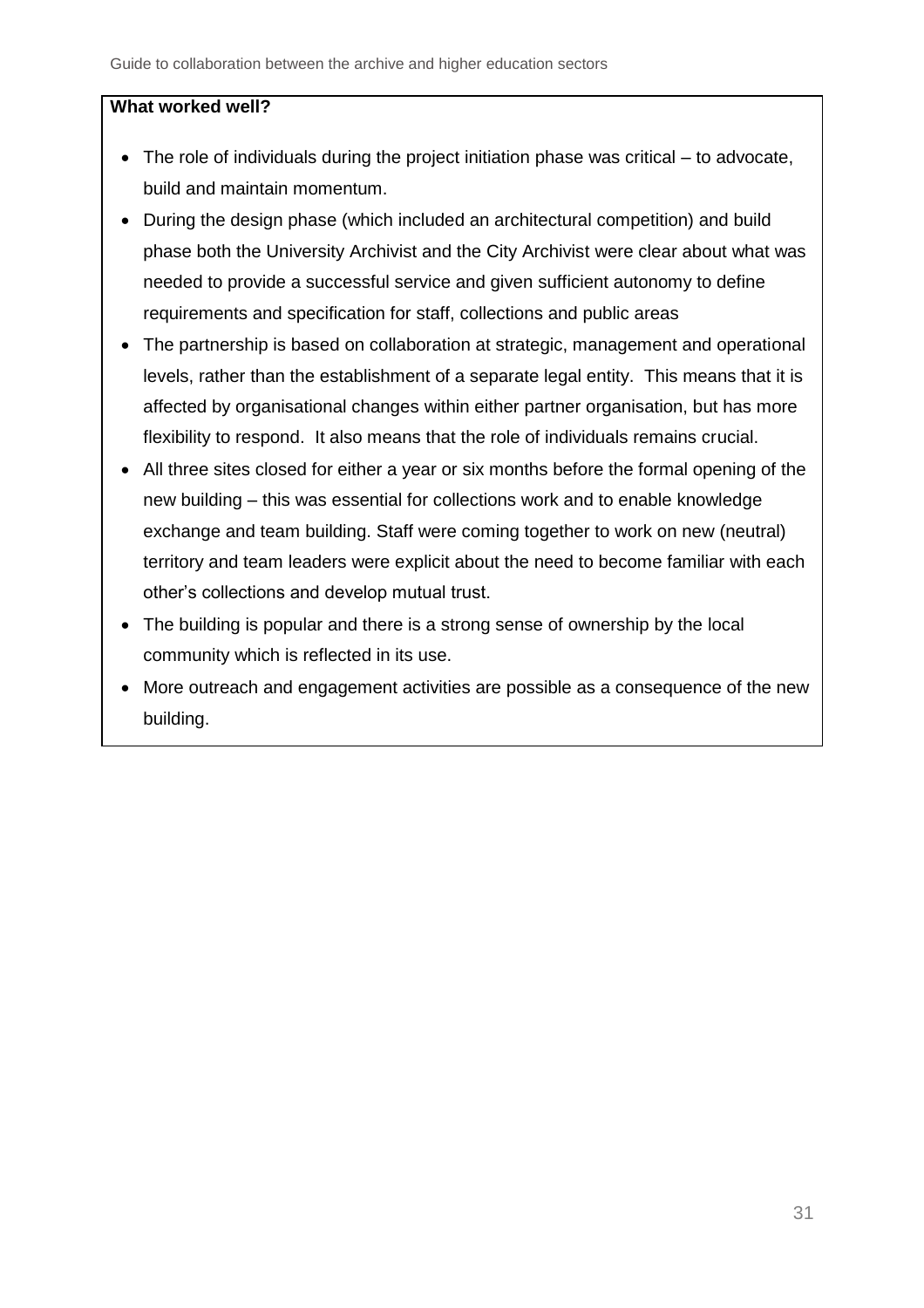**What worked well?**

- The role of individuals during the project initiation phase was critical – to advocate, build and maintain momentum.
- During the design phase (which included an architectural competition) and build phase both the University Archivist and the City Archivist were clear about what was needed to provide a successful service and given sufficient autonomy to define requirements and specification for staff, collections and public areas
- The partnership is based on collaboration at strategic, management and operational levels, rather than the establishment of a separate legal entity. This means that it is affected by organisational changes within either partner organisation, but has more flexibility to respond. It also means that the role of individuals remains crucial.
- All three sites closed for either a year or six months before the formal opening of the new building – this was essential for collections work and to enable knowledge exchange and team building. Staff were coming together to work on new (neutral) territory and team leaders were explicit about the need to become familiar with each other's collections and develop mutual trust.
- The building is popular and there is a strong sense of ownership by the local community which is reflected in its use.
- More outreach and engagement activities are possible as a consequence of the new building.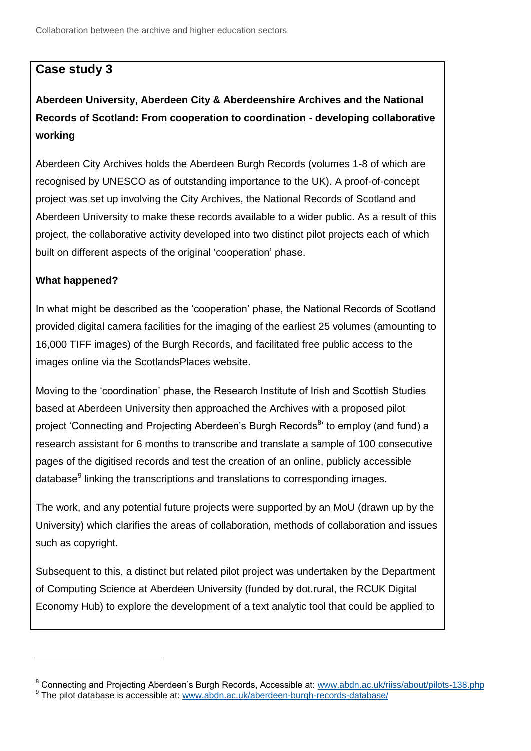## Case study 3

**Aberdeen University, Aberdeen City & Aberdeenshire Archives and the National Records of Scotland: From cooperation to coordination - developing collaborative working**

Aberdeen City Archives holds the Aberdeen Burgh Records (volumes 1-8 of which are recognised by UNESCO as of outstanding importance to the UK). A proof-of-concept project was set up involving the City Archives, the National Records of Scotland and Aberdeen University to make these records available to a wider public. As a result of this project, the collaborative activity developed into two distinct pilot projects each of which built on different aspects of the original 'cooperation' phase.

**What happened?**

In what might be described as the 'cooperation' phase, the National Records of Scotland provided digital camera facilities for the imaging of the earliest 25 volumes (amounting to 16,000 TIFF images) of the Burgh Records, and facilitated free public access to the images online via the ScotlandsPlaces website.

Moving to the 'coordination' phase, the Research Institute of Irish and Scottish Studies based at Aberdeen University then approached the Archives with a proposed pilot project 'Connecting and Projecting Aberdeen's Burgh Records[8]' to employ (and fund) a research assistant for 6 months to transcribe and translate a sample of 100 consecutive pages of the digitised records and test the creation of an online, publicly accessible database[9] linking the transcriptions and translations to corresponding images.

The work, and any potential future projects were supported by an MoU (drawn up by the University) which clarifies the areas of collaboration, methods of collaboration and issues such as copyright.

Subsequent to this, a distinct but related pilot project was undertaken by the Department of Computing Science at Aberdeen University (funded by dot.rural, the RCUK Digital Economy Hub) to explore the development of a text analytic tool that could be applied to

---

[8] Connecting and Projecting Aberdeen's Burgh Records, Accessible at: www.abdn.ac.uk/riiss/about/pilots-138.php

[9] The pilot database is accessible at: www.abdn.ac.uk/aberdeen-burgh-records-database/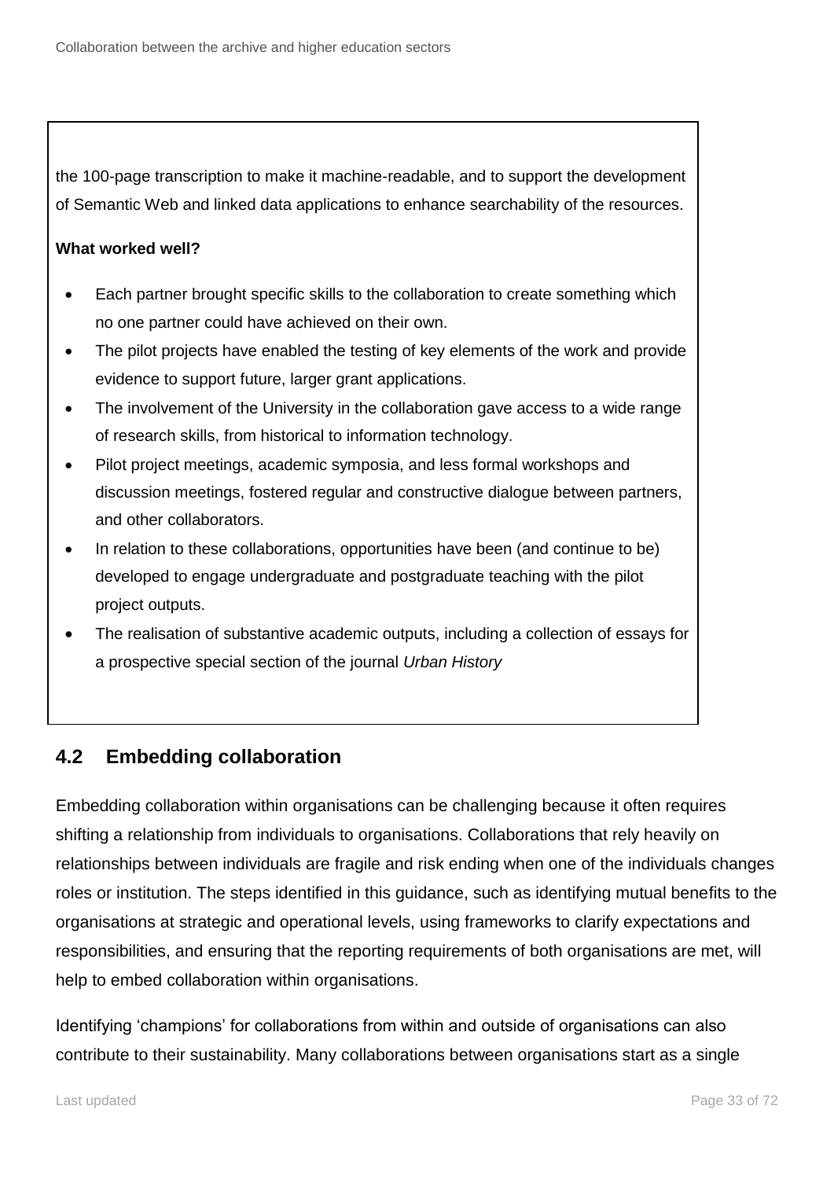the 100-page transcription to make it machine-readable, and to support the development of Semantic Web and linked data applications to enhance searchability of the resources.

**What worked well?**

- Each partner brought specific skills to the collaboration to create something which no one partner could have achieved on their own.
- The pilot projects have enabled the testing of key elements of the work and provide evidence to support future, larger grant applications.
- The involvement of the University in the collaboration gave access to a wide range of research skills, from historical to information technology.
- Pilot project meetings, academic symposia, and less formal workshops and discussion meetings, fostered regular and constructive dialogue between partners, and other collaborators.
- In relation to these collaborations, opportunities have been (and continue to be) developed to engage undergraduate and postgraduate teaching with the pilot project outputs.
- The realisation of substantive academic outputs, including a collection of essays for a prospective special section of the journal *Urban History*

## 4.2 Embedding collaboration

Embedding collaboration within organisations can be challenging because it often requires shifting a relationship from individuals to organisations. Collaborations that rely heavily on relationships between individuals are fragile and risk ending when one of the individuals changes roles or institution. The steps identified in this guidance, such as identifying mutual benefits to the organisations at strategic and operational levels, using frameworks to clarify expectations and responsibilities, and ensuring that the reporting requirements of both organisations are met, will help to embed collaboration within organisations.

Identifying 'champions' for collaborations from within and outside of organisations can also contribute to their sustainability. Many collaborations between organisations start as a single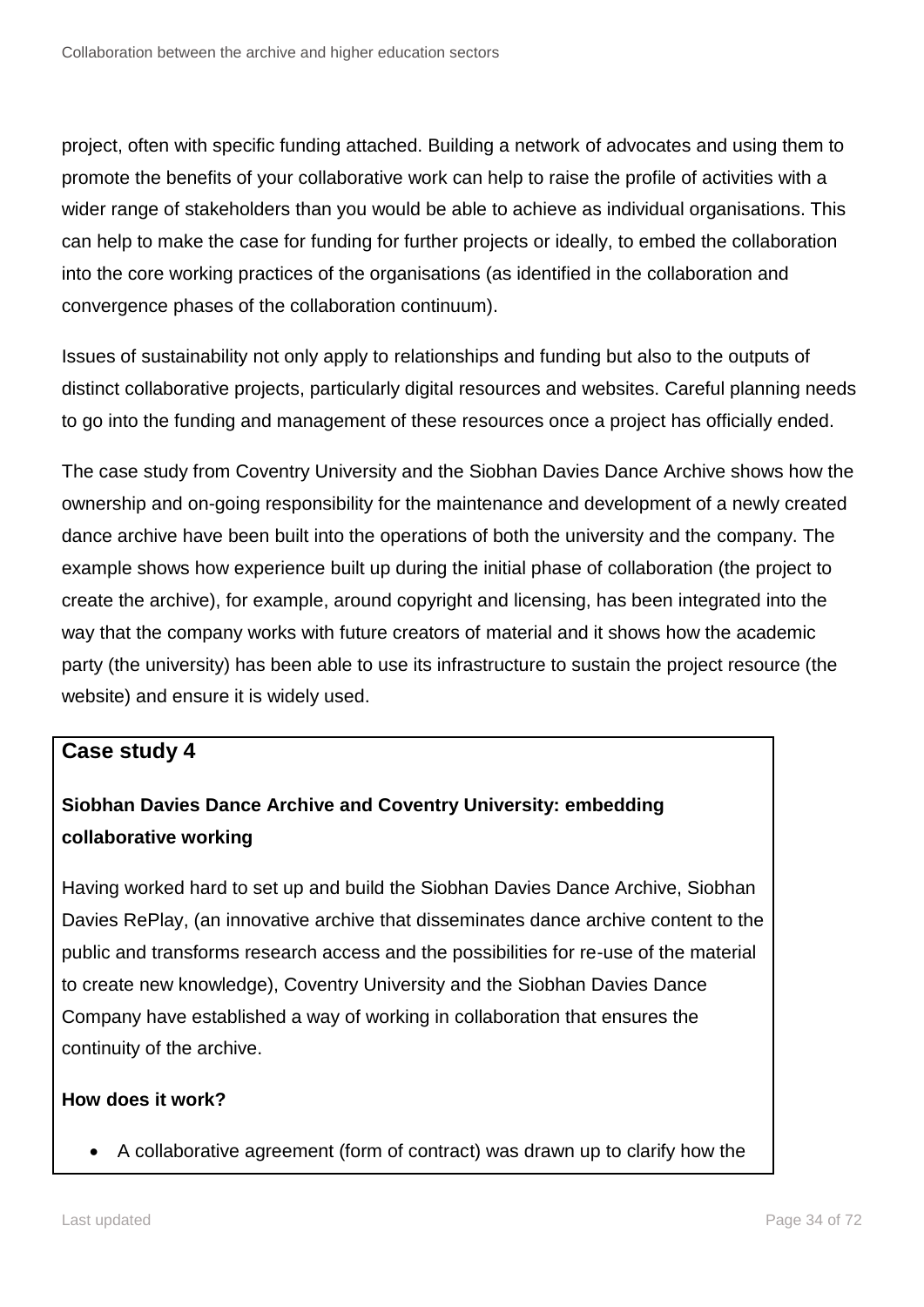project, often with specific funding attached. Building a network of advocates and using them to promote the benefits of your collaborative work can help to raise the profile of activities with a wider range of stakeholders than you would be able to achieve as individual organisations. This can help to make the case for funding for further projects or ideally, to embed the collaboration into the core working practices of the organisations (as identified in the collaboration and convergence phases of the collaboration continuum).

Issues of sustainability not only apply to relationships and funding but also to the outputs of distinct collaborative projects, particularly digital resources and websites. Careful planning needs to go into the funding and management of these resources once a project has officially ended.

The case study from Coventry University and the Siobhan Davies Dance Archive shows how the ownership and on-going responsibility for the maintenance and development of a newly created dance archive have been built into the operations of both the university and the company. The example shows how experience built up during the initial phase of collaboration (the project to create the archive), for example, around copyright and licensing, has been integrated into the way that the company works with future creators of material and it shows how the academic party (the university) has been able to use its infrastructure to sustain the project resource (the website) and ensure it is widely used.

## Case study 4

### Siobhan Davies Dance Archive and Coventry University: embedding collaborative working

Having worked hard to set up and build the Siobhan Davies Dance Archive, Siobhan Davies RePlay, (an innovative archive that disseminates dance archive content to the public and transforms research access and the possibilities for re-use of the material to create new knowledge), Coventry University and the Siobhan Davies Dance Company have established a way of working in collaboration that ensures the continuity of the archive.

**How does it work?**

- A collaborative agreement (form of contract) was drawn up to clarify how the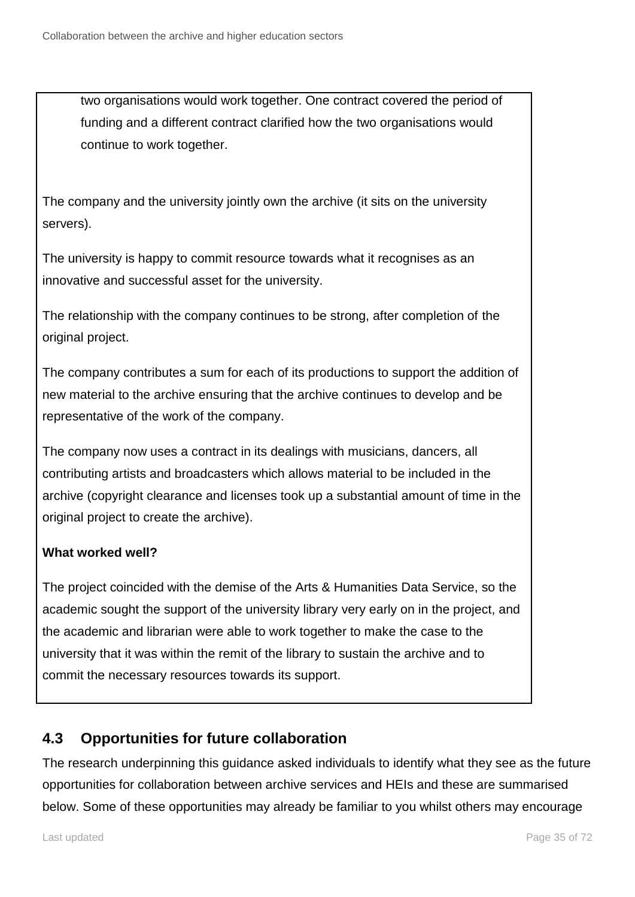two organisations would work together. One contract covered the period of funding and a different contract clarified how the two organisations would continue to work together.

The company and the university jointly own the archive (it sits on the university servers).

The university is happy to commit resource towards what it recognises as an innovative and successful asset for the university.

The relationship with the company continues to be strong, after completion of the original project.

The company contributes a sum for each of its productions to support the addition of new material to the archive ensuring that the archive continues to develop and be representative of the work of the company.

The company now uses a contract in its dealings with musicians, dancers, all contributing artists and broadcasters which allows material to be included in the archive (copyright clearance and licenses took up a substantial amount of time in the original project to create the archive).

**What worked well?**

The project coincided with the demise of the Arts & Humanities Data Service, so the academic sought the support of the university library very early on in the project, and the academic and librarian were able to work together to make the case to the university that it was within the remit of the library to sustain the archive and to commit the necessary resources towards its support.

## 4.3 Opportunities for future collaboration

The research underpinning this guidance asked individuals to identify what they see as the future opportunities for collaboration between archive services and HEIs and these are summarised below. Some of these opportunities may already be familiar to you whilst others may encourage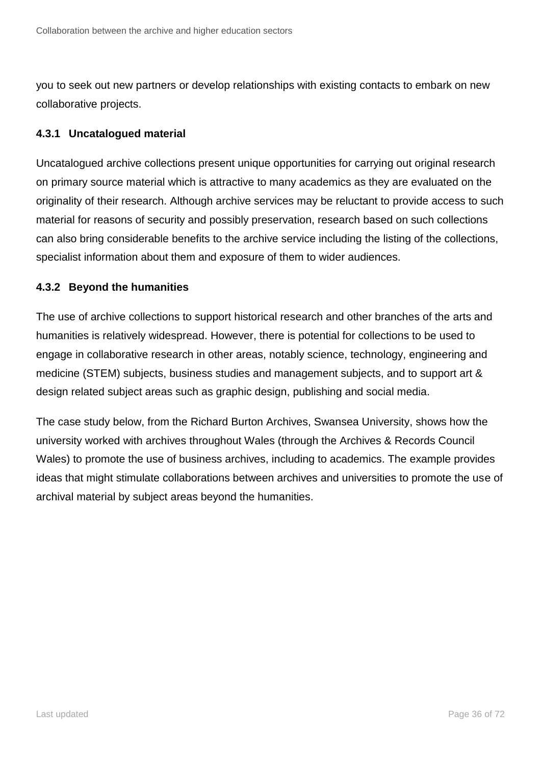you to seek out new partners or develop relationships with existing contacts to embark on new collaborative projects.

### 4.3.1 Uncatalogued material

Uncatalogued archive collections present unique opportunities for carrying out original research on primary source material which is attractive to many academics as they are evaluated on the originality of their research. Although archive services may be reluctant to provide access to such material for reasons of security and possibly preservation, research based on such collections can also bring considerable benefits to the archive service including the listing of the collections, specialist information about them and exposure of them to wider audiences.

### 4.3.2 Beyond the humanities

The use of archive collections to support historical research and other branches of the arts and humanities is relatively widespread. However, there is potential for collections to be used to engage in collaborative research in other areas, notably science, technology, engineering and medicine (STEM) subjects, business studies and management subjects, and to support art & design related subject areas such as graphic design, publishing and social media.

The case study below, from the Richard Burton Archives, Swansea University, shows how the university worked with archives throughout Wales (through the Archives & Records Council Wales) to promote the use of business archives, including to academics. The example provides ideas that might stimulate collaborations between archives and universities to promote the use of archival material by subject areas beyond the humanities.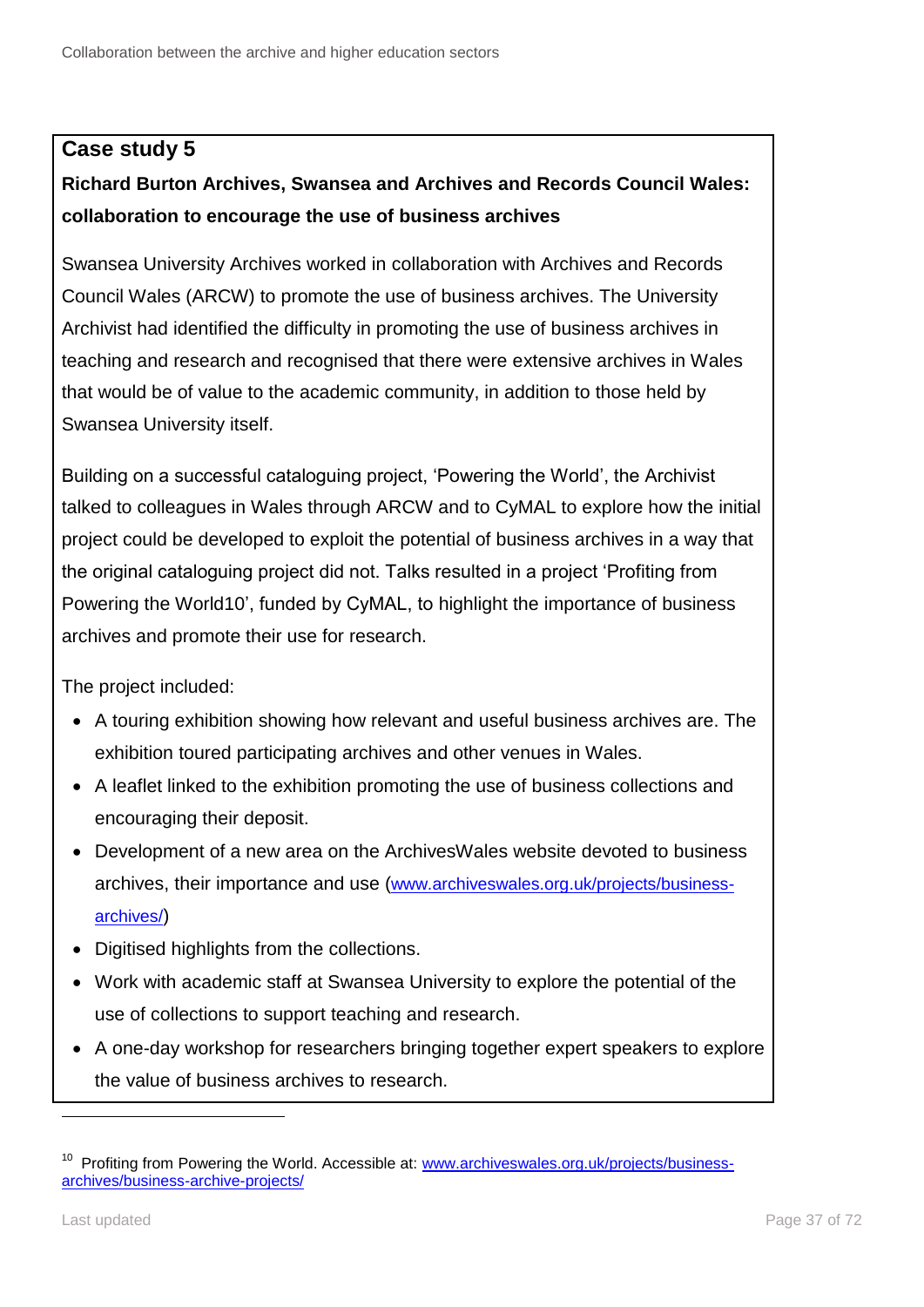## Case study 5

**Richard Burton Archives, Swansea and Archives and Records Council Wales: collaboration to encourage the use of business archives**

Swansea University Archives worked in collaboration with Archives and Records Council Wales (ARCW) to promote the use of business archives. The University Archivist had identified the difficulty in promoting the use of business archives in teaching and research and recognised that there were extensive archives in Wales that would be of value to the academic community, in addition to those held by Swansea University itself.

Building on a successful cataloguing project, 'Powering the World', the Archivist talked to colleagues in Wales through ARCW and to CyMAL to explore how the initial project could be developed to exploit the potential of business archives in a way that the original cataloguing project did not. Talks resulted in a project 'Profiting from Powering the World[10]', funded by CyMAL, to highlight the importance of business archives and promote their use for research.

The project included:

- A touring exhibition showing how relevant and useful business archives are. The exhibition toured participating archives and other venues in Wales.
- A leaflet linked to the exhibition promoting the use of business collections and encouraging their deposit.
- Development of a new area on the ArchivesWales website devoted to business archives, their importance and use ([www.archiveswales.org.uk/projects/business-archives/](www.archiveswales.org.uk/projects/business-archives/))
- Digitised highlights from the collections.
- Work with academic staff at Swansea University to explore the potential of the use of collections to support teaching and research.
- A one-day workshop for researchers bringing together expert speakers to explore the value of business archives to research.

---

[10] Profiting from Powering the World. Accessible at: [www.archiveswales.org.uk/projects/business-archives/business-archive-projects/](www.archiveswales.org.uk/projects/business-archives/business-archive-projects/)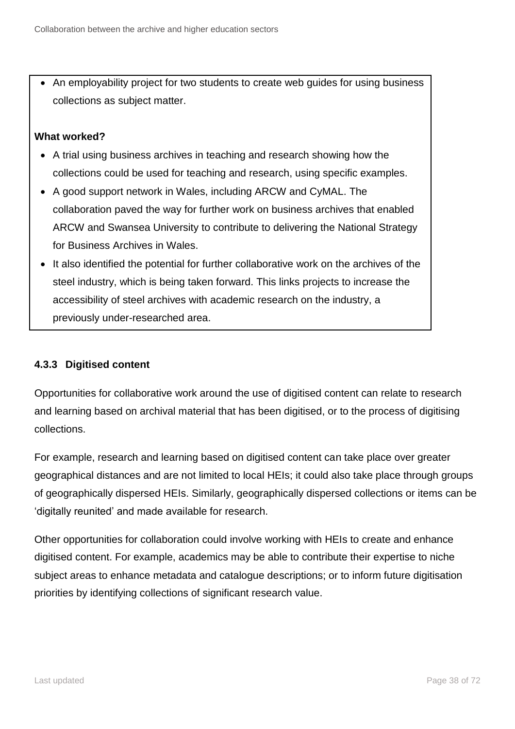- An employability project for two students to create web guides for using business collections as subject matter.

**What worked?**

- A trial using business archives in teaching and research showing how the collections could be used for teaching and research, using specific examples.
- A good support network in Wales, including ARCW and CyMAL. The collaboration paved the way for further work on business archives that enabled ARCW and Swansea University to contribute to delivering the National Strategy for Business Archives in Wales.
- It also identified the potential for further collaborative work on the archives of the steel industry, which is being taken forward. This links projects to increase the accessibility of steel archives with academic research on the industry, a previously under-researched area.

#### 4.3.3 Digitised content

Opportunities for collaborative work around the use of digitised content can relate to research and learning based on archival material that has been digitised, or to the process of digitising collections.

For example, research and learning based on digitised content can take place over greater geographical distances and are not limited to local HEIs; it could also take place through groups of geographically dispersed HEIs. Similarly, geographically dispersed collections or items can be 'digitally reunited' and made available for research.

Other opportunities for collaboration could involve working with HEIs to create and enhance digitised content. For example, academics may be able to contribute their expertise to niche subject areas to enhance metadata and catalogue descriptions; or to inform future digitisation priorities by identifying collections of significant research value.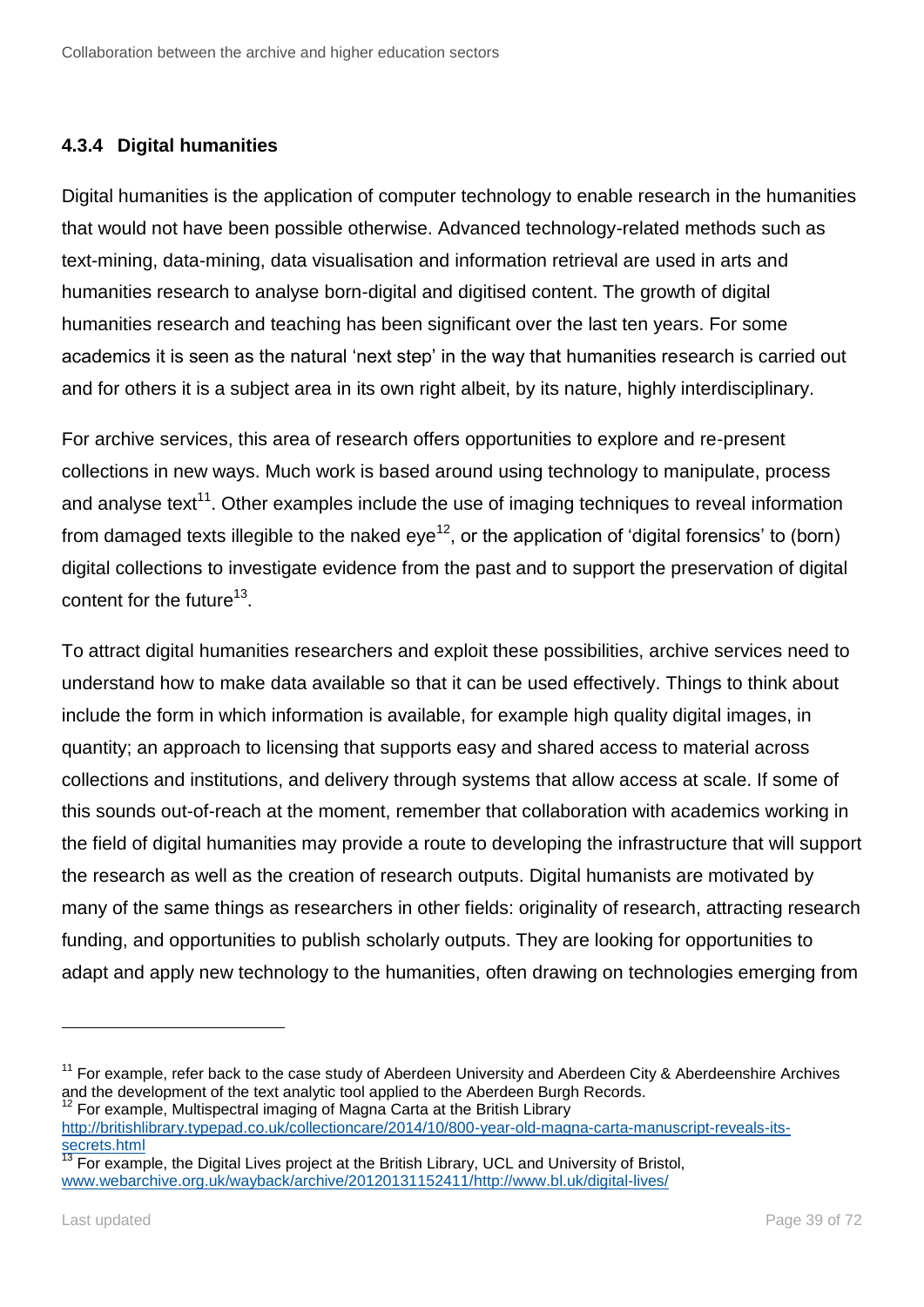### 4.3.4 Digital humanities

Digital humanities is the application of computer technology to enable research in the humanities that would not have been possible otherwise. Advanced technology-related methods such as text-mining, data-mining, data visualisation and information retrieval are used in arts and humanities research to analyse born-digital and digitised content. The growth of digital humanities research and teaching has been significant over the last ten years. For some academics it is seen as the natural 'next step' in the way that humanities research is carried out and for others it is a subject area in its own right albeit, by its nature, highly interdisciplinary.

For archive services, this area of research offers opportunities to explore and re-present collections in new ways. Much work is based around using technology to manipulate, process and analyse text[11]. Other examples include the use of imaging techniques to reveal information from damaged texts illegible to the naked eye[12], or the application of 'digital forensics' to (born) digital collections to investigate evidence from the past and to support the preservation of digital content for the future[13].

To attract digital humanities researchers and exploit these possibilities, archive services need to understand how to make data available so that it can be used effectively. Things to think about include the form in which information is available, for example high quality digital images, in quantity; an approach to licensing that supports easy and shared access to material across collections and institutions, and delivery through systems that allow access at scale. If some of this sounds out-of-reach at the moment, remember that collaboration with academics working in the field of digital humanities may provide a route to developing the infrastructure that will support the research as well as the creation of research outputs. Digital humanists are motivated by many of the same things as researchers in other fields: originality of research, attracting research funding, and opportunities to publish scholarly outputs. They are looking for opportunities to adapt and apply new technology to the humanities, often drawing on technologies emerging from

---

[11] For example, refer back to the case study of Aberdeen University and Aberdeen City & Aberdeenshire Archives and the development of the text analytic tool applied to the Aberdeen Burgh Records.

[12] For example, Multispectral imaging of Magna Carta at the British Library http://britishlibrary.typepad.co.uk/collectioncare/2014/10/800-year-old-magna-carta-manuscript-reveals-its-secrets.html

[13] For example, the Digital Lives project at the British Library, UCL and University of Bristol, www.webarchive.org.uk/wayback/archive/20120131152411/http://www.bl.uk/digital-lives/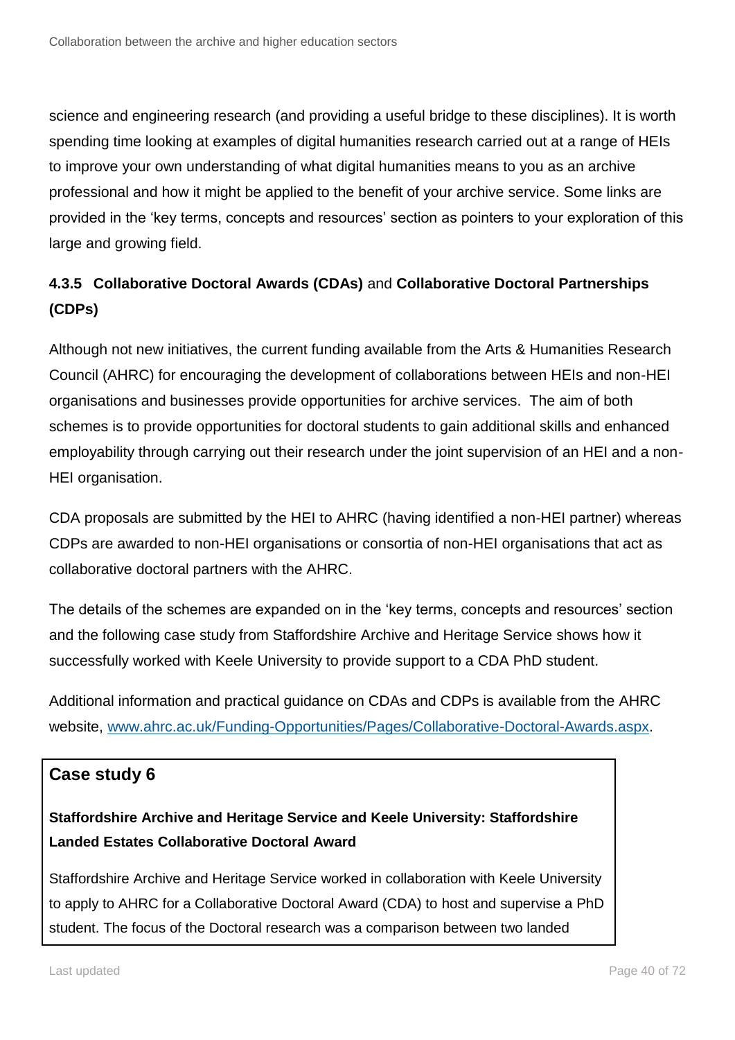science and engineering research (and providing a useful bridge to these disciplines). It is worth spending time looking at examples of digital humanities research carried out at a range of HEIs to improve your own understanding of what digital humanities means to you as an archive professional and how it might be applied to the benefit of your archive service. Some links are provided in the 'key terms, concepts and resources' section as pointers to your exploration of this large and growing field.

### 4.3.5 **Collaborative Doctoral Awards (CDAs)** and **Collaborative Doctoral Partnerships (CDPs)**

Although not new initiatives, the current funding available from the Arts & Humanities Research Council (AHRC) for encouraging the development of collaborations between HEIs and non-HEI organisations and businesses provide opportunities for archive services. The aim of both schemes is to provide opportunities for doctoral students to gain additional skills and enhanced employability through carrying out their research under the joint supervision of an HEI and a non-HEI organisation.

CDA proposals are submitted by the HEI to AHRC (having identified a non-HEI partner) whereas CDPs are awarded to non-HEI organisations or consortia of non-HEI organisations that act as collaborative doctoral partners with the AHRC.

The details of the schemes are expanded on in the 'key terms, concepts and resources' section and the following case study from Staffordshire Archive and Heritage Service shows how it successfully worked with Keele University to provide support to a CDA PhD student.

Additional information and practical guidance on CDAs and CDPs is available from the AHRC website, [www.ahrc.ac.uk/Funding-Opportunities/Pages/Collaborative-Doctoral-Awards.aspx](http://www.ahrc.ac.uk/Funding-Opportunities/Pages/Collaborative-Doctoral-Awards.aspx).

**Case study 6**

**Staffordshire Archive and Heritage Service and Keele University: Staffordshire Landed Estates Collaborative Doctoral Award**

Staffordshire Archive and Heritage Service worked in collaboration with Keele University to apply to AHRC for a Collaborative Doctoral Award (CDA) to host and supervise a PhD student. The focus of the Doctoral research was a comparison between two landed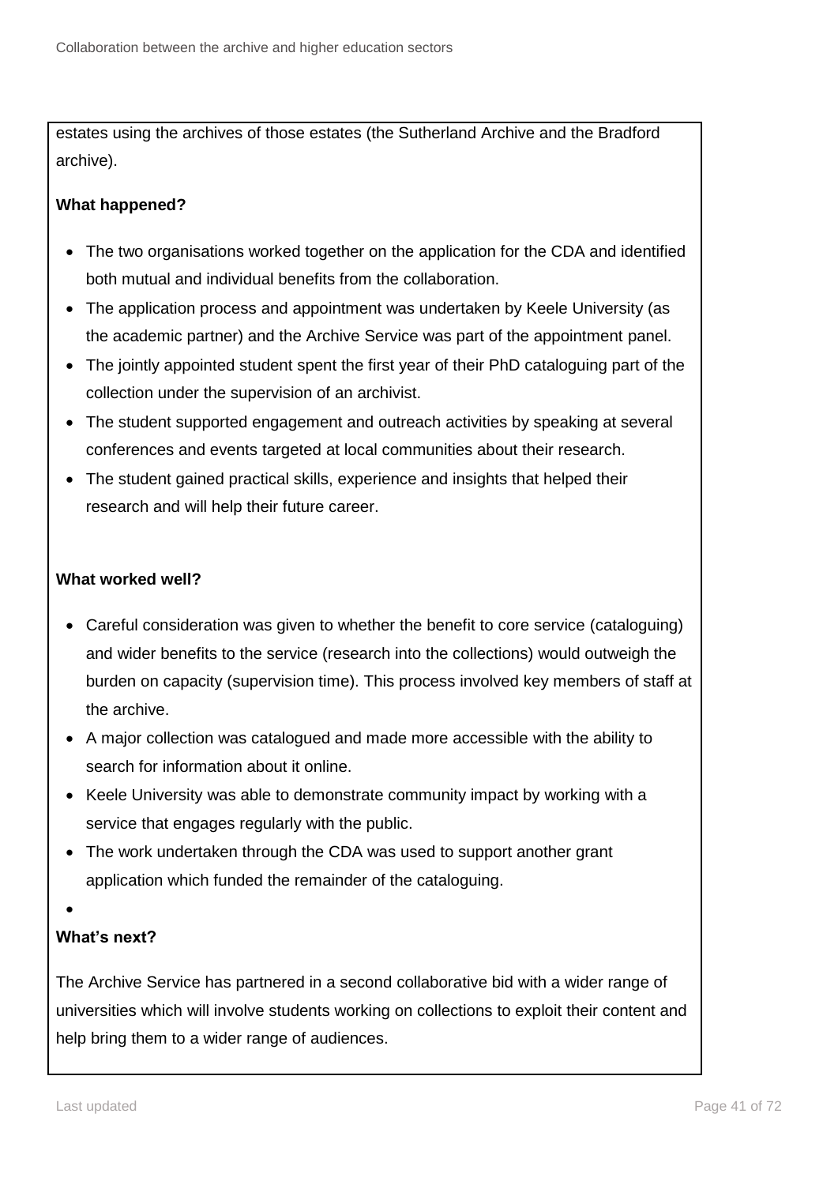estates using the archives of those estates (the Sutherland Archive and the Bradford archive).

**What happened?**

- The two organisations worked together on the application for the CDA and identified both mutual and individual benefits from the collaboration.
- The application process and appointment was undertaken by Keele University (as the academic partner) and the Archive Service was part of the appointment panel.
- The jointly appointed student spent the first year of their PhD cataloguing part of the collection under the supervision of an archivist.
- The student supported engagement and outreach activities by speaking at several conferences and events targeted at local communities about their research.
- The student gained practical skills, experience and insights that helped their research and will help their future career.

**What worked well?**

- Careful consideration was given to whether the benefit to core service (cataloguing) and wider benefits to the service (research into the collections) would outweigh the burden on capacity (supervision time). This process involved key members of staff at the archive.
- A major collection was catalogued and made more accessible with the ability to search for information about it online.
- Keele University was able to demonstrate community impact by working with a service that engages regularly with the public.
- The work undertaken through the CDA was used to support another grant application which funded the remainder of the cataloguing.

**What's next?**

The Archive Service has partnered in a second collaborative bid with a wider range of universities which will involve students working on collections to exploit their content and help bring them to a wider range of audiences.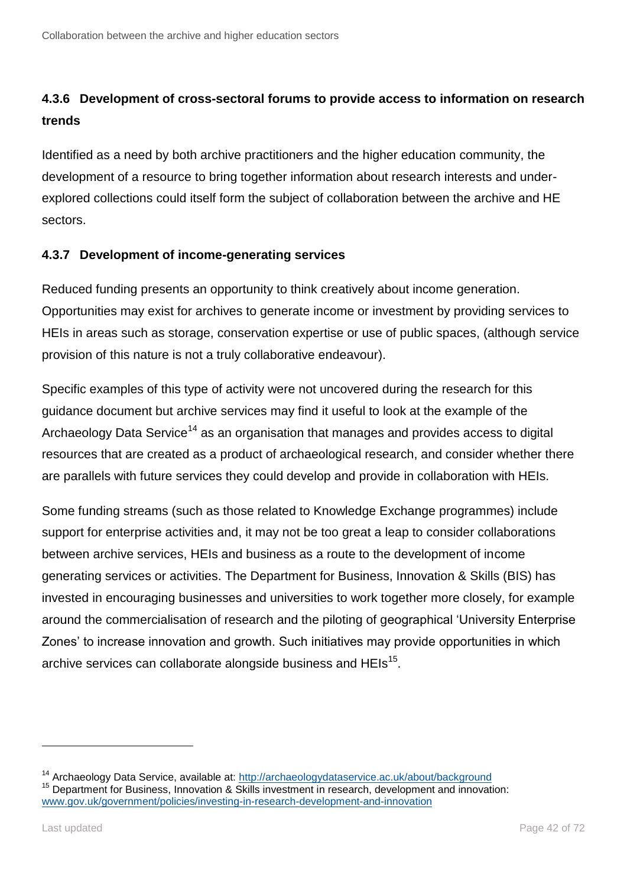#### 4.3.6 Development of cross-sectoral forums to provide access to information on research trends

Identified as a need by both archive practitioners and the higher education community, the development of a resource to bring together information about research interests and under-explored collections could itself form the subject of collaboration between the archive and HE sectors.

#### 4.3.7 Development of income-generating services

Reduced funding presents an opportunity to think creatively about income generation. Opportunities may exist for archives to generate income or investment by providing services to HEIs in areas such as storage, conservation expertise or use of public spaces, (although service provision of this nature is not a truly collaborative endeavour).

Specific examples of this type of activity were not uncovered during the research for this guidance document but archive services may find it useful to look at the example of the Archaeology Data Service[14] as an organisation that manages and provides access to digital resources that are created as a product of archaeological research, and consider whether there are parallels with future services they could develop and provide in collaboration with HEIs.

Some funding streams (such as those related to Knowledge Exchange programmes) include support for enterprise activities and, it may not be too great a leap to consider collaborations between archive services, HEIs and business as a route to the development of income generating services or activities. The Department for Business, Innovation & Skills (BIS) has invested in encouraging businesses and universities to work together more closely, for example around the commercialisation of research and the piloting of geographical 'University Enterprise Zones' to increase innovation and growth. Such initiatives may provide opportunities in which archive services can collaborate alongside business and HEIs[15].

---

[14] Archaeology Data Service, available at: http://archaeologydataservice.ac.uk/about/background

[15] Department for Business, Innovation & Skills investment in research, development and innovation: www.gov.uk/government/policies/investing-in-research-development-and-innovation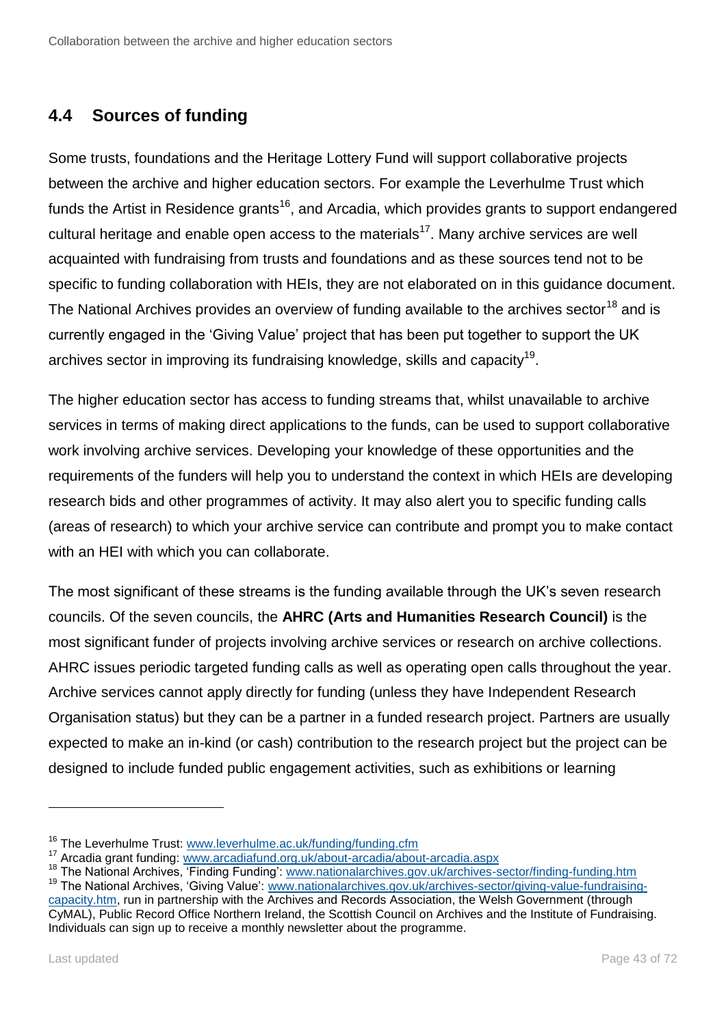## 4.4 Sources of funding

Some trusts, foundations and the Heritage Lottery Fund will support collaborative projects between the archive and higher education sectors. For example the Leverhulme Trust which funds the Artist in Residence grants[16], and Arcadia, which provides grants to support endangered cultural heritage and enable open access to the materials[17]. Many archive services are well acquainted with fundraising from trusts and foundations and as these sources tend not to be specific to funding collaboration with HEIs, they are not elaborated on in this guidance document. The National Archives provides an overview of funding available to the archives sector[18] and is currently engaged in the 'Giving Value' project that has been put together to support the UK archives sector in improving its fundraising knowledge, skills and capacity[19].

The higher education sector has access to funding streams that, whilst unavailable to archive services in terms of making direct applications to the funds, can be used to support collaborative work involving archive services. Developing your knowledge of these opportunities and the requirements of the funders will help you to understand the context in which HEIs are developing research bids and other programmes of activity. It may also alert you to specific funding calls (areas of research) to which your archive service can contribute and prompt you to make contact with an HEI with which you can collaborate.

The most significant of these streams is the funding available through the UK's seven research councils. Of the seven councils, the **AHRC (Arts and Humanities Research Council)** is the most significant funder of projects involving archive services or research on archive collections. AHRC issues periodic targeted funding calls as well as operating open calls throughout the year. Archive services cannot apply directly for funding (unless they have Independent Research Organisation status) but they can be a partner in a funded research project. Partners are usually expected to make an in-kind (or cash) contribution to the research project but the project can be designed to include funded public engagement activities, such as exhibitions or learning

---

[16] The Leverhulme Trust: www.leverhulme.ac.uk/funding/funding.cfm

[17] Arcadia grant funding: www.arcadiafund.org.uk/about-arcadia/about-arcadia.aspx

[18] The National Archives, 'Finding Funding': www.nationalarchives.gov.uk/archives-sector/finding-funding.htm

[19] The National Archives, 'Giving Value': www.nationalarchives.gov.uk/archives-sector/giving-value-fundraising-capacity.htm, run in partnership with the Archives and Records Association, the Welsh Government (through CyMAL), Public Record Office Northern Ireland, the Scottish Council on Archives and the Institute of Fundraising. Individuals can sign up to receive a monthly newsletter about the programme.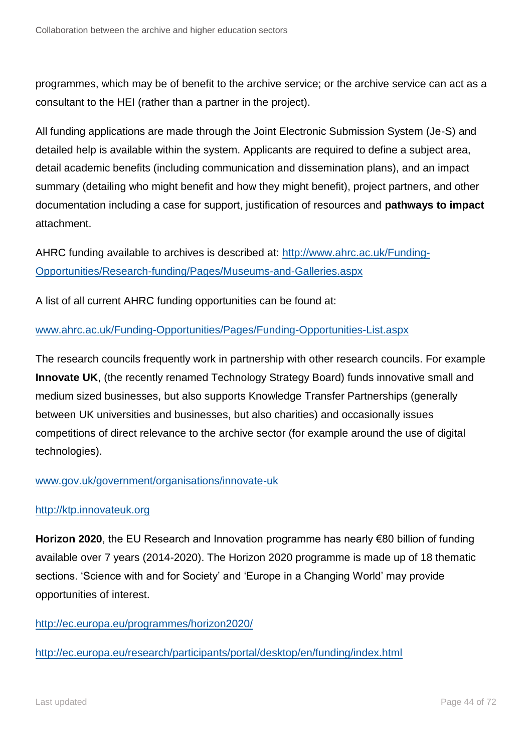programmes, which may be of benefit to the archive service; or the archive service can act as a consultant to the HEI (rather than a partner in the project).

All funding applications are made through the Joint Electronic Submission System (Je-S) and detailed help is available within the system. Applicants are required to define a subject area, detail academic benefits (including communication and dissemination plans), and an impact summary (detailing who might benefit and how they might benefit), project partners, and other documentation including a case for support, justification of resources and **pathways to impact** attachment.

AHRC funding available to archives is described at: [http://www.ahrc.ac.uk/Funding-Opportunities/Research-funding/Pages/Museums-and-Galleries.aspx](http://www.ahrc.ac.uk/Funding-Opportunities/Research-funding/Pages/Museums-and-Galleries.aspx)

A list of all current AHRC funding opportunities can be found at:

[www.ahrc.ac.uk/Funding-Opportunities/Pages/Funding-Opportunities-List.aspx](www.ahrc.ac.uk/Funding-Opportunities/Pages/Funding-Opportunities-List.aspx)

The research councils frequently work in partnership with other research councils. For example **Innovate UK**, (the recently renamed Technology Strategy Board) funds innovative small and medium sized businesses, but also supports Knowledge Transfer Partnerships (generally between UK universities and businesses, but also charities) and occasionally issues competitions of direct relevance to the archive sector (for example around the use of digital technologies).

[www.gov.uk/government/organisations/innovate-uk](www.gov.uk/government/organisations/innovate-uk)

[http://ktp.innovateuk.org](http://ktp.innovateuk.org)

**Horizon 2020**, the EU Research and Innovation programme has nearly €80 billion of funding available over 7 years (2014-2020). The Horizon 2020 programme is made up of 18 thematic sections. 'Science with and for Society' and 'Europe in a Changing World' may provide opportunities of interest.

[http://ec.europa.eu/programmes/horizon2020/](http://ec.europa.eu/programmes/horizon2020/)

[http://ec.europa.eu/research/participants/portal/desktop/en/funding/index.html](http://ec.europa.eu/research/participants/portal/desktop/en/funding/index.html)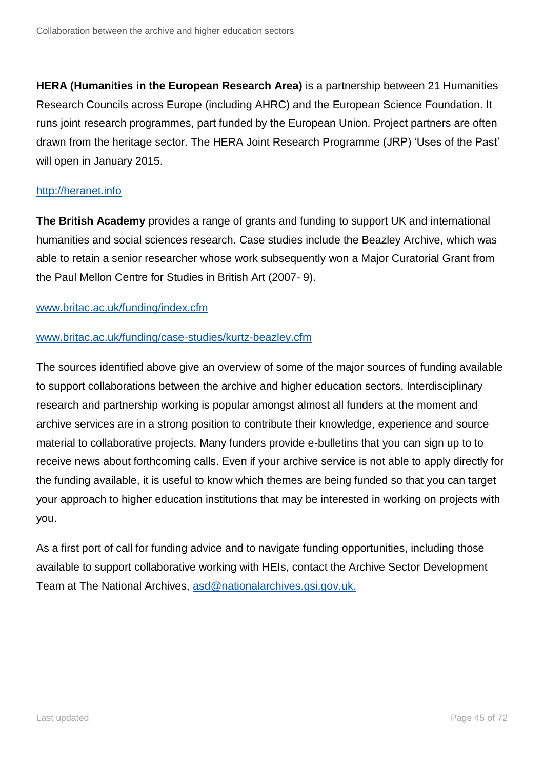**HERA (Humanities in the European Research Area)** is a partnership between 21 Humanities Research Councils across Europe (including AHRC) and the European Science Foundation. It runs joint research programmes, part funded by the European Union. Project partners are often drawn from the heritage sector. The HERA Joint Research Programme (JRP) 'Uses of the Past' will open in January 2015.

http://heranet.info

**The British Academy** provides a range of grants and funding to support UK and international humanities and social sciences research. Case studies include the Beazley Archive, which was able to retain a senior researcher whose work subsequently won a Major Curatorial Grant from the Paul Mellon Centre for Studies in British Art (2007- 9).

www.britac.ac.uk/funding/index.cfm

www.britac.ac.uk/funding/case-studies/kurtz-beazley.cfm

The sources identified above give an overview of some of the major sources of funding available to support collaborations between the archive and higher education sectors. Interdisciplinary research and partnership working is popular amongst almost all funders at the moment and archive services are in a strong position to contribute their knowledge, experience and source material to collaborative projects. Many funders provide e-bulletins that you can sign up to to receive news about forthcoming calls. Even if your archive service is not able to apply directly for the funding available, it is useful to know which themes are being funded so that you can target your approach to higher education institutions that may be interested in working on projects with you.

As a first port of call for funding advice and to navigate funding opportunities, including those available to support collaborative working with HEIs, contact the Archive Sector Development Team at The National Archives, asd@nationalarchives.gsi.gov.uk.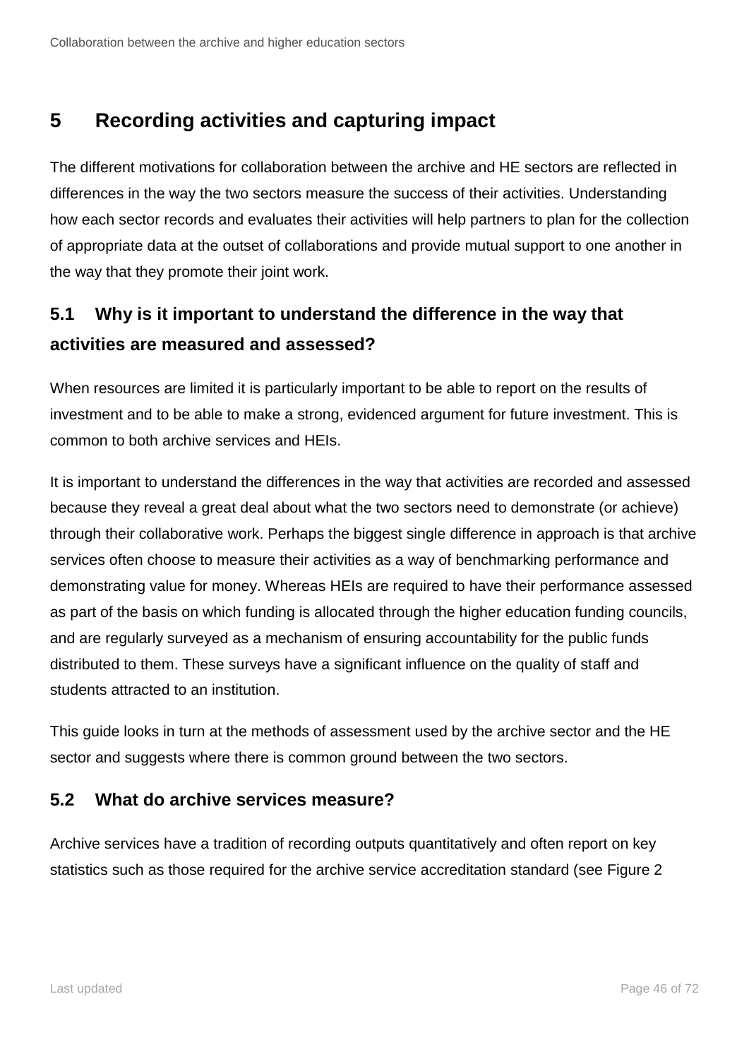# 5 Recording activities and capturing impact

The different motivations for collaboration between the archive and HE sectors are reflected in differences in the way the two sectors measure the success of their activities. Understanding how each sector records and evaluates their activities will help partners to plan for the collection of appropriate data at the outset of collaborations and provide mutual support to one another in the way that they promote their joint work.

## 5.1 Why is it important to understand the difference in the way that activities are measured and assessed?

When resources are limited it is particularly important to be able to report on the results of investment and to be able to make a strong, evidenced argument for future investment. This is common to both archive services and HEIs.

It is important to understand the differences in the way that activities are recorded and assessed because they reveal a great deal about what the two sectors need to demonstrate (or achieve) through their collaborative work. Perhaps the biggest single difference in approach is that archive services often choose to measure their activities as a way of benchmarking performance and demonstrating value for money. Whereas HEIs are required to have their performance assessed as part of the basis on which funding is allocated through the higher education funding councils, and are regularly surveyed as a mechanism of ensuring accountability for the public funds distributed to them. These surveys have a significant influence on the quality of staff and students attracted to an institution.

This guide looks in turn at the methods of assessment used by the archive sector and the HE sector and suggests where there is common ground between the two sectors.

## 5.2 What do archive services measure?

Archive services have a tradition of recording outputs quantitatively and often report on key statistics such as those required for the archive service accreditation standard (see Figure 2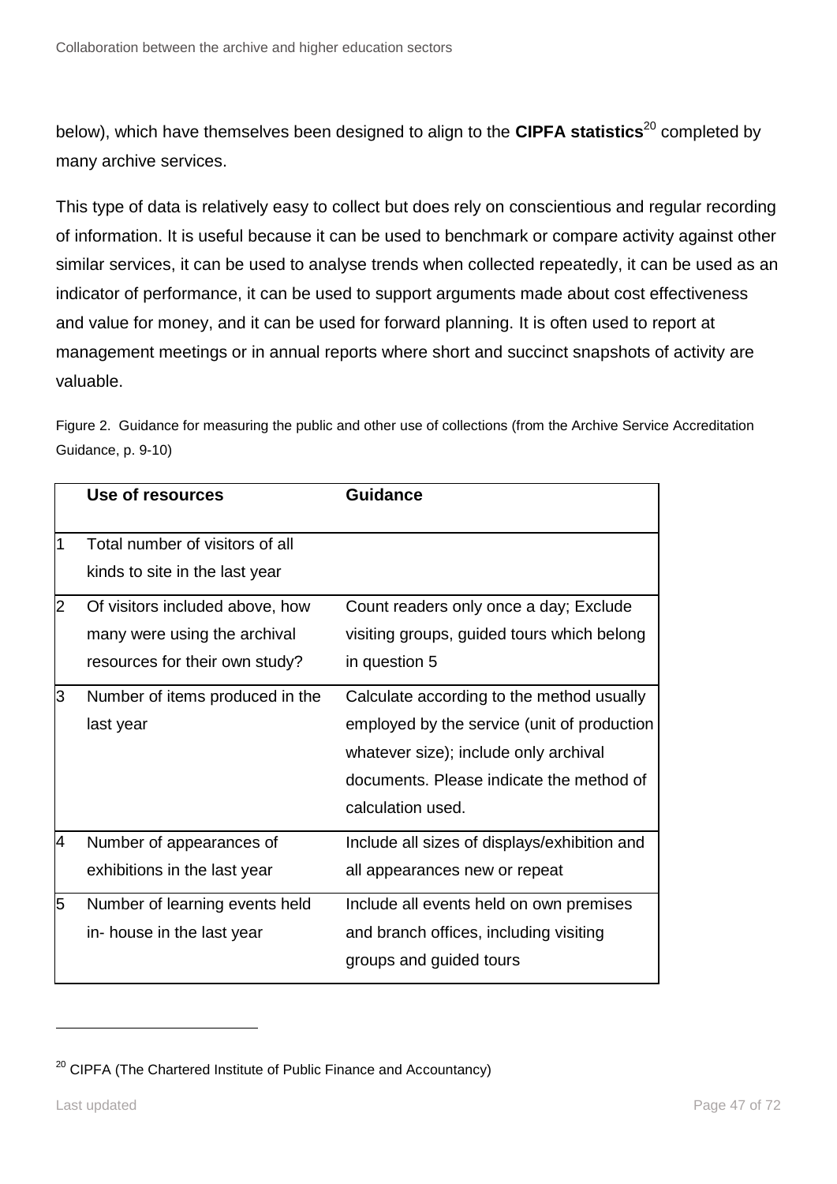below), which have themselves been designed to align to the **CIPFA statistics**[20] completed by many archive services.

This type of data is relatively easy to collect but does rely on conscientious and regular recording of information. It is useful because it can be used to benchmark or compare activity against other similar services, it can be used to analyse trends when collected repeatedly, it can be used as an indicator of performance, it can be used to support arguments made about cost effectiveness and value for money, and it can be used for forward planning. It is often used to report at management meetings or in annual reports where short and succinct snapshots of activity are valuable.

Figure 2. Guidance for measuring the public and other use of collections (from the Archive Service Accreditation Guidance, p. 9-10)

| | Use of resources | Guidance |
|---|---|---|
| 1 | Total number of visitors of all kinds to site in the last year | |
| 2 | Of visitors included above, how many were using the archival resources for their own study? | Count readers only once a day; Exclude visiting groups, guided tours which belong in question 5 |
| 3 | Number of items produced in the last year | Calculate according to the method usually employed by the service (unit of production whatever size); include only archival documents. Please indicate the method of calculation used. |
| 4 | Number of appearances of exhibitions in the last year | Include all sizes of displays/exhibition and all appearances new or repeat |
| 5 | Number of learning events held in- house in the last year | Include all events held on own premises and branch offices, including visiting groups and guided tours |

[20] CIPFA (The Chartered Institute of Public Finance and Accountancy)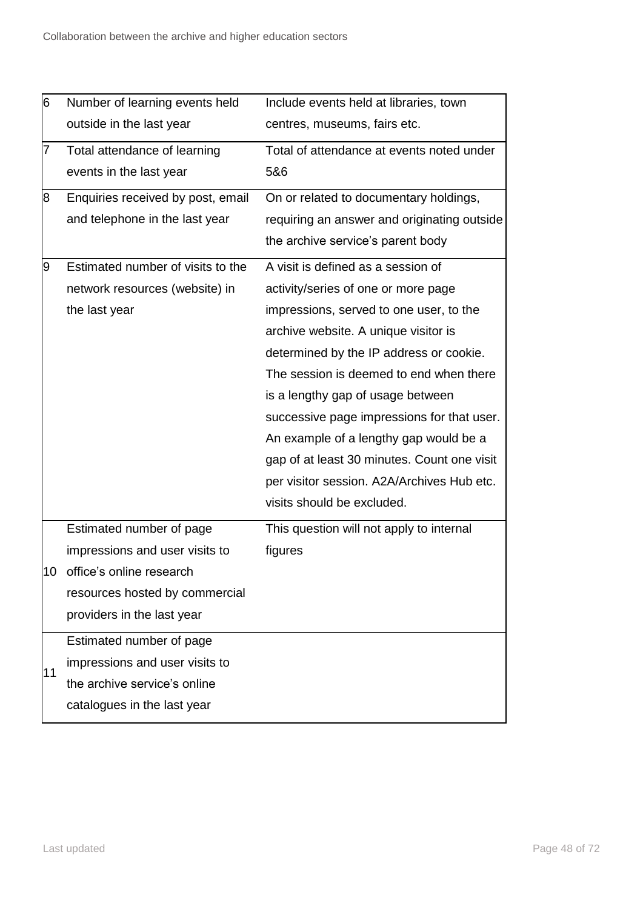| | | |
|---|---|---|
| 6 | Number of learning events held outside in the last year | Include events held at libraries, town centres, museums, fairs etc. |
| 7 | Total attendance of learning events in the last year | Total of attendance at events noted under 5&6 |
| 8 | Enquiries received by post, email and telephone in the last year | On or related to documentary holdings, requiring an answer and originating outside the archive service's parent body |
| 9 | Estimated number of visits to the network resources (website) in the last year | A visit is defined as a session of activity/series of one or more page impressions, served to one user, to the archive website. A unique visitor is determined by the IP address or cookie. The session is deemed to end when there is a lengthy gap of usage between successive page impressions for that user. An example of a lengthy gap would be a gap of at least 30 minutes. Count one visit per visitor session. A2A/Archives Hub etc. visits should be excluded. |
| 10 | Estimated number of page impressions and user visits to office's online research resources hosted by commercial providers in the last year | This question will not apply to internal figures |
| 11 | Estimated number of page impressions and user visits to the archive service's online catalogues in the last year | |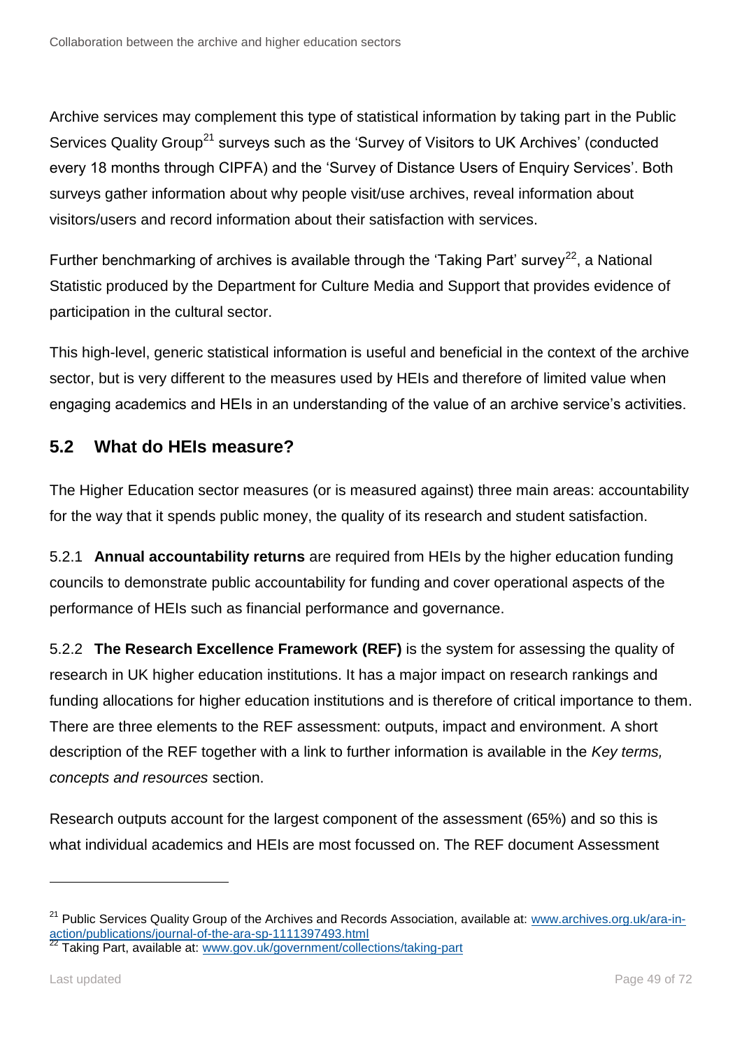Archive services may complement this type of statistical information by taking part in the Public Services Quality Group[21] surveys such as the 'Survey of Visitors to UK Archives' (conducted every 18 months through CIPFA) and the 'Survey of Distance Users of Enquiry Services'. Both surveys gather information about why people visit/use archives, reveal information about visitors/users and record information about their satisfaction with services.

Further benchmarking of archives is available through the 'Taking Part' survey[22], a National Statistic produced by the Department for Culture Media and Support that provides evidence of participation in the cultural sector.

This high-level, generic statistical information is useful and beneficial in the context of the archive sector, but is very different to the measures used by HEIs and therefore of limited value when engaging academics and HEIs in an understanding of the value of an archive service's activities.

## 5.2 What do HEIs measure?

The Higher Education sector measures (or is measured against) three main areas: accountability for the way that it spends public money, the quality of its research and student satisfaction.

5.2.1 **Annual accountability returns** are required from HEIs by the higher education funding councils to demonstrate public accountability for funding and cover operational aspects of the performance of HEIs such as financial performance and governance.

5.2.2 **The Research Excellence Framework (REF)** is the system for assessing the quality of research in UK higher education institutions. It has a major impact on research rankings and funding allocations for higher education institutions and is therefore of critical importance to them. There are three elements to the REF assessment: outputs, impact and environment. A short description of the REF together with a link to further information is available in the *Key terms, concepts and resources* section.

Research outputs account for the largest component of the assessment (65%) and so this is what individual academics and HEIs are most focussed on. The REF document Assessment

---

[21] Public Services Quality Group of the Archives and Records Association, available at: [www.archives.org.uk/ara-in-action/publications/journal-of-the-ara-sp-1111397493.html](www.archives.org.uk/ara-in-action/publications/journal-of-the-ara-sp-1111397493.html)

[22] Taking Part, available at: [www.gov.uk/government/collections/taking-part](www.gov.uk/government/collections/taking-part)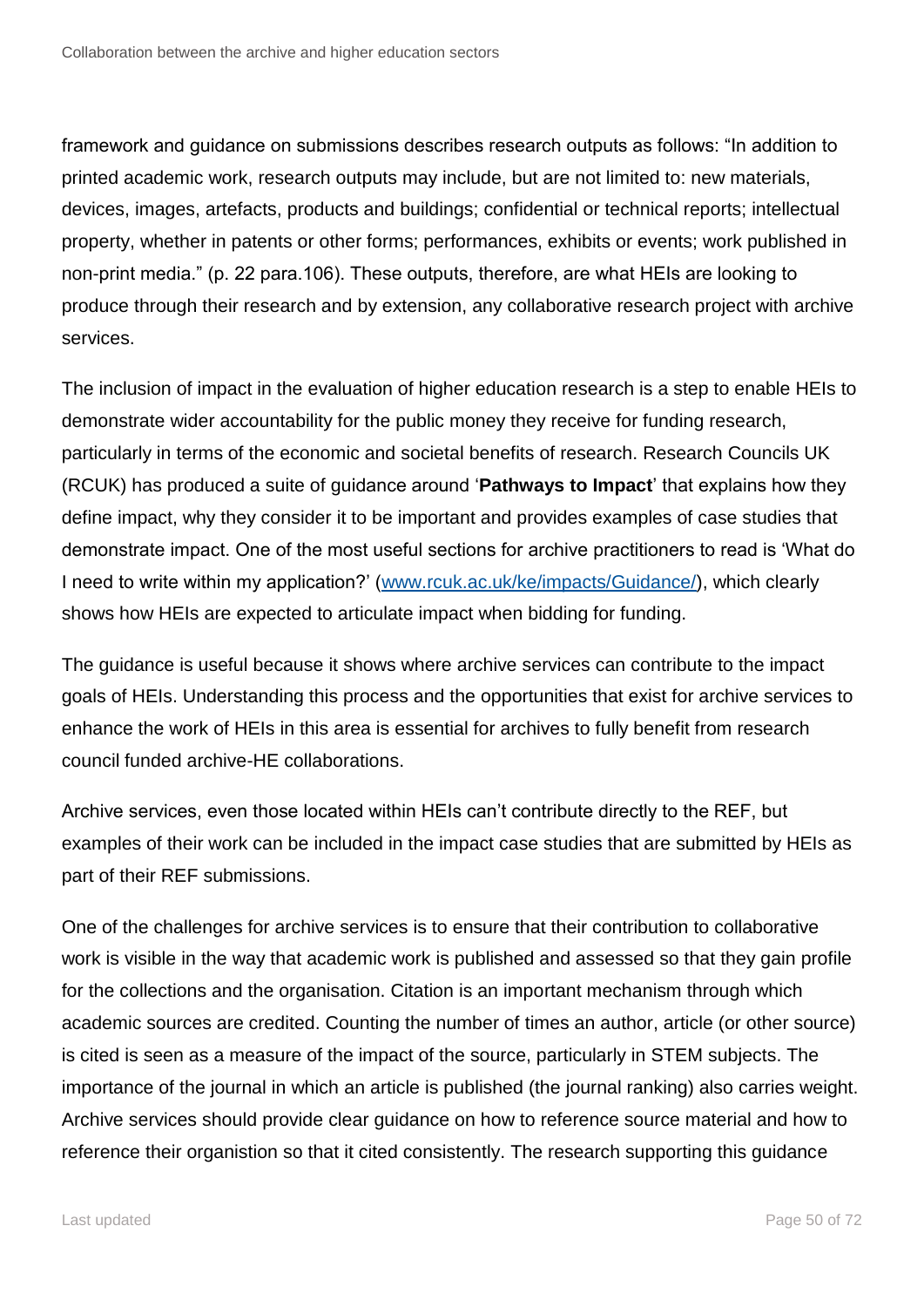framework and guidance on submissions describes research outputs as follows: "In addition to printed academic work, research outputs may include, but are not limited to: new materials, devices, images, artefacts, products and buildings; confidential or technical reports; intellectual property, whether in patents or other forms; performances, exhibits or events; work published in non-print media." (p. 22 para.106). These outputs, therefore, are what HEIs are looking to produce through their research and by extension, any collaborative research project with archive services.

The inclusion of impact in the evaluation of higher education research is a step to enable HEIs to demonstrate wider accountability for the public money they receive for funding research, particularly in terms of the economic and societal benefits of research. Research Councils UK (RCUK) has produced a suite of guidance around '**Pathways to Impact**' that explains how they define impact, why they consider it to be important and provides examples of case studies that demonstrate impact. One of the most useful sections for archive practitioners to read is 'What do I need to write within my application?' ([www.rcuk.ac.uk/ke/impacts/Guidance/](www.rcuk.ac.uk/ke/impacts/Guidance/)), which clearly shows how HEIs are expected to articulate impact when bidding for funding.

The guidance is useful because it shows where archive services can contribute to the impact goals of HEIs. Understanding this process and the opportunities that exist for archive services to enhance the work of HEIs in this area is essential for archives to fully benefit from research council funded archive-HE collaborations.

Archive services, even those located within HEIs can't contribute directly to the REF, but examples of their work can be included in the impact case studies that are submitted by HEIs as part of their REF submissions.

One of the challenges for archive services is to ensure that their contribution to collaborative work is visible in the way that academic work is published and assessed so that they gain profile for the collections and the organisation. Citation is an important mechanism through which academic sources are credited. Counting the number of times an author, article (or other source) is cited is seen as a measure of the impact of the source, particularly in STEM subjects. The importance of the journal in which an article is published (the journal ranking) also carries weight. Archive services should provide clear guidance on how to reference source material and how to reference their organistion so that it cited consistently. The research supporting this guidance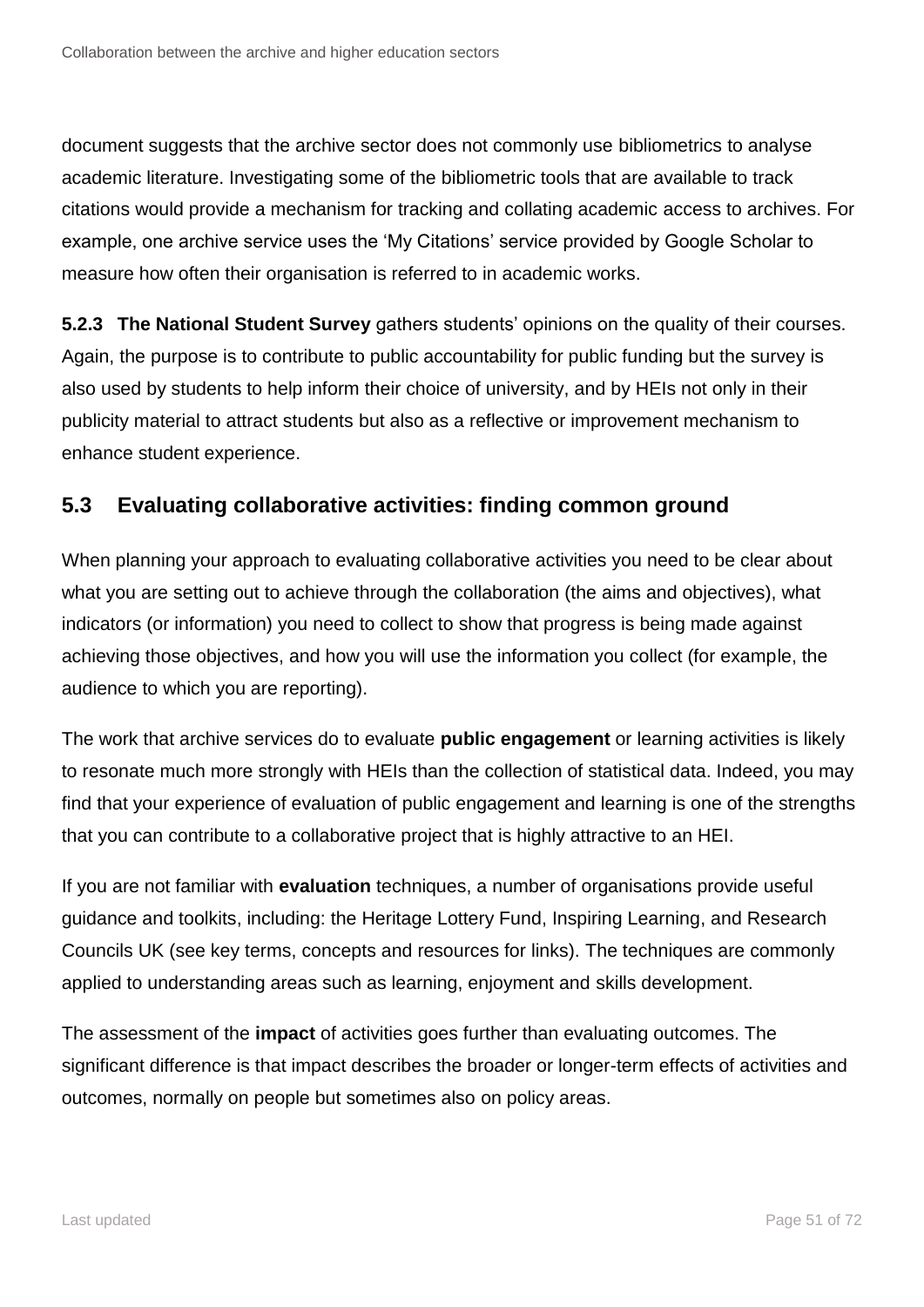document suggests that the archive sector does not commonly use bibliometrics to analyse academic literature. Investigating some of the bibliometric tools that are available to track citations would provide a mechanism for tracking and collating academic access to archives. For example, one archive service uses the 'My Citations' service provided by Google Scholar to measure how often their organisation is referred to in academic works.

**5.2.3 The National Student Survey** gathers students' opinions on the quality of their courses. Again, the purpose is to contribute to public accountability for public funding but the survey is also used by students to help inform their choice of university, and by HEIs not only in their publicity material to attract students but also as a reflective or improvement mechanism to enhance student experience.

## 5.3 Evaluating collaborative activities: finding common ground

When planning your approach to evaluating collaborative activities you need to be clear about what you are setting out to achieve through the collaboration (the aims and objectives), what indicators (or information) you need to collect to show that progress is being made against achieving those objectives, and how you will use the information you collect (for example, the audience to which you are reporting).

The work that archive services do to evaluate **public engagement** or learning activities is likely to resonate much more strongly with HEIs than the collection of statistical data. Indeed, you may find that your experience of evaluation of public engagement and learning is one of the strengths that you can contribute to a collaborative project that is highly attractive to an HEI.

If you are not familiar with **evaluation** techniques, a number of organisations provide useful guidance and toolkits, including: the Heritage Lottery Fund, Inspiring Learning, and Research Councils UK (see key terms, concepts and resources for links). The techniques are commonly applied to understanding areas such as learning, enjoyment and skills development.

The assessment of the **impact** of activities goes further than evaluating outcomes. The significant difference is that impact describes the broader or longer-term effects of activities and outcomes, normally on people but sometimes also on policy areas.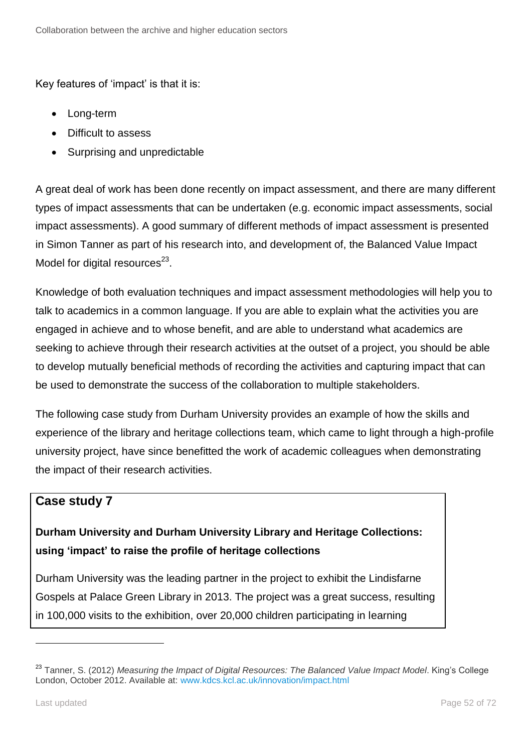Key features of 'impact' is that it is:

- Long-term
- Difficult to assess
- Surprising and unpredictable

A great deal of work has been done recently on impact assessment, and there are many different types of impact assessments that can be undertaken (e.g. economic impact assessments, social impact assessments). A good summary of different methods of impact assessment is presented in Simon Tanner as part of his research into, and development of, the Balanced Value Impact Model for digital resources[23].

Knowledge of both evaluation techniques and impact assessment methodologies will help you to talk to academics in a common language. If you are able to explain what the activities you are engaged in achieve and to whose benefit, and are able to understand what academics are seeking to achieve through their research activities at the outset of a project, you should be able to develop mutually beneficial methods of recording the activities and capturing impact that can be used to demonstrate the success of the collaboration to multiple stakeholders.

The following case study from Durham University provides an example of how the skills and experience of the library and heritage collections team, which came to light through a high-profile university project, have since benefitted the work of academic colleagues when demonstrating the impact of their research activities.

## Case study 7

**Durham University and Durham University Library and Heritage Collections: using 'impact' to raise the profile of heritage collections**

Durham University was the leading partner in the project to exhibit the Lindisfarne Gospels at Palace Green Library in 2013. The project was a great success, resulting in 100,000 visits to the exhibition, over 20,000 children participating in learning

---

[23] Tanner, S. (2012) *Measuring the Impact of Digital Resources: The Balanced Value Impact Model*. King's College London, October 2012. Available at: www.kdcs.kcl.ac.uk/innovation/impact.html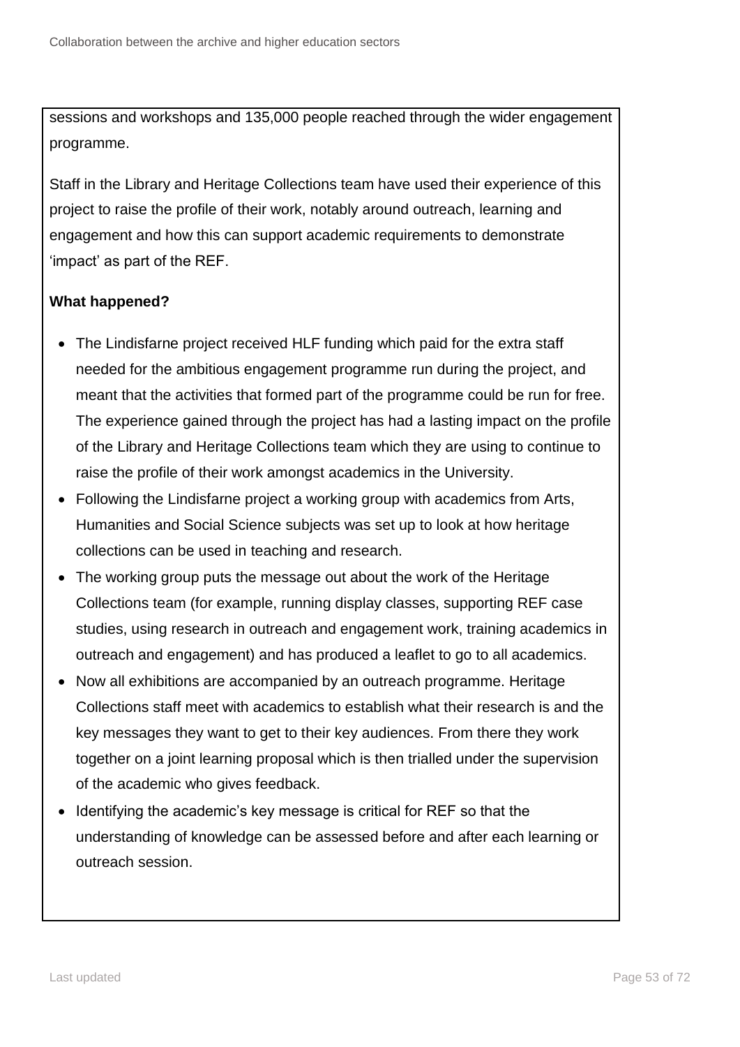sessions and workshops and 135,000 people reached through the wider engagement programme.

Staff in the Library and Heritage Collections team have used their experience of this project to raise the profile of their work, notably around outreach, learning and engagement and how this can support academic requirements to demonstrate 'impact' as part of the REF.

**What happened?**

- The Lindisfarne project received HLF funding which paid for the extra staff needed for the ambitious engagement programme run during the project, and meant that the activities that formed part of the programme could be run for free. The experience gained through the project has had a lasting impact on the profile of the Library and Heritage Collections team which they are using to continue to raise the profile of their work amongst academics in the University.
- Following the Lindisfarne project a working group with academics from Arts, Humanities and Social Science subjects was set up to look at how heritage collections can be used in teaching and research.
- The working group puts the message out about the work of the Heritage Collections team (for example, running display classes, supporting REF case studies, using research in outreach and engagement work, training academics in outreach and engagement) and has produced a leaflet to go to all academics.
- Now all exhibitions are accompanied by an outreach programme. Heritage Collections staff meet with academics to establish what their research is and the key messages they want to get to their key audiences. From there they work together on a joint learning proposal which is then trialled under the supervision of the academic who gives feedback.
- Identifying the academic's key message is critical for REF so that the understanding of knowledge can be assessed before and after each learning or outreach session.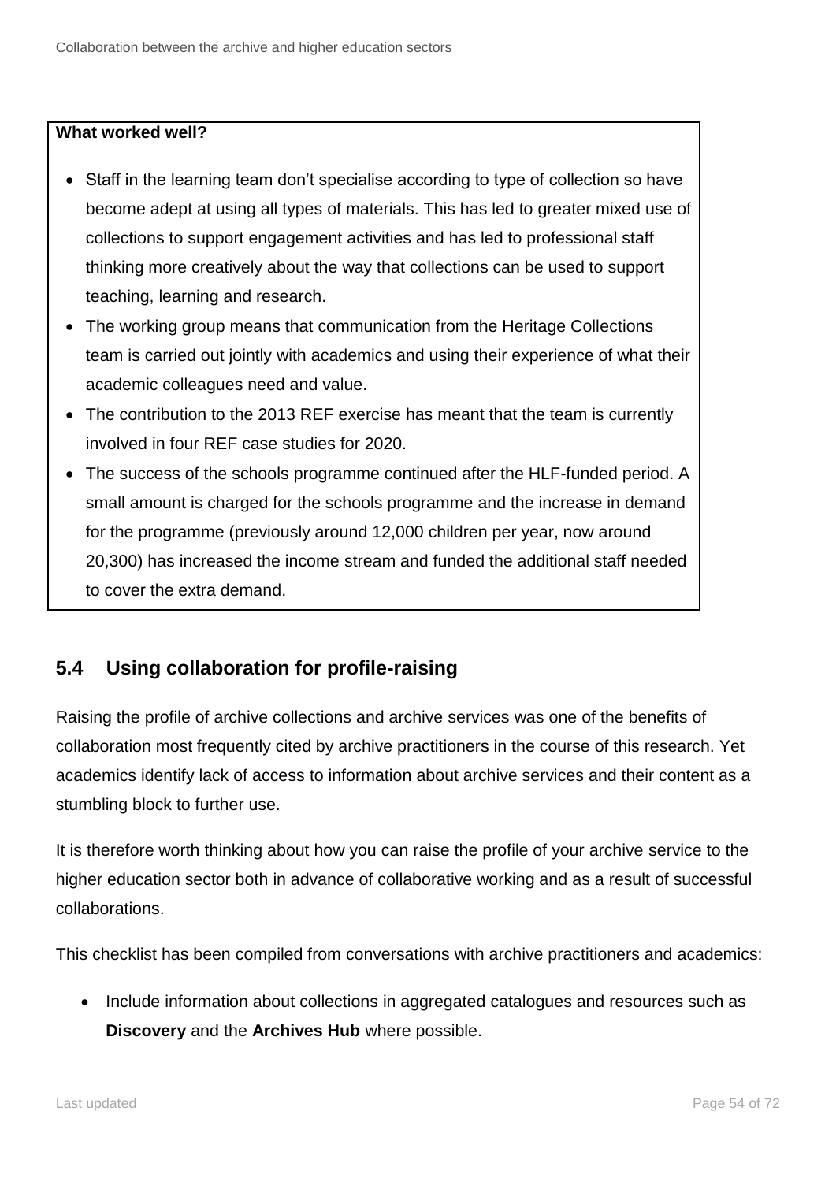**What worked well?**

- Staff in the learning team don't specialise according to type of collection so have become adept at using all types of materials. This has led to greater mixed use of collections to support engagement activities and has led to professional staff thinking more creatively about the way that collections can be used to support teaching, learning and research.
- The working group means that communication from the Heritage Collections team is carried out jointly with academics and using their experience of what their academic colleagues need and value.
- The contribution to the 2013 REF exercise has meant that the team is currently involved in four REF case studies for 2020.
- The success of the schools programme continued after the HLF-funded period. A small amount is charged for the schools programme and the increase in demand for the programme (previously around 12,000 children per year, now around 20,300) has increased the income stream and funded the additional staff needed to cover the extra demand.

## 5.4 Using collaboration for profile-raising

Raising the profile of archive collections and archive services was one of the benefits of collaboration most frequently cited by archive practitioners in the course of this research. Yet academics identify lack of access to information about archive services and their content as a stumbling block to further use.

It is therefore worth thinking about how you can raise the profile of your archive service to the higher education sector both in advance of collaborative working and as a result of successful collaborations.

This checklist has been compiled from conversations with archive practitioners and academics:

- Include information about collections in aggregated catalogues and resources such as **Discovery** and the **Archives Hub** where possible.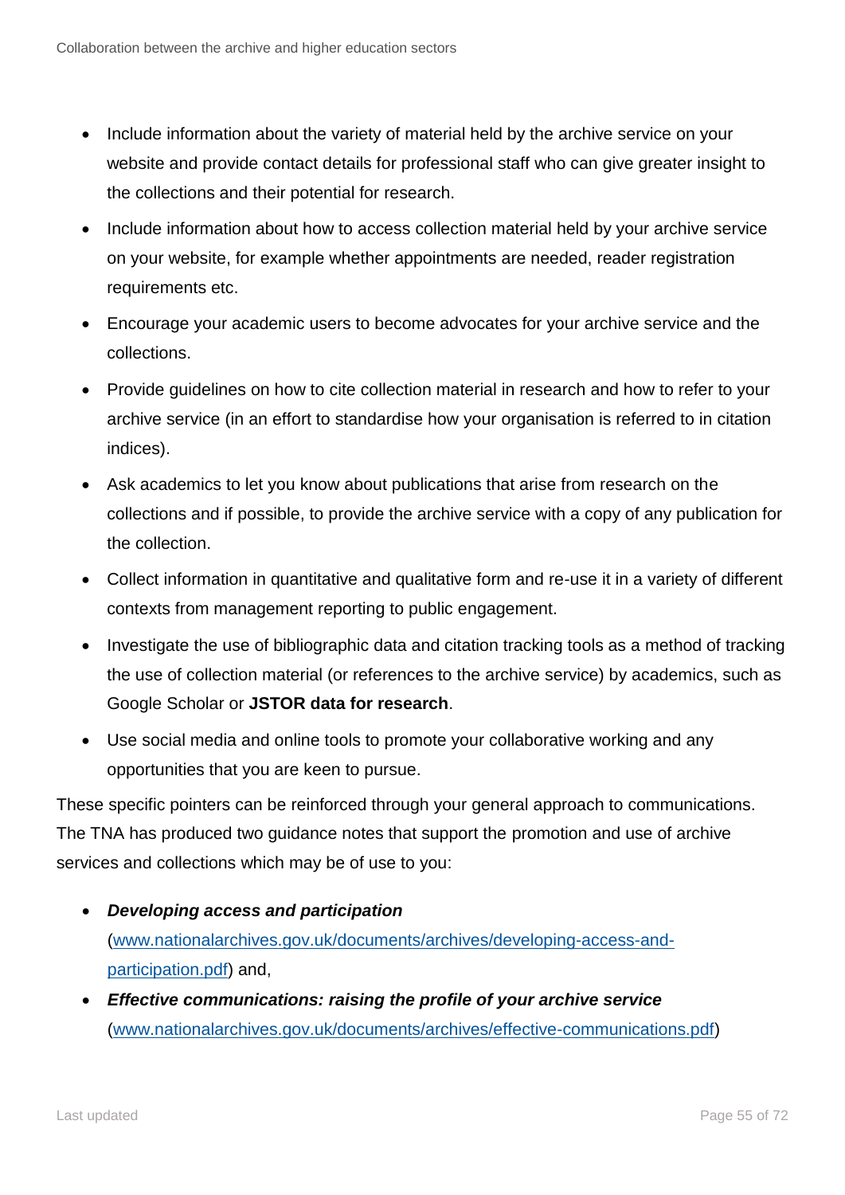- Include information about the variety of material held by the archive service on your website and provide contact details for professional staff who can give greater insight to the collections and their potential for research.
- Include information about how to access collection material held by your archive service on your website, for example whether appointments are needed, reader registration requirements etc.
- Encourage your academic users to become advocates for your archive service and the collections.
- Provide guidelines on how to cite collection material in research and how to refer to your archive service (in an effort to standardise how your organisation is referred to in citation indices).
- Ask academics to let you know about publications that arise from research on the collections and if possible, to provide the archive service with a copy of any publication for the collection.
- Collect information in quantitative and qualitative form and re-use it in a variety of different contexts from management reporting to public engagement.
- Investigate the use of bibliographic data and citation tracking tools as a method of tracking the use of collection material (or references to the archive service) by academics, such as Google Scholar or **JSTOR data for research**.
- Use social media and online tools to promote your collaborative working and any opportunities that you are keen to pursue.

These specific pointers can be reinforced through your general approach to communications. The TNA has produced two guidance notes that support the promotion and use of archive services and collections which may be of use to you:

- ***Developing access and participation*** ([www.nationalarchives.gov.uk/documents/archives/developing-access-and-participation.pdf](www.nationalarchives.gov.uk/documents/archives/developing-access-and-participation.pdf)) and,
- ***Effective communications: raising the profile of your archive service*** ([www.nationalarchives.gov.uk/documents/archives/effective-communications.pdf](www.nationalarchives.gov.uk/documents/archives/effective-communications.pdf))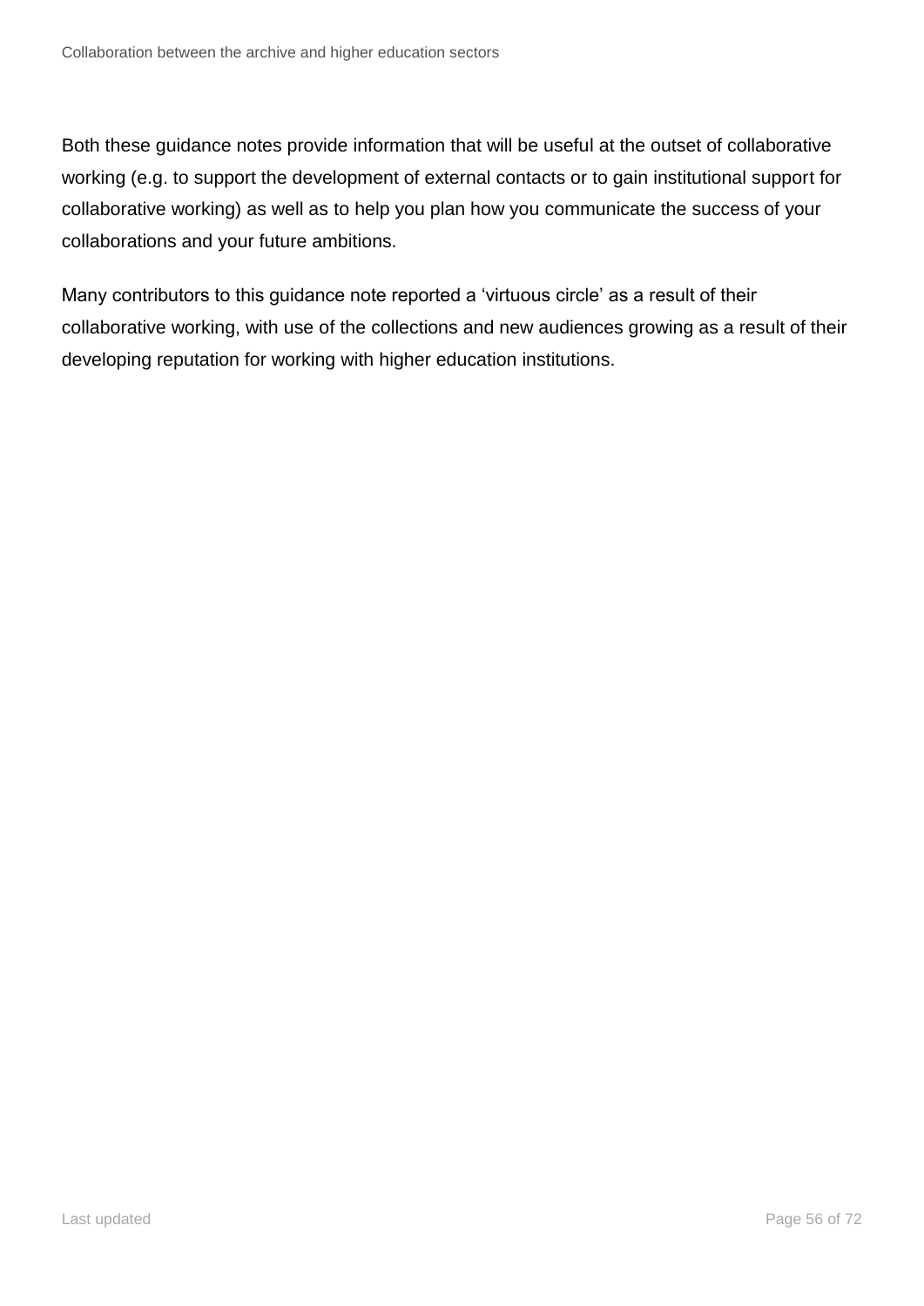Both these guidance notes provide information that will be useful at the outset of collaborative working (e.g. to support the development of external contacts or to gain institutional support for collaborative working) as well as to help you plan how you communicate the success of your collaborations and your future ambitions.

Many contributors to this guidance note reported a 'virtuous circle' as a result of their collaborative working, with use of the collections and new audiences growing as a result of their developing reputation for working with higher education institutions.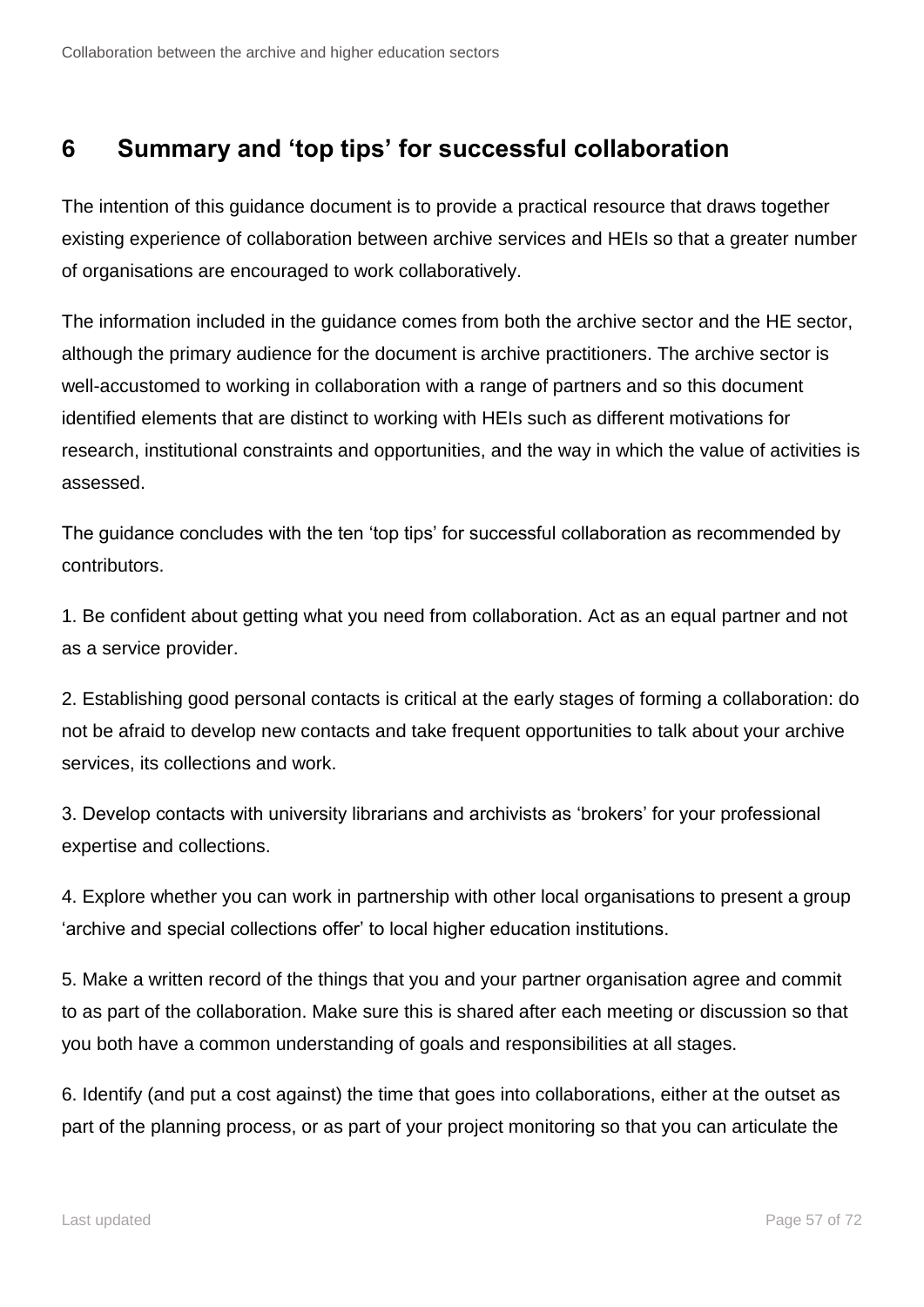## 6 Summary and 'top tips' for successful collaboration

The intention of this guidance document is to provide a practical resource that draws together existing experience of collaboration between archive services and HEIs so that a greater number of organisations are encouraged to work collaboratively.

The information included in the guidance comes from both the archive sector and the HE sector, although the primary audience for the document is archive practitioners. The archive sector is well-accustomed to working in collaboration with a range of partners and so this document identified elements that are distinct to working with HEIs such as different motivations for research, institutional constraints and opportunities, and the way in which the value of activities is assessed.

The guidance concludes with the ten 'top tips' for successful collaboration as recommended by contributors.

1. Be confident about getting what you need from collaboration. Act as an equal partner and not as a service provider.

2. Establishing good personal contacts is critical at the early stages of forming a collaboration: do not be afraid to develop new contacts and take frequent opportunities to talk about your archive services, its collections and work.

3. Develop contacts with university librarians and archivists as 'brokers' for your professional expertise and collections.

4. Explore whether you can work in partnership with other local organisations to present a group 'archive and special collections offer' to local higher education institutions.

5. Make a written record of the things that you and your partner organisation agree and commit to as part of the collaboration. Make sure this is shared after each meeting or discussion so that you both have a common understanding of goals and responsibilities at all stages.

6. Identify (and put a cost against) the time that goes into collaborations, either at the outset as part of the planning process, or as part of your project monitoring so that you can articulate the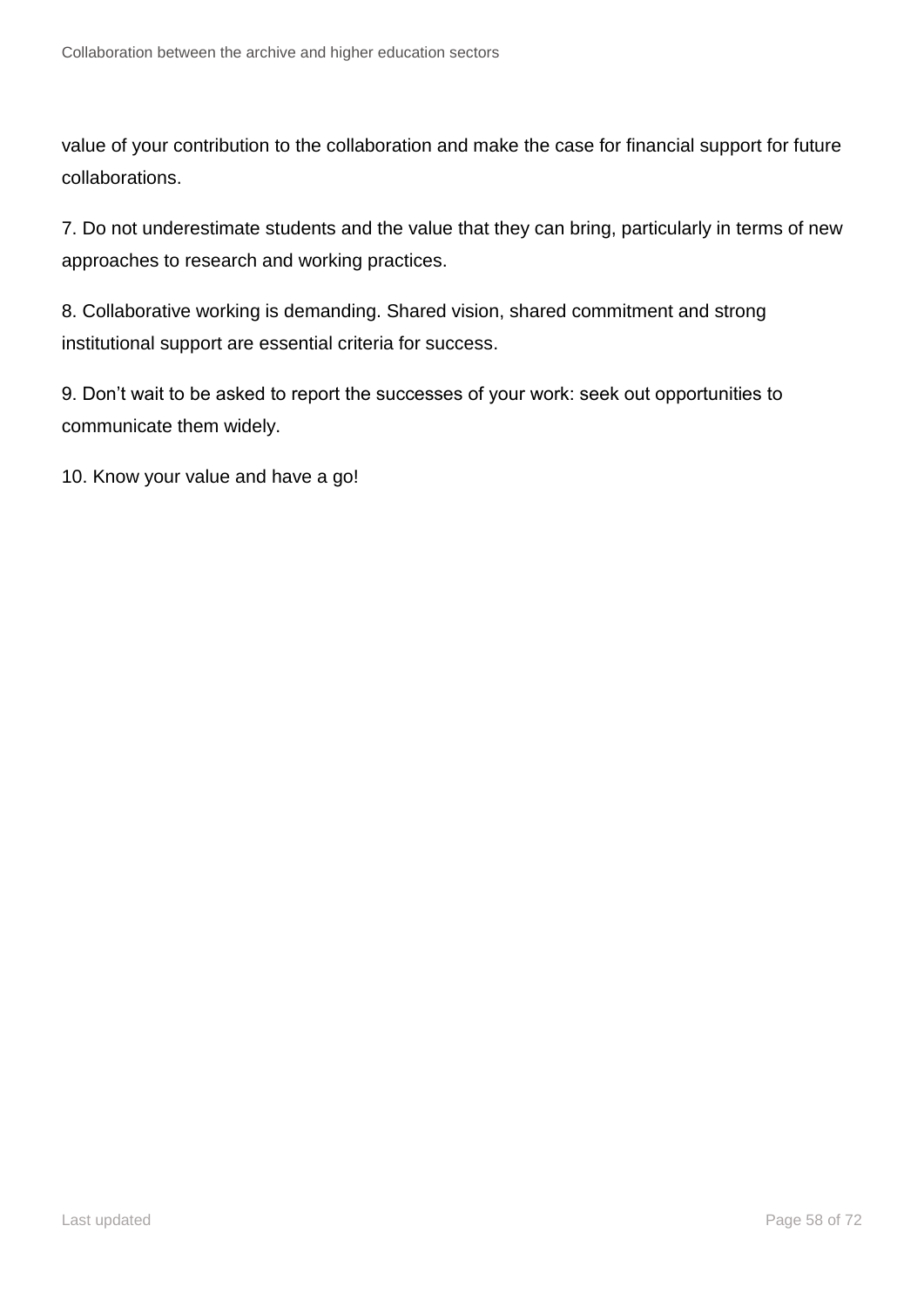value of your contribution to the collaboration and make the case for financial support for future collaborations.

7. Do not underestimate students and the value that they can bring, particularly in terms of new approaches to research and working practices.

8. Collaborative working is demanding. Shared vision, shared commitment and strong institutional support are essential criteria for success.

9. Don’t wait to be asked to report the successes of your work: seek out opportunities to communicate them widely.

10. Know your value and have a go!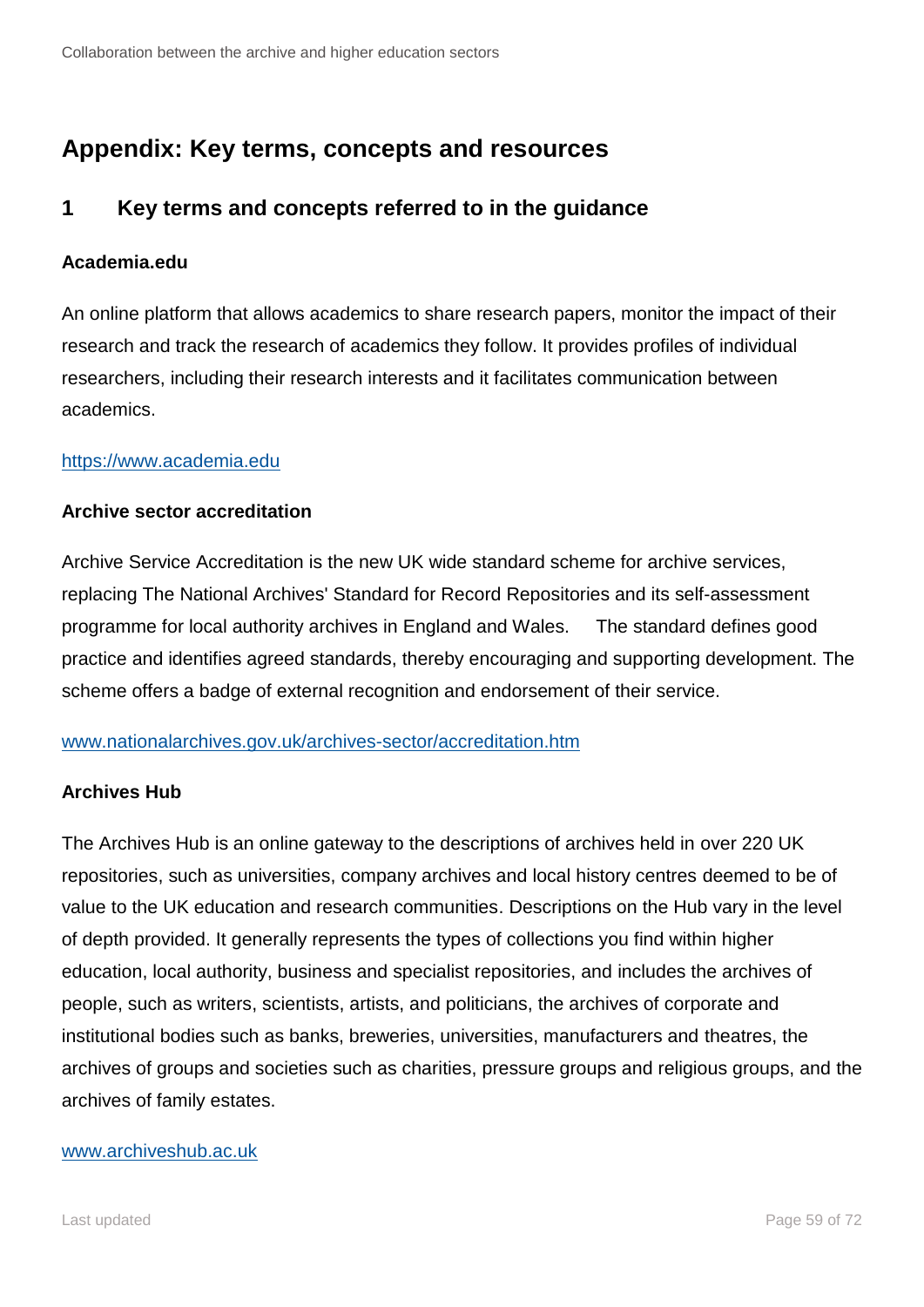# Appendix: Key terms, concepts and resources

## 1 Key terms and concepts referred to in the guidance

### Academia.edu

An online platform that allows academics to share research papers, monitor the impact of their research and track the research of academics they follow. It provides profiles of individual researchers, including their research interests and it facilitates communication between academics.

https://www.academia.edu

### Archive sector accreditation

Archive Service Accreditation is the new UK wide standard scheme for archive services, replacing The National Archives' Standard for Record Repositories and its self-assessment programme for local authority archives in England and Wales. The standard defines good practice and identifies agreed standards, thereby encouraging and supporting development. The scheme offers a badge of external recognition and endorsement of their service.

www.nationalarchives.gov.uk/archives-sector/accreditation.htm

### Archives Hub

The Archives Hub is an online gateway to the descriptions of archives held in over 220 UK repositories, such as universities, company archives and local history centres deemed to be of value to the UK education and research communities. Descriptions on the Hub vary in the level of depth provided. It generally represents the types of collections you find within higher education, local authority, business and specialist repositories, and includes the archives of people, such as writers, scientists, artists, and politicians, the archives of corporate and institutional bodies such as banks, breweries, universities, manufacturers and theatres, the archives of groups and societies such as charities, pressure groups and religious groups, and the archives of family estates.

www.archiveshub.ac.uk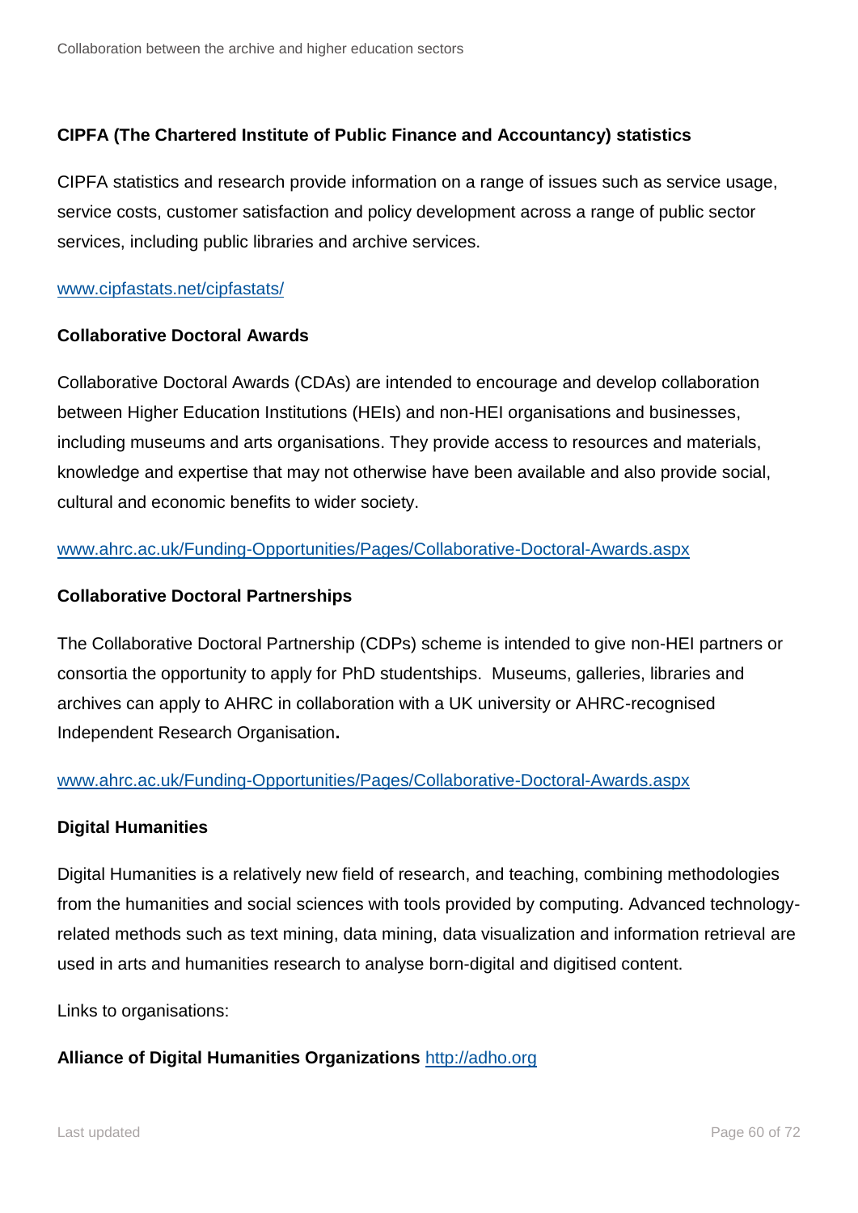**CIPFA (The Chartered Institute of Public Finance and Accountancy) statistics**

CIPFA statistics and research provide information on a range of issues such as service usage, service costs, customer satisfaction and policy development across a range of public sector services, including public libraries and archive services.

www.cipfastats.net/cipfastats/

**Collaborative Doctoral Awards**

Collaborative Doctoral Awards (CDAs) are intended to encourage and develop collaboration between Higher Education Institutions (HEIs) and non-HEI organisations and businesses, including museums and arts organisations. They provide access to resources and materials, knowledge and expertise that may not otherwise have been available and also provide social, cultural and economic benefits to wider society.

www.ahrc.ac.uk/Funding-Opportunities/Pages/Collaborative-Doctoral-Awards.aspx

**Collaborative Doctoral Partnerships**

The Collaborative Doctoral Partnership (CDPs) scheme is intended to give non-HEI partners or consortia the opportunity to apply for PhD studentships. Museums, galleries, libraries and archives can apply to AHRC in collaboration with a UK university or AHRC-recognised Independent Research Organisation.

www.ahrc.ac.uk/Funding-Opportunities/Pages/Collaborative-Doctoral-Awards.aspx

**Digital Humanities**

Digital Humanities is a relatively new field of research, and teaching, combining methodologies from the humanities and social sciences with tools provided by computing. Advanced technology-related methods such as text mining, data mining, data visualization and information retrieval are used in arts and humanities research to analyse born-digital and digitised content.

Links to organisations:

**Alliance of Digital Humanities Organizations** http://adho.org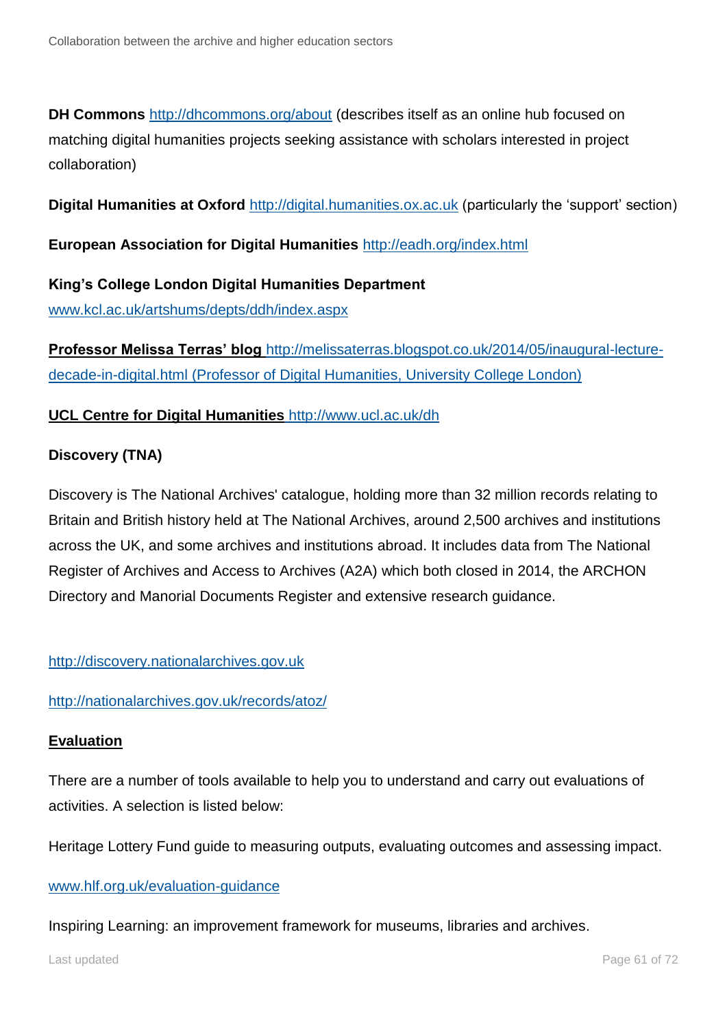**DH Commons** http://dhcommons.org/about (describes itself as an online hub focused on matching digital humanities projects seeking assistance with scholars interested in project collaboration)

**Digital Humanities at Oxford** http://digital.humanities.ox.ac.uk (particularly the 'support' section)

**European Association for Digital Humanities** http://eadh.org/index.html

**King's College London Digital Humanities Department**
www.kcl.ac.uk/artshums/depts/ddh/index.aspx

**Professor Melissa Terras' blog** http://melissaterras.blogspot.co.uk/2014/05/inaugural-lecture-decade-in-digital.html (Professor of Digital Humanities, University College London)

**UCL Centre for Digital Humanities** http://www.ucl.ac.uk/dh

**Discovery (TNA)**

Discovery is The National Archives' catalogue, holding more than 32 million records relating to Britain and British history held at The National Archives, around 2,500 archives and institutions across the UK, and some archives and institutions abroad. It includes data from The National Register of Archives and Access to Archives (A2A) which both closed in 2014, the ARCHON Directory and Manorial Documents Register and extensive research guidance.

http://discovery.nationalarchives.gov.uk

http://nationalarchives.gov.uk/records/atoz/

**Evaluation**

There are a number of tools available to help you to understand and carry out evaluations of activities. A selection is listed below:

Heritage Lottery Fund guide to measuring outputs, evaluating outcomes and assessing impact.

www.hlf.org.uk/evaluation-guidance

Inspiring Learning: an improvement framework for museums, libraries and archives.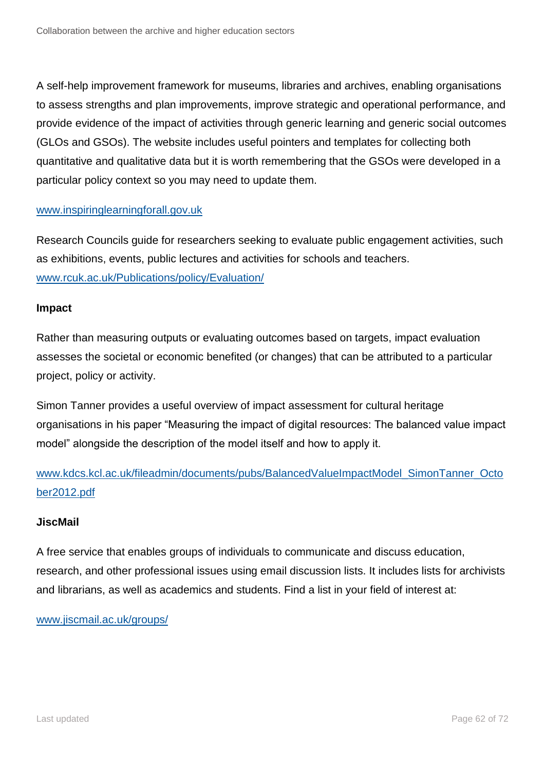A self-help improvement framework for museums, libraries and archives, enabling organisations to assess strengths and plan improvements, improve strategic and operational performance, and provide evidence of the impact of activities through generic learning and generic social outcomes (GLOs and GSOs). The website includes useful pointers and templates for collecting both quantitative and qualitative data but it is worth remembering that the GSOs were developed in a particular policy context so you may need to update them.

[www.inspiringlearningforall.gov.uk](http://www.inspiringlearningforall.gov.uk)

Research Councils guide for researchers seeking to evaluate public engagement activities, such as exhibitions, events, public lectures and activities for schools and teachers.
[www.rcuk.ac.uk/Publications/policy/Evaluation/](http://www.rcuk.ac.uk/Publications/policy/Evaluation/)

**Impact**

Rather than measuring outputs or evaluating outcomes based on targets, impact evaluation assesses the societal or economic benefited (or changes) that can be attributed to a particular project, policy or activity.

Simon Tanner provides a useful overview of impact assessment for cultural heritage organisations in his paper "Measuring the impact of digital resources: The balanced value impact model" alongside the description of the model itself and how to apply it.

[www.kdcs.kcl.ac.uk/fileadmin/documents/pubs/BalancedValueImpactModel_SimonTanner_October2012.pdf](http://www.kdcs.kcl.ac.uk/fileadmin/documents/pubs/BalancedValueImpactModel_SimonTanner_October2012.pdf)

**JiscMail**

A free service that enables groups of individuals to communicate and discuss education, research, and other professional issues using email discussion lists. It includes lists for archivists and librarians, as well as academics and students. Find a list in your field of interest at:

[www.jiscmail.ac.uk/groups/](http://www.jiscmail.ac.uk/groups/)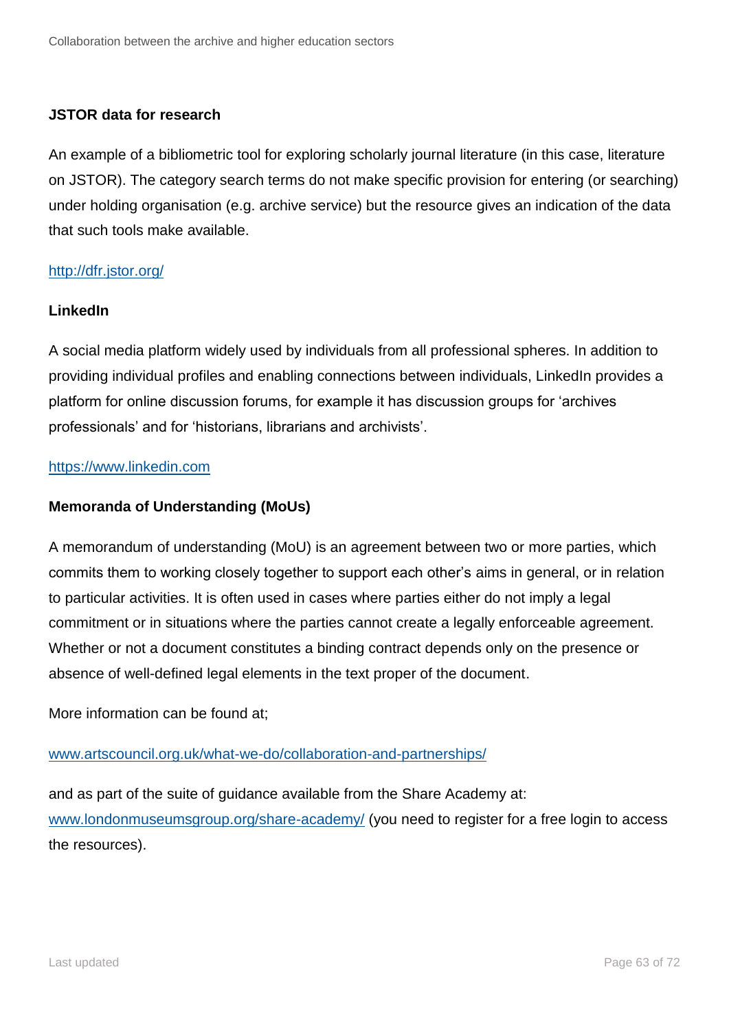**JSTOR data for research**

An example of a bibliometric tool for exploring scholarly journal literature (in this case, literature on JSTOR). The category search terms do not make specific provision for entering (or searching) under holding organisation (e.g. archive service) but the resource gives an indication of the data that such tools make available.

http://dfr.jstor.org/

**LinkedIn**

A social media platform widely used by individuals from all professional spheres. In addition to providing individual profiles and enabling connections between individuals, LinkedIn provides a platform for online discussion forums, for example it has discussion groups for 'archives professionals' and for 'historians, librarians and archivists'.

https://www.linkedin.com

**Memoranda of Understanding (MoUs)**

A memorandum of understanding (MoU) is an agreement between two or more parties, which commits them to working closely together to support each other's aims in general, or in relation to particular activities. It is often used in cases where parties either do not imply a legal commitment or in situations where the parties cannot create a legally enforceable agreement. Whether or not a document constitutes a binding contract depends only on the presence or absence of well-defined legal elements in the text proper of the document.

More information can be found at;

www.artscouncil.org.uk/what-we-do/collaboration-and-partnerships/

and as part of the suite of guidance available from the Share Academy at: www.londonmuseumsgroup.org/share-academy/ (you need to register for a free login to access the resources).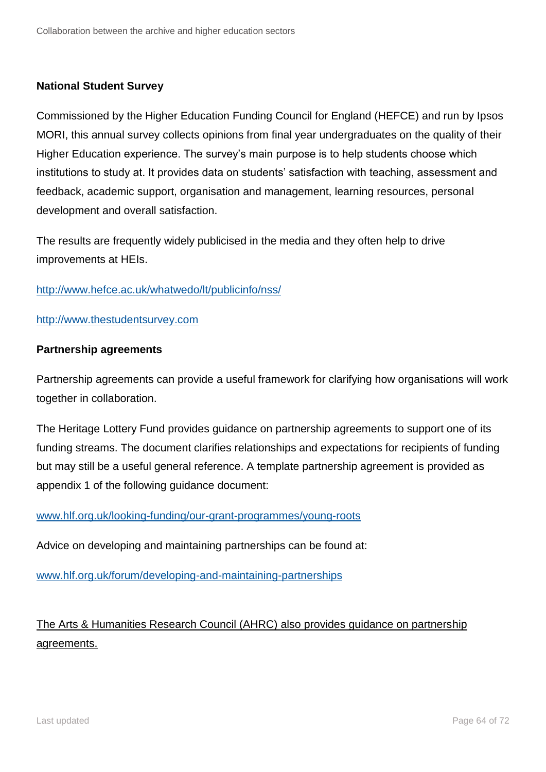**National Student Survey**

Commissioned by the Higher Education Funding Council for England (HEFCE) and run by Ipsos MORI, this annual survey collects opinions from final year undergraduates on the quality of their Higher Education experience. The survey's main purpose is to help students choose which institutions to study at. It provides data on students' satisfaction with teaching, assessment and feedback, academic support, organisation and management, learning resources, personal development and overall satisfaction.

The results are frequently widely publicised in the media and they often help to drive improvements at HEIs.

http://www.hefce.ac.uk/whatwedo/lt/publicinfo/nss/

http://www.thestudentsurvey.com

**Partnership agreements**

Partnership agreements can provide a useful framework for clarifying how organisations will work together in collaboration.

The Heritage Lottery Fund provides guidance on partnership agreements to support one of its funding streams. The document clarifies relationships and expectations for recipients of funding but may still be a useful general reference. A template partnership agreement is provided as appendix 1 of the following guidance document:

www.hlf.org.uk/looking-funding/our-grant-programmes/young-roots

Advice on developing and maintaining partnerships can be found at:

www.hlf.org.uk/forum/developing-and-maintaining-partnerships

The Arts & Humanities Research Council (AHRC) also provides guidance on partnership agreements.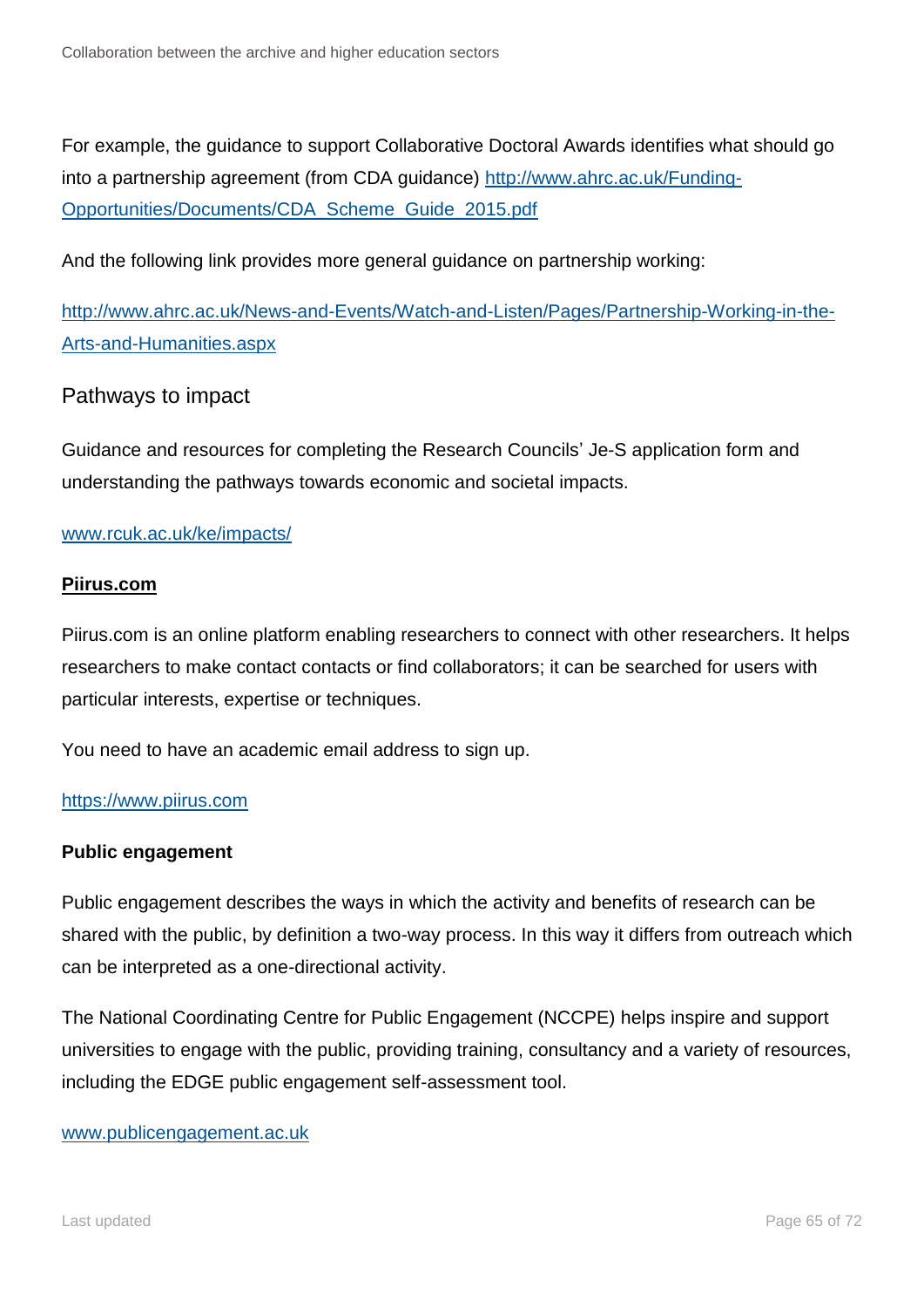For example, the guidance to support Collaborative Doctoral Awards identifies what should go into a partnership agreement (from CDA guidance) [http://www.ahrc.ac.uk/Funding-Opportunities/Documents/CDA_Scheme_Guide_2015.pdf](http://www.ahrc.ac.uk/Funding-Opportunities/Documents/CDA_Scheme_Guide_2015.pdf)

And the following link provides more general guidance on partnership working:

[http://www.ahrc.ac.uk/News-and-Events/Watch-and-Listen/Pages/Partnership-Working-in-the-Arts-and-Humanities.aspx](http://www.ahrc.ac.uk/News-and-Events/Watch-and-Listen/Pages/Partnership-Working-in-the-Arts-and-Humanities.aspx)

## Pathways to impact

Guidance and resources for completing the Research Councils' Je-S application form and understanding the pathways towards economic and societal impacts.

[www.rcuk.ac.uk/ke/impacts/](http://www.rcuk.ac.uk/ke/impacts/)

**Piirus.com**

Piirus.com is an online platform enabling researchers to connect with other researchers. It helps researchers to make contact contacts or find collaborators; it can be searched for users with particular interests, expertise or techniques.

You need to have an academic email address to sign up.

[https://www.piirus.com](https://www.piirus.com)

**Public engagement**

Public engagement describes the ways in which the activity and benefits of research can be shared with the public, by definition a two-way process. In this way it differs from outreach which can be interpreted as a one-directional activity.

The National Coordinating Centre for Public Engagement (NCCPE) helps inspire and support universities to engage with the public, providing training, consultancy and a variety of resources, including the EDGE public engagement self-assessment tool.

[www.publicengagement.ac.uk](http://www.publicengagement.ac.uk)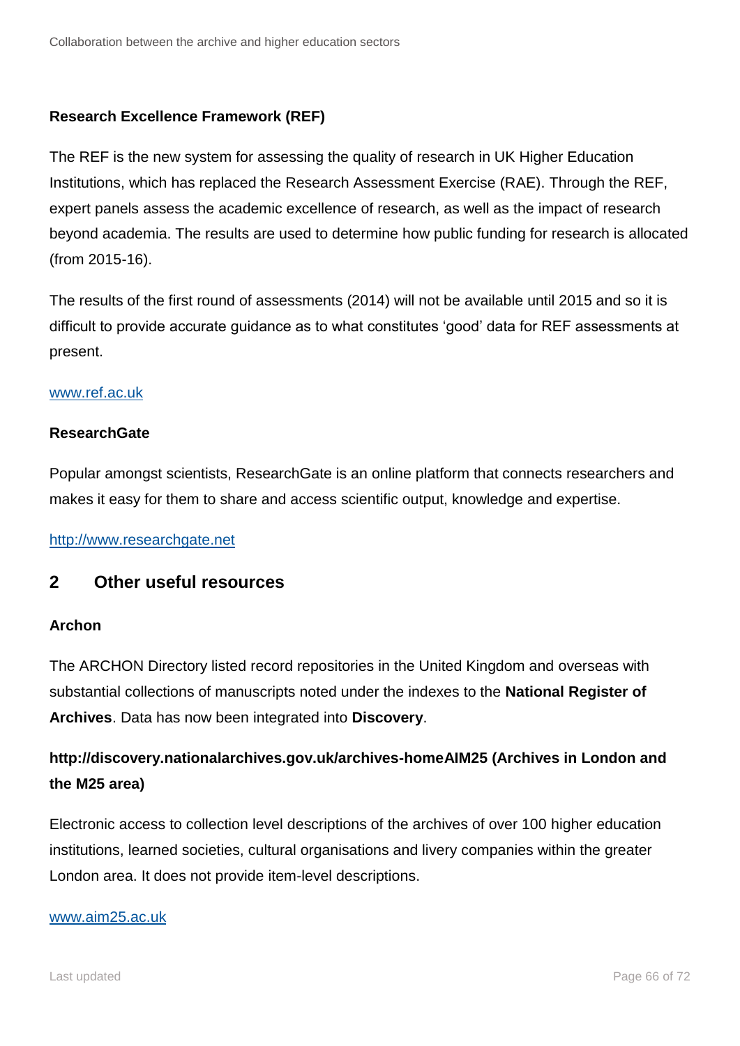**Research Excellence Framework (REF)**

The REF is the new system for assessing the quality of research in UK Higher Education Institutions, which has replaced the Research Assessment Exercise (RAE). Through the REF, expert panels assess the academic excellence of research, as well as the impact of research beyond academia. The results are used to determine how public funding for research is allocated (from 2015-16).

The results of the first round of assessments (2014) will not be available until 2015 and so it is difficult to provide accurate guidance as to what constitutes 'good' data for REF assessments at present.

www.ref.ac.uk

**ResearchGate**

Popular amongst scientists, ResearchGate is an online platform that connects researchers and makes it easy for them to share and access scientific output, knowledge and expertise.

http://www.researchgate.net

## 2 Other useful resources

**Archon**

The ARCHON Directory listed record repositories in the United Kingdom and overseas with substantial collections of manuscripts noted under the indexes to the **National Register of Archives**. Data has now been integrated into **Discovery**.

**http://discovery.nationalarchives.gov.uk/archives-homeAIM25 (Archives in London and the M25 area)**

Electronic access to collection level descriptions of the archives of over 100 higher education institutions, learned societies, cultural organisations and livery companies within the greater London area. It does not provide item-level descriptions.

www.aim25.ac.uk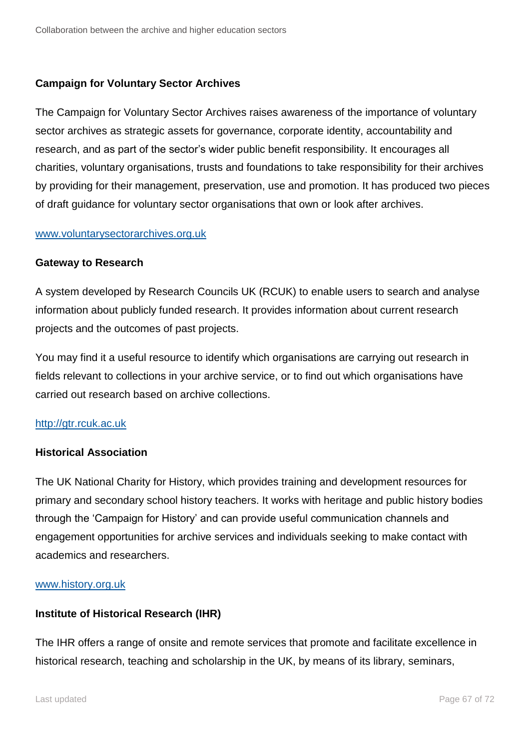**Campaign for Voluntary Sector Archives**

The Campaign for Voluntary Sector Archives raises awareness of the importance of voluntary sector archives as strategic assets for governance, corporate identity, accountability and research, and as part of the sector's wider public benefit responsibility. It encourages all charities, voluntary organisations, trusts and foundations to take responsibility for their archives by providing for their management, preservation, use and promotion. It has produced two pieces of draft guidance for voluntary sector organisations that own or look after archives.

[www.voluntarysectorarchives.org.uk](www.voluntarysectorarchives.org.uk)

**Gateway to Research**

A system developed by Research Councils UK (RCUK) to enable users to search and analyse information about publicly funded research. It provides information about current research projects and the outcomes of past projects.

You may find it a useful resource to identify which organisations are carrying out research in fields relevant to collections in your archive service, or to find out which organisations have carried out research based on archive collections.

[http://gtr.rcuk.ac.uk](http://gtr.rcuk.ac.uk)

**Historical Association**

The UK National Charity for History, which provides training and development resources for primary and secondary school history teachers. It works with heritage and public history bodies through the 'Campaign for History' and can provide useful communication channels and engagement opportunities for archive services and individuals seeking to make contact with academics and researchers.

[www.history.org.uk](www.history.org.uk)

**Institute of Historical Research (IHR)**

The IHR offers a range of onsite and remote services that promote and facilitate excellence in historical research, teaching and scholarship in the UK, by means of its library, seminars,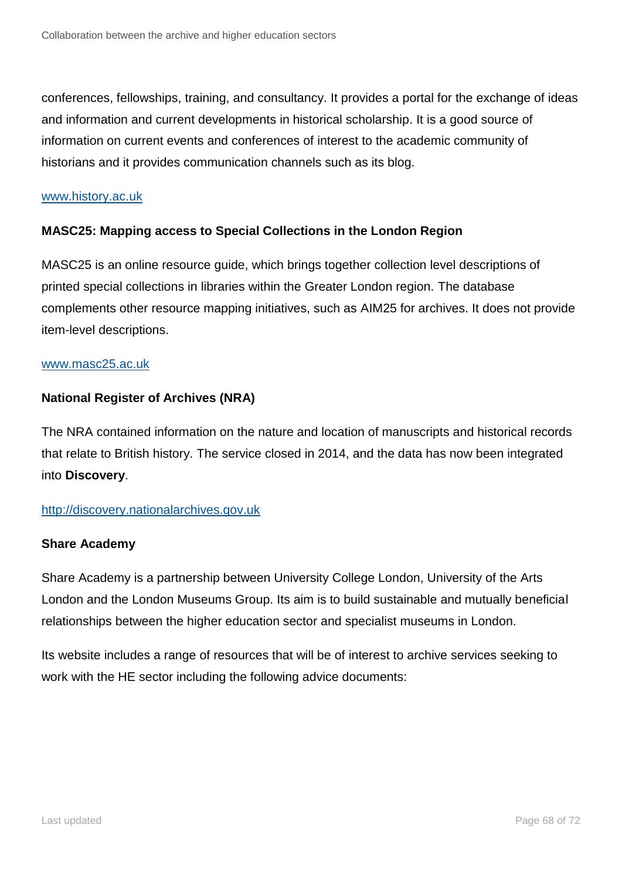conferences, fellowships, training, and consultancy. It provides a portal for the exchange of ideas and information and current developments in historical scholarship. It is a good source of information on current events and conferences of interest to the academic community of historians and it provides communication channels such as its blog.

[www.history.ac.uk](http://www.history.ac.uk)

**MASC25: Mapping access to Special Collections in the London Region**

MASC25 is an online resource guide, which brings together collection level descriptions of printed special collections in libraries within the Greater London region. The database complements other resource mapping initiatives, such as AIM25 for archives. It does not provide item-level descriptions.

[www.masc25.ac.uk](http://www.masc25.ac.uk)

**National Register of Archives (NRA)**

The NRA contained information on the nature and location of manuscripts and historical records that relate to British history. The service closed in 2014, and the data has now been integrated into **Discovery**.

[http://discovery.nationalarchives.gov.uk](http://discovery.nationalarchives.gov.uk)

**Share Academy**

Share Academy is a partnership between University College London, University of the Arts London and the London Museums Group. Its aim is to build sustainable and mutually beneficial relationships between the higher education sector and specialist museums in London.

Its website includes a range of resources that will be of interest to archive services seeking to work with the HE sector including the following advice documents: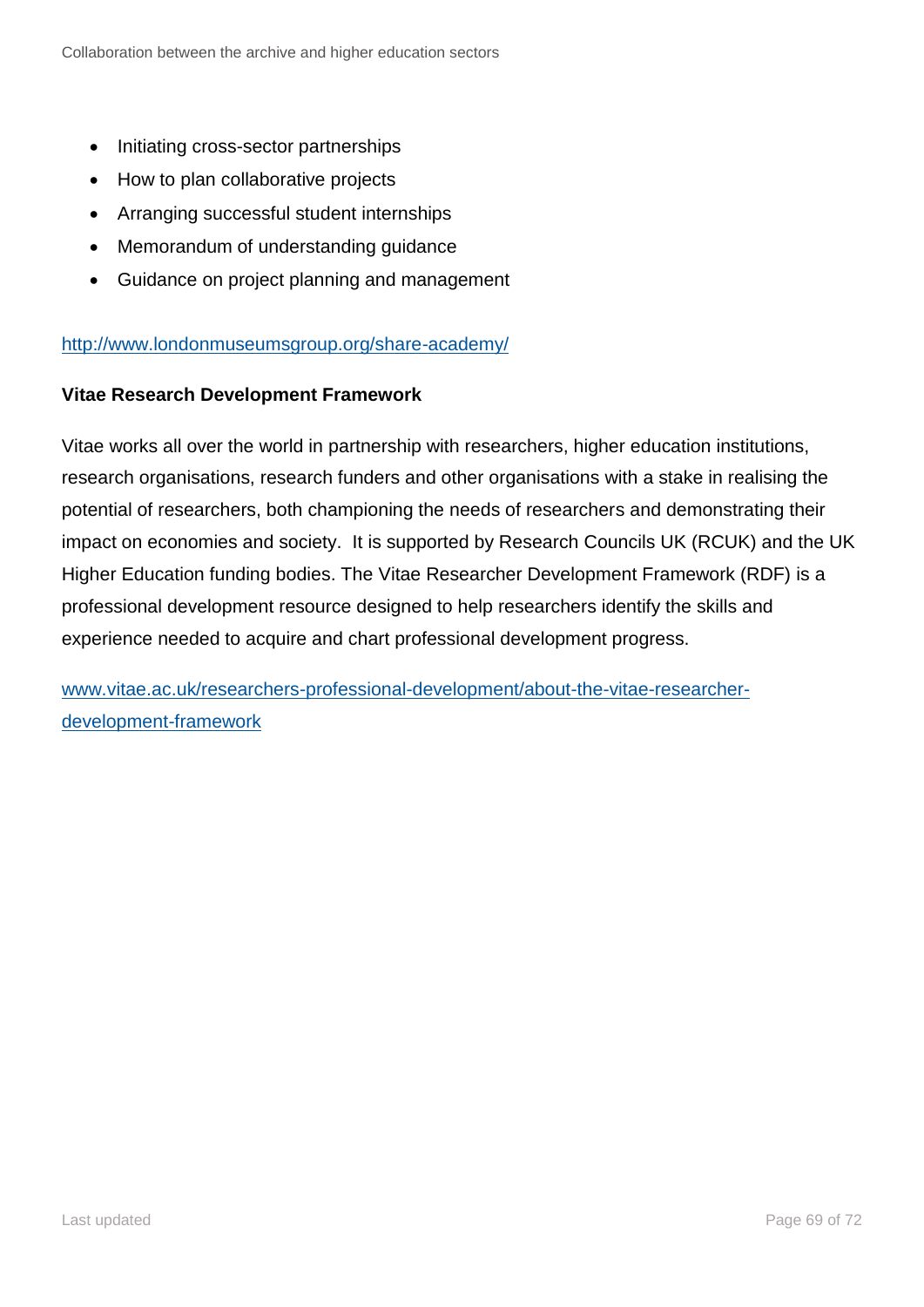- Initiating cross-sector partnerships
- How to plan collaborative projects
- Arranging successful student internships
- Memorandum of understanding guidance
- Guidance on project planning and management

http://www.londonmuseumsgroup.org/share-academy/

**Vitae Research Development Framework**

Vitae works all over the world in partnership with researchers, higher education institutions, research organisations, research funders and other organisations with a stake in realising the potential of researchers, both championing the needs of researchers and demonstrating their impact on economies and society. It is supported by Research Councils UK (RCUK) and the UK Higher Education funding bodies. The Vitae Researcher Development Framework (RDF) is a professional development resource designed to help researchers identify the skills and experience needed to acquire and chart professional development progress.

www.vitae.ac.uk/researchers-professional-development/about-the-vitae-researcher-development-framework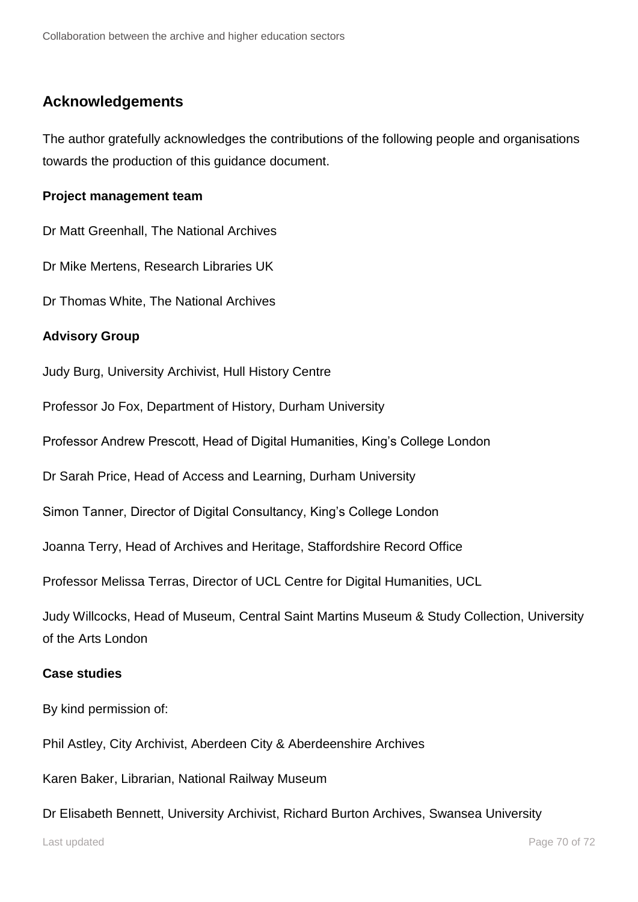## Acknowledgements

The author gratefully acknowledges the contributions of the following people and organisations towards the production of this guidance document.

**Project management team**

Dr Matt Greenhall, The National Archives

Dr Mike Mertens, Research Libraries UK

Dr Thomas White, The National Archives

**Advisory Group**

Judy Burg, University Archivist, Hull History Centre

Professor Jo Fox, Department of History, Durham University

Professor Andrew Prescott, Head of Digital Humanities, King's College London

Dr Sarah Price, Head of Access and Learning, Durham University

Simon Tanner, Director of Digital Consultancy, King's College London

Joanna Terry, Head of Archives and Heritage, Staffordshire Record Office

Professor Melissa Terras, Director of UCL Centre for Digital Humanities, UCL

Judy Willcocks, Head of Museum, Central Saint Martins Museum & Study Collection, University of the Arts London

**Case studies**

By kind permission of:

Phil Astley, City Archivist, Aberdeen City & Aberdeenshire Archives

Karen Baker, Librarian, National Railway Museum

Dr Elisabeth Bennett, University Archivist, Richard Burton Archives, Swansea University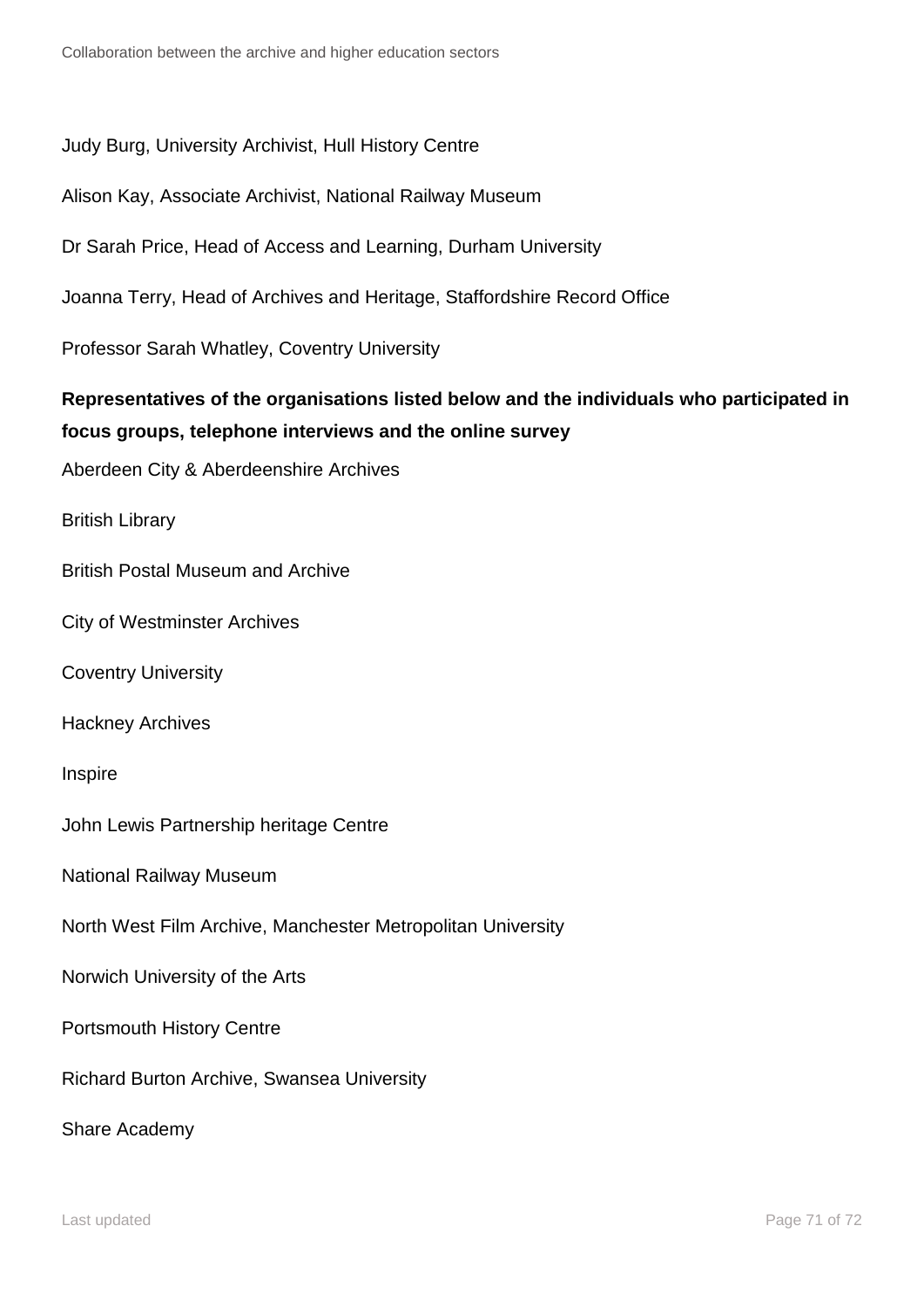Judy Burg, University Archivist, Hull History Centre

Alison Kay, Associate Archivist, National Railway Museum

Dr Sarah Price, Head of Access and Learning, Durham University

Joanna Terry, Head of Archives and Heritage, Staffordshire Record Office

Professor Sarah Whatley, Coventry University

**Representatives of the organisations listed below and the individuals who participated in focus groups, telephone interviews and the online survey**

Aberdeen City & Aberdeenshire Archives

British Library

British Postal Museum and Archive

City of Westminster Archives

Coventry University

Hackney Archives

Inspire

John Lewis Partnership heritage Centre

National Railway Museum

North West Film Archive, Manchester Metropolitan University

Norwich University of the Arts

Portsmouth History Centre

Richard Burton Archive, Swansea University

Share Academy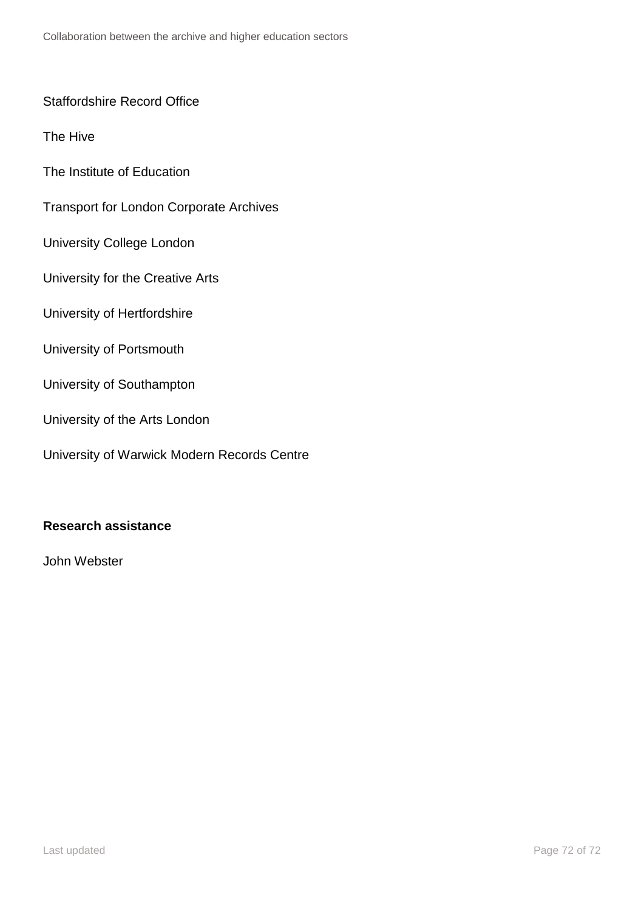Staffordshire Record Office

The Hive

The Institute of Education

Transport for London Corporate Archives

University College London

University for the Creative Arts

University of Hertfordshire

University of Portsmouth

University of Southampton

University of the Arts London

University of Warwick Modern Records Centre

**Research assistance**

John Webster